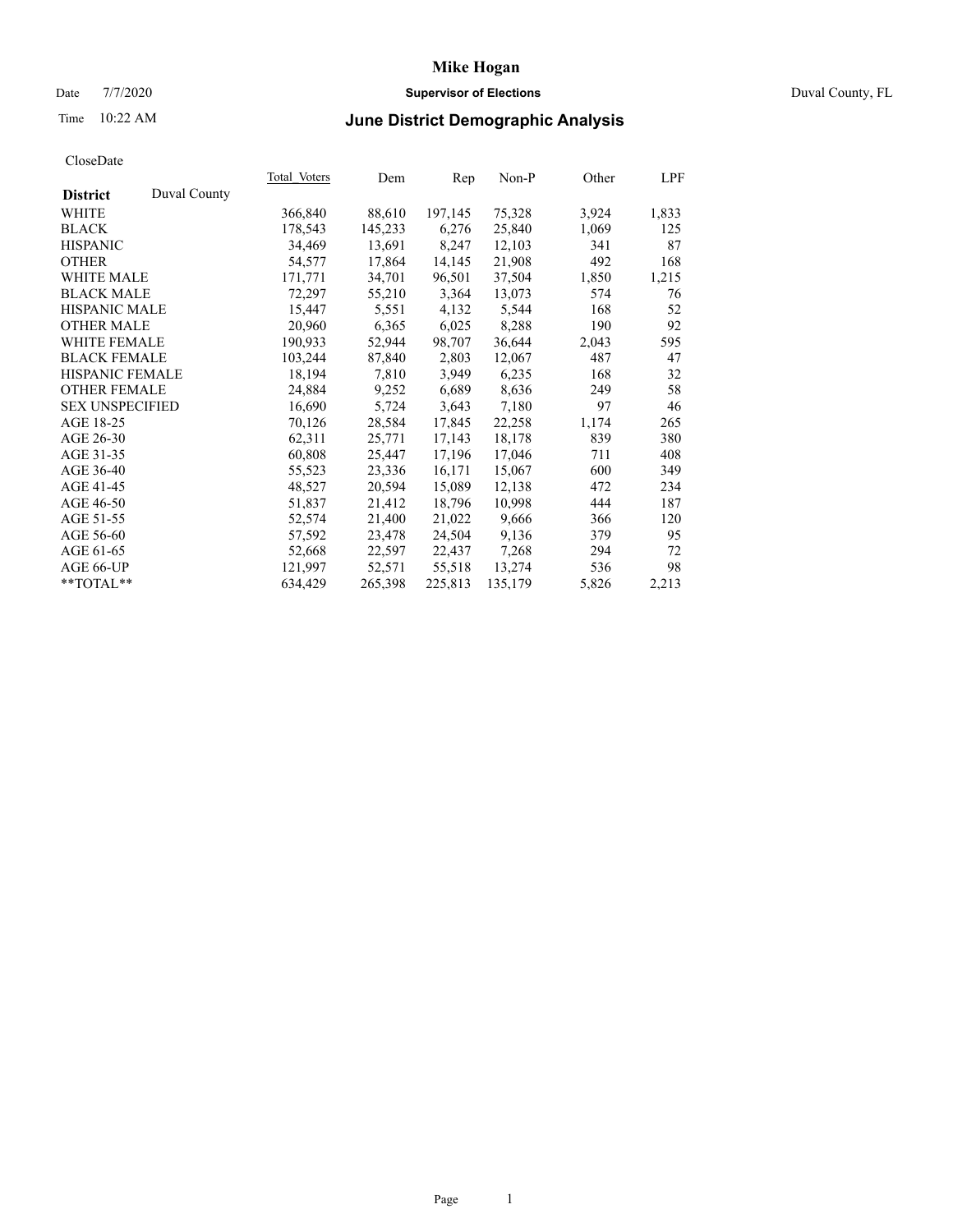# Mike Hogan

Date 7/7/2020 **Supervisor of Elections** Duval County, FL

Time 10:22 AM

## June District Demographic Analysis

CloseDate

| **District** Duval County | Total Voters | Dem | Rep | Non-P | Other | LPF |
|---|---|---|---|---|---|---|
| WHITE | 366,840 | 88,610 | 197,145 | 75,328 | 3,924 | 1,833 |
| BLACK | 178,543 | 145,233 | 6,276 | 25,840 | 1,069 | 125 |
| HISPANIC | 34,469 | 13,691 | 8,247 | 12,103 | 341 | 87 |
| OTHER | 54,577 | 17,864 | 14,145 | 21,908 | 492 | 168 |
| WHITE MALE | 171,771 | 34,701 | 96,501 | 37,504 | 1,850 | 1,215 |
| BLACK MALE | 72,297 | 55,210 | 3,364 | 13,073 | 574 | 76 |
| HISPANIC MALE | 15,447 | 5,551 | 4,132 | 5,544 | 168 | 52 |
| OTHER MALE | 20,960 | 6,365 | 6,025 | 8,288 | 190 | 92 |
| WHITE FEMALE | 190,933 | 52,944 | 98,707 | 36,644 | 2,043 | 595 |
| BLACK FEMALE | 103,244 | 87,840 | 2,803 | 12,067 | 487 | 47 |
| HISPANIC FEMALE | 18,194 | 7,810 | 3,949 | 6,235 | 168 | 32 |
| OTHER FEMALE | 24,884 | 9,252 | 6,689 | 8,636 | 249 | 58 |
| SEX UNSPECIFIED | 16,690 | 5,724 | 3,643 | 7,180 | 97 | 46 |
| AGE 18-25 | 70,126 | 28,584 | 17,845 | 22,258 | 1,174 | 265 |
| AGE 26-30 | 62,311 | 25,771 | 17,143 | 18,178 | 839 | 380 |
| AGE 31-35 | 60,808 | 25,447 | 17,196 | 17,046 | 711 | 408 |
| AGE 36-40 | 55,523 | 23,336 | 16,171 | 15,067 | 600 | 349 |
| AGE 41-45 | 48,527 | 20,594 | 15,089 | 12,138 | 472 | 234 |
| AGE 46-50 | 51,837 | 21,412 | 18,796 | 10,998 | 444 | 187 |
| AGE 51-55 | 52,574 | 21,400 | 21,022 | 9,666 | 366 | 120 |
| AGE 56-60 | 57,592 | 23,478 | 24,504 | 9,136 | 379 | 95 |
| AGE 61-65 | 52,668 | 22,597 | 22,437 | 7,268 | 294 | 72 |
| AGE 66-UP | 121,997 | 52,571 | 55,518 | 13,274 | 536 | 98 |
| **TOTAL** | 634,429 | 265,398 | 225,813 | 135,179 | 5,826 | 2,213 |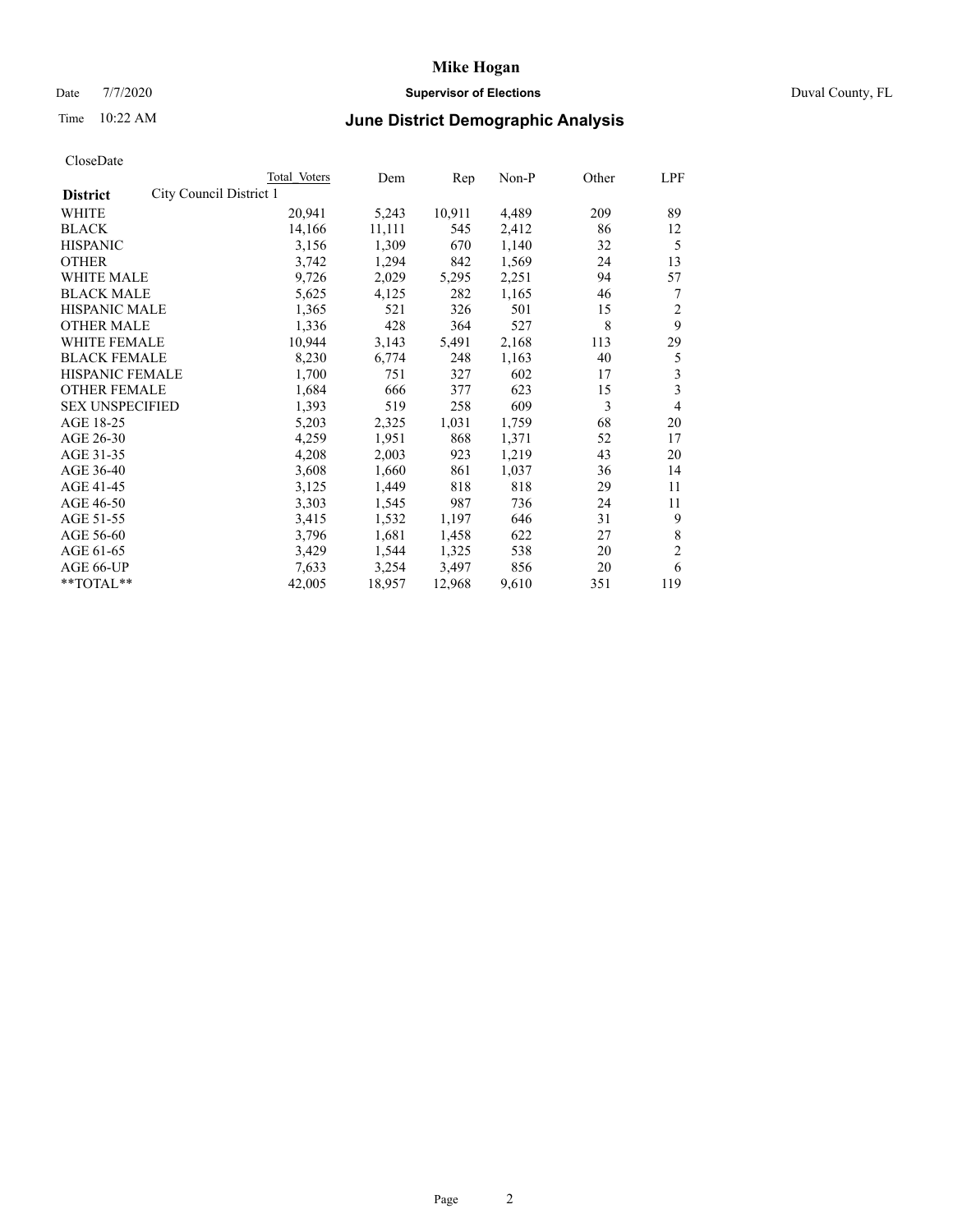# Mike Hogan

Date 7/7/2020 **Supervisor of Elections** Duval County, FL

Time 10:22 AM **June District Demographic Analysis**

CloseDate

| **District** | Total Voters | Dem | Rep | Non-P | Other | LPF |
|---|---|---|---|---|---|---|
| City Council District 1 | | | | | | |
| WHITE | 20,941 | 5,243 | 10,911 | 4,489 | 209 | 89 |
| BLACK | 14,166 | 11,111 | 545 | 2,412 | 86 | 12 |
| HISPANIC | 3,156 | 1,309 | 670 | 1,140 | 32 | 5 |
| OTHER | 3,742 | 1,294 | 842 | 1,569 | 24 | 13 |
| WHITE MALE | 9,726 | 2,029 | 5,295 | 2,251 | 94 | 57 |
| BLACK MALE | 5,625 | 4,125 | 282 | 1,165 | 46 | 7 |
| HISPANIC MALE | 1,365 | 521 | 326 | 501 | 15 | 2 |
| OTHER MALE | 1,336 | 428 | 364 | 527 | 8 | 9 |
| WHITE FEMALE | 10,944 | 3,143 | 5,491 | 2,168 | 113 | 29 |
| BLACK FEMALE | 8,230 | 6,774 | 248 | 1,163 | 40 | 5 |
| HISPANIC FEMALE | 1,700 | 751 | 327 | 602 | 17 | 3 |
| OTHER FEMALE | 1,684 | 666 | 377 | 623 | 15 | 3 |
| SEX UNSPECIFIED | 1,393 | 519 | 258 | 609 | 3 | 4 |
| AGE 18-25 | 5,203 | 2,325 | 1,031 | 1,759 | 68 | 20 |
| AGE 26-30 | 4,259 | 1,951 | 868 | 1,371 | 52 | 17 |
| AGE 31-35 | 4,208 | 2,003 | 923 | 1,219 | 43 | 20 |
| AGE 36-40 | 3,608 | 1,660 | 861 | 1,037 | 36 | 14 |
| AGE 41-45 | 3,125 | 1,449 | 818 | 818 | 29 | 11 |
| AGE 46-50 | 3,303 | 1,545 | 987 | 736 | 24 | 11 |
| AGE 51-55 | 3,415 | 1,532 | 1,197 | 646 | 31 | 9 |
| AGE 56-60 | 3,796 | 1,681 | 1,458 | 622 | 27 | 8 |
| AGE 61-65 | 3,429 | 1,544 | 1,325 | 538 | 20 | 2 |
| AGE 66-UP | 7,633 | 3,254 | 3,497 | 856 | 20 | 6 |
| **TOTAL** | 42,005 | 18,957 | 12,968 | 9,610 | 351 | 119 |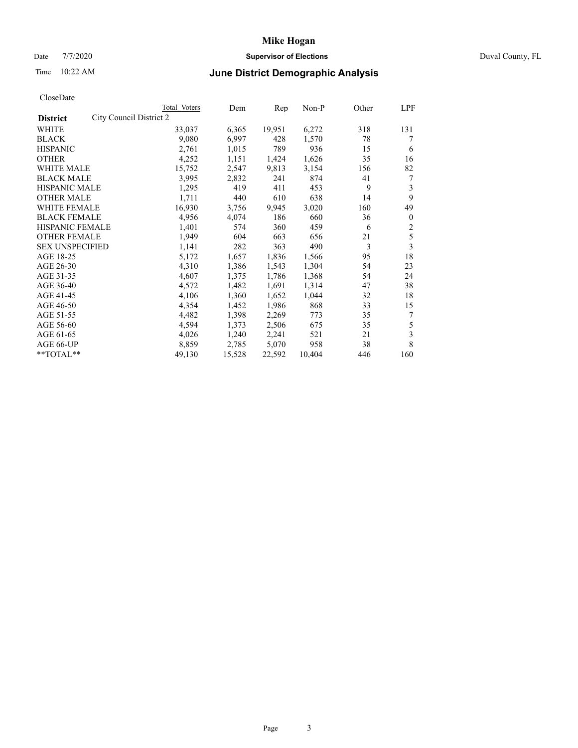# Mike Hogan

Date 7/7/2020 **Supervisor of Elections** Duval County, FL

Time 10:22 AM

## June District Demographic Analysis

CloseDate

| **District** City Council District 2 | Total Voters | Dem | Rep | Non-P | Other | LPF |
|---|---|---|---|---|---|---|
| WHITE | 33,037 | 6,365 | 19,951 | 6,272 | 318 | 131 |
| BLACK | 9,080 | 6,997 | 428 | 1,570 | 78 | 7 |
| HISPANIC | 2,761 | 1,015 | 789 | 936 | 15 | 6 |
| OTHER | 4,252 | 1,151 | 1,424 | 1,626 | 35 | 16 |
| WHITE MALE | 15,752 | 2,547 | 9,813 | 3,154 | 156 | 82 |
| BLACK MALE | 3,995 | 2,832 | 241 | 874 | 41 | 7 |
| HISPANIC MALE | 1,295 | 419 | 411 | 453 | 9 | 3 |
| OTHER MALE | 1,711 | 440 | 610 | 638 | 14 | 9 |
| WHITE FEMALE | 16,930 | 3,756 | 9,945 | 3,020 | 160 | 49 |
| BLACK FEMALE | 4,956 | 4,074 | 186 | 660 | 36 | 0 |
| HISPANIC FEMALE | 1,401 | 574 | 360 | 459 | 6 | 2 |
| OTHER FEMALE | 1,949 | 604 | 663 | 656 | 21 | 5 |
| SEX UNSPECIFIED | 1,141 | 282 | 363 | 490 | 3 | 3 |
| AGE 18-25 | 5,172 | 1,657 | 1,836 | 1,566 | 95 | 18 |
| AGE 26-30 | 4,310 | 1,386 | 1,543 | 1,304 | 54 | 23 |
| AGE 31-35 | 4,607 | 1,375 | 1,786 | 1,368 | 54 | 24 |
| AGE 36-40 | 4,572 | 1,482 | 1,691 | 1,314 | 47 | 38 |
| AGE 41-45 | 4,106 | 1,360 | 1,652 | 1,044 | 32 | 18 |
| AGE 46-50 | 4,354 | 1,452 | 1,986 | 868 | 33 | 15 |
| AGE 51-55 | 4,482 | 1,398 | 2,269 | 773 | 35 | 7 |
| AGE 56-60 | 4,594 | 1,373 | 2,506 | 675 | 35 | 5 |
| AGE 61-65 | 4,026 | 1,240 | 2,241 | 521 | 21 | 3 |
| AGE 66-UP | 8,859 | 2,785 | 5,070 | 958 | 38 | 8 |
| **TOTAL** | 49,130 | 15,528 | 22,592 | 10,404 | 446 | 160 |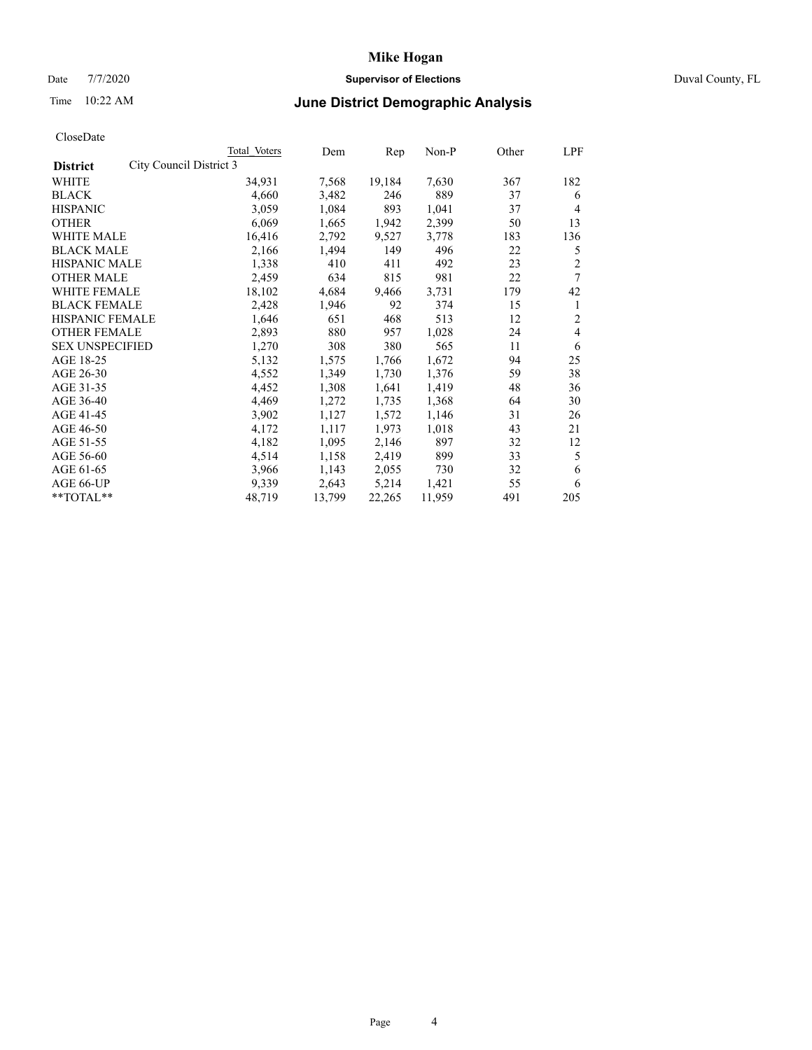# Mike Hogan

Date 7/7/2020 **Supervisor of Elections** Duval County, FL

Time 10:22 AM

## June District Demographic Analysis

CloseDate

| **District** | City Council District 3 | Total Voters | Dem | Rep | Non-P | Other | LPF |
|---|---|---|---|---|---|---|---|
| WHITE | | 34,931 | 7,568 | 19,184 | 7,630 | 367 | 182 |
| BLACK | | 4,660 | 3,482 | 246 | 889 | 37 | 6 |
| HISPANIC | | 3,059 | 1,084 | 893 | 1,041 | 37 | 4 |
| OTHER | | 6,069 | 1,665 | 1,942 | 2,399 | 50 | 13 |
| WHITE MALE | | 16,416 | 2,792 | 9,527 | 3,778 | 183 | 136 |
| BLACK MALE | | 2,166 | 1,494 | 149 | 496 | 22 | 5 |
| HISPANIC MALE | | 1,338 | 410 | 411 | 492 | 23 | 2 |
| OTHER MALE | | 2,459 | 634 | 815 | 981 | 22 | 7 |
| WHITE FEMALE | | 18,102 | 4,684 | 9,466 | 3,731 | 179 | 42 |
| BLACK FEMALE | | 2,428 | 1,946 | 92 | 374 | 15 | 1 |
| HISPANIC FEMALE | | 1,646 | 651 | 468 | 513 | 12 | 2 |
| OTHER FEMALE | | 2,893 | 880 | 957 | 1,028 | 24 | 4 |
| SEX UNSPECIFIED | | 1,270 | 308 | 380 | 565 | 11 | 6 |
| AGE 18-25 | | 5,132 | 1,575 | 1,766 | 1,672 | 94 | 25 |
| AGE 26-30 | | 4,552 | 1,349 | 1,730 | 1,376 | 59 | 38 |
| AGE 31-35 | | 4,452 | 1,308 | 1,641 | 1,419 | 48 | 36 |
| AGE 36-40 | | 4,469 | 1,272 | 1,735 | 1,368 | 64 | 30 |
| AGE 41-45 | | 3,902 | 1,127 | 1,572 | 1,146 | 31 | 26 |
| AGE 46-50 | | 4,172 | 1,117 | 1,973 | 1,018 | 43 | 21 |
| AGE 51-55 | | 4,182 | 1,095 | 2,146 | 897 | 32 | 12 |
| AGE 56-60 | | 4,514 | 1,158 | 2,419 | 899 | 33 | 5 |
| AGE 61-65 | | 3,966 | 1,143 | 2,055 | 730 | 32 | 6 |
| AGE 66-UP | | 9,339 | 2,643 | 5,214 | 1,421 | 55 | 6 |
| **TOTAL** | | 48,719 | 13,799 | 22,265 | 11,959 | 491 | 205 |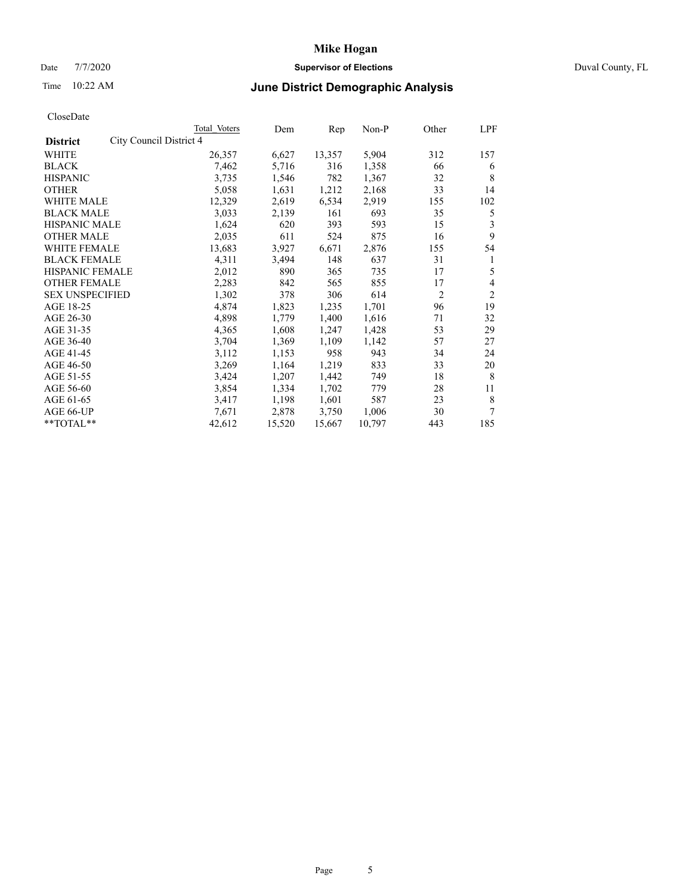# Mike Hogan

Date 7/7/2020 **Supervisor of Elections** Duval County, FL

Time 10:22 AM

## June District Demographic Analysis

CloseDate

| District | City Council District 4 | Total Voters | Dem | Rep | Non-P | Other | LPF |
|---|---|---|---|---|---|---|---|
| WHITE | | 26,357 | 6,627 | 13,357 | 5,904 | 312 | 157 |
| BLACK | | 7,462 | 5,716 | 316 | 1,358 | 66 | 6 |
| HISPANIC | | 3,735 | 1,546 | 782 | 1,367 | 32 | 8 |
| OTHER | | 5,058 | 1,631 | 1,212 | 2,168 | 33 | 14 |
| WHITE MALE | | 12,329 | 2,619 | 6,534 | 2,919 | 155 | 102 |
| BLACK MALE | | 3,033 | 2,139 | 161 | 693 | 35 | 5 |
| HISPANIC MALE | | 1,624 | 620 | 393 | 593 | 15 | 3 |
| OTHER MALE | | 2,035 | 611 | 524 | 875 | 16 | 9 |
| WHITE FEMALE | | 13,683 | 3,927 | 6,671 | 2,876 | 155 | 54 |
| BLACK FEMALE | | 4,311 | 3,494 | 148 | 637 | 31 | 1 |
| HISPANIC FEMALE | | 2,012 | 890 | 365 | 735 | 17 | 5 |
| OTHER FEMALE | | 2,283 | 842 | 565 | 855 | 17 | 4 |
| SEX UNSPECIFIED | | 1,302 | 378 | 306 | 614 | 2 | 2 |
| AGE 18-25 | | 4,874 | 1,823 | 1,235 | 1,701 | 96 | 19 |
| AGE 26-30 | | 4,898 | 1,779 | 1,400 | 1,616 | 71 | 32 |
| AGE 31-35 | | 4,365 | 1,608 | 1,247 | 1,428 | 53 | 29 |
| AGE 36-40 | | 3,704 | 1,369 | 1,109 | 1,142 | 57 | 27 |
| AGE 41-45 | | 3,112 | 1,153 | 958 | 943 | 34 | 24 |
| AGE 46-50 | | 3,269 | 1,164 | 1,219 | 833 | 33 | 20 |
| AGE 51-55 | | 3,424 | 1,207 | 1,442 | 749 | 18 | 8 |
| AGE 56-60 | | 3,854 | 1,334 | 1,702 | 779 | 28 | 11 |
| AGE 61-65 | | 3,417 | 1,198 | 1,601 | 587 | 23 | 8 |
| AGE 66-UP | | 7,671 | 2,878 | 3,750 | 1,006 | 30 | 7 |
| **TOTAL** | | 42,612 | 15,520 | 15,667 | 10,797 | 443 | 185 |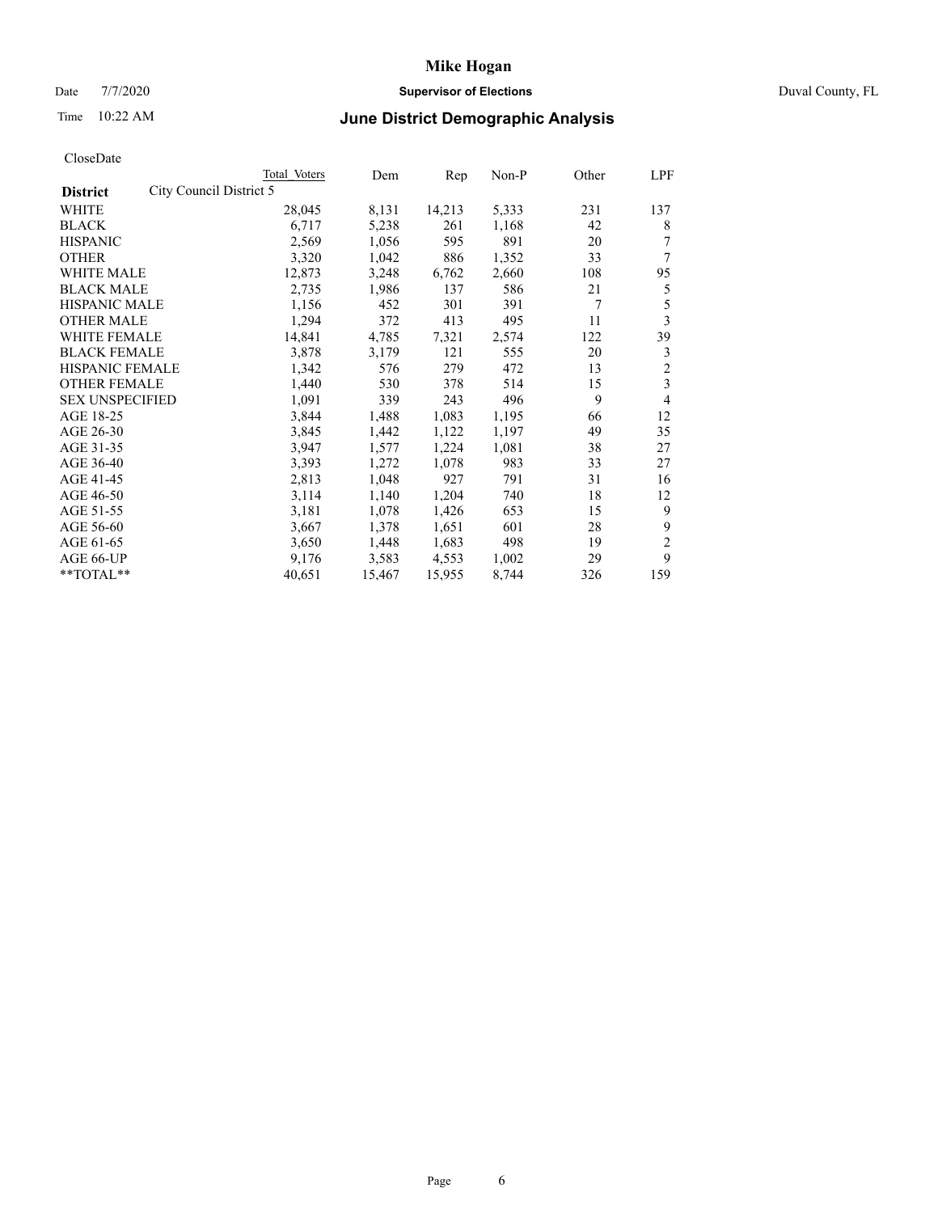CloseDate

| District | City Council District 5 | Total Voters | Dem | Rep | Non-P | Other | LPF |
|---|---|---|---|---|---|---|---|
| WHITE | | 28,045 | 8,131 | 14,213 | 5,333 | 231 | 137 |
| BLACK | | 6,717 | 5,238 | 261 | 1,168 | 42 | 8 |
| HISPANIC | | 2,569 | 1,056 | 595 | 891 | 20 | 7 |
| OTHER | | 3,320 | 1,042 | 886 | 1,352 | 33 | 7 |
| WHITE MALE | | 12,873 | 3,248 | 6,762 | 2,660 | 108 | 95 |
| BLACK MALE | | 2,735 | 1,986 | 137 | 586 | 21 | 5 |
| HISPANIC MALE | | 1,156 | 452 | 301 | 391 | 7 | 5 |
| OTHER MALE | | 1,294 | 372 | 413 | 495 | 11 | 3 |
| WHITE FEMALE | | 14,841 | 4,785 | 7,321 | 2,574 | 122 | 39 |
| BLACK FEMALE | | 3,878 | 3,179 | 121 | 555 | 20 | 3 |
| HISPANIC FEMALE | | 1,342 | 576 | 279 | 472 | 13 | 2 |
| OTHER FEMALE | | 1,440 | 530 | 378 | 514 | 15 | 3 |
| SEX UNSPECIFIED | | 1,091 | 339 | 243 | 496 | 9 | 4 |
| AGE 18-25 | | 3,844 | 1,488 | 1,083 | 1,195 | 66 | 12 |
| AGE 26-30 | | 3,845 | 1,442 | 1,122 | 1,197 | 49 | 35 |
| AGE 31-35 | | 3,947 | 1,577 | 1,224 | 1,081 | 38 | 27 |
| AGE 36-40 | | 3,393 | 1,272 | 1,078 | 983 | 33 | 27 |
| AGE 41-45 | | 2,813 | 1,048 | 927 | 791 | 31 | 16 |
| AGE 46-50 | | 3,114 | 1,140 | 1,204 | 740 | 18 | 12 |
| AGE 51-55 | | 3,181 | 1,078 | 1,426 | 653 | 15 | 9 |
| AGE 56-60 | | 3,667 | 1,378 | 1,651 | 601 | 28 | 9 |
| AGE 61-65 | | 3,650 | 1,448 | 1,683 | 498 | 19 | 2 |
| AGE 66-UP | | 9,176 | 3,583 | 4,553 | 1,002 | 29 | 9 |
| **TOTAL** | | 40,651 | 15,467 | 15,955 | 8,744 | 326 | 159 |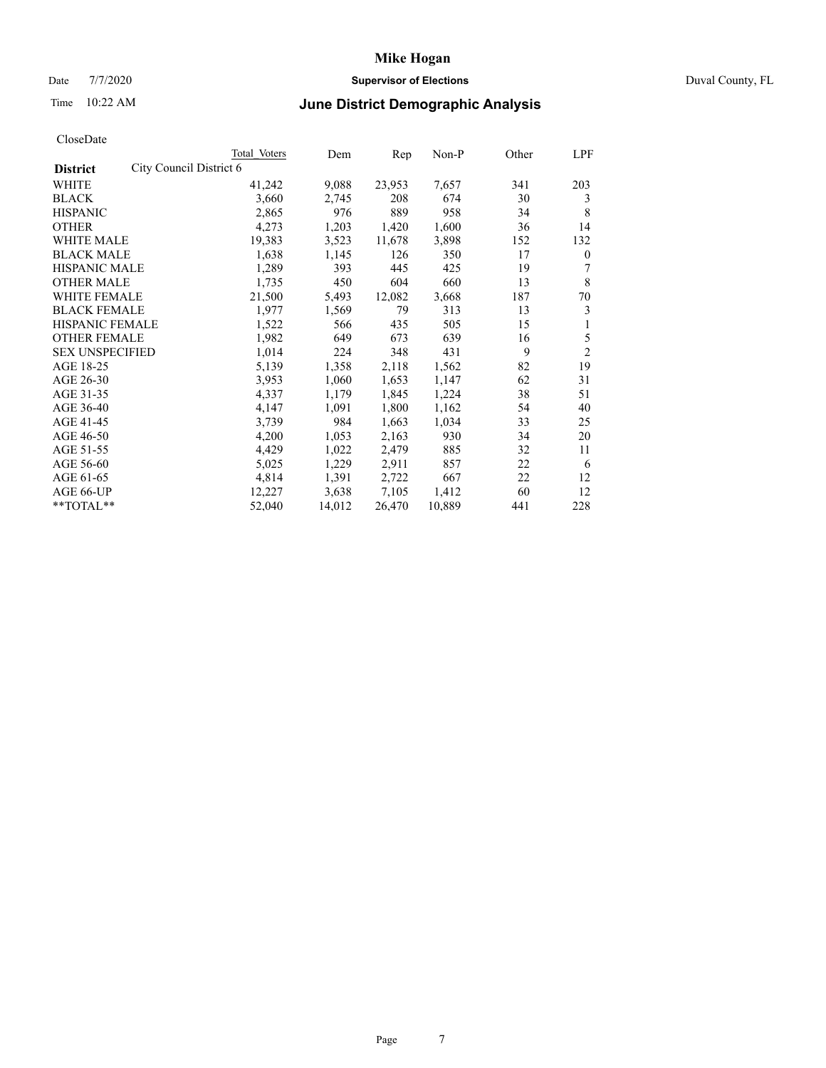# Mike Hogan

Date 7/7/2020 **Supervisor of Elections** Duval County, FL

Time 10:22 AM **June District Demographic Analysis**

CloseDate

| District | City Council District 6 | Total Voters | Dem | Rep | Non-P | Other | LPF |
|---|---|---|---|---|---|---|---|
| WHITE | | 41,242 | 9,088 | 23,953 | 7,657 | 341 | 203 |
| BLACK | | 3,660 | 2,745 | 208 | 674 | 30 | 3 |
| HISPANIC | | 2,865 | 976 | 889 | 958 | 34 | 8 |
| OTHER | | 4,273 | 1,203 | 1,420 | 1,600 | 36 | 14 |
| WHITE MALE | | 19,383 | 3,523 | 11,678 | 3,898 | 152 | 132 |
| BLACK MALE | | 1,638 | 1,145 | 126 | 350 | 17 | 0 |
| HISPANIC MALE | | 1,289 | 393 | 445 | 425 | 19 | 7 |
| OTHER MALE | | 1,735 | 450 | 604 | 660 | 13 | 8 |
| WHITE FEMALE | | 21,500 | 5,493 | 12,082 | 3,668 | 187 | 70 |
| BLACK FEMALE | | 1,977 | 1,569 | 79 | 313 | 13 | 3 |
| HISPANIC FEMALE | | 1,522 | 566 | 435 | 505 | 15 | 1 |
| OTHER FEMALE | | 1,982 | 649 | 673 | 639 | 16 | 5 |
| SEX UNSPECIFIED | | 1,014 | 224 | 348 | 431 | 9 | 2 |
| AGE 18-25 | | 5,139 | 1,358 | 2,118 | 1,562 | 82 | 19 |
| AGE 26-30 | | 3,953 | 1,060 | 1,653 | 1,147 | 62 | 31 |
| AGE 31-35 | | 4,337 | 1,179 | 1,845 | 1,224 | 38 | 51 |
| AGE 36-40 | | 4,147 | 1,091 | 1,800 | 1,162 | 54 | 40 |
| AGE 41-45 | | 3,739 | 984 | 1,663 | 1,034 | 33 | 25 |
| AGE 46-50 | | 4,200 | 1,053 | 2,163 | 930 | 34 | 20 |
| AGE 51-55 | | 4,429 | 1,022 | 2,479 | 885 | 32 | 11 |
| AGE 56-60 | | 5,025 | 1,229 | 2,911 | 857 | 22 | 6 |
| AGE 61-65 | | 4,814 | 1,391 | 2,722 | 667 | 22 | 12 |
| AGE 66-UP | | 12,227 | 3,638 | 7,105 | 1,412 | 60 | 12 |
| **TOTAL** | | 52,040 | 14,012 | 26,470 | 10,889 | 441 | 228 |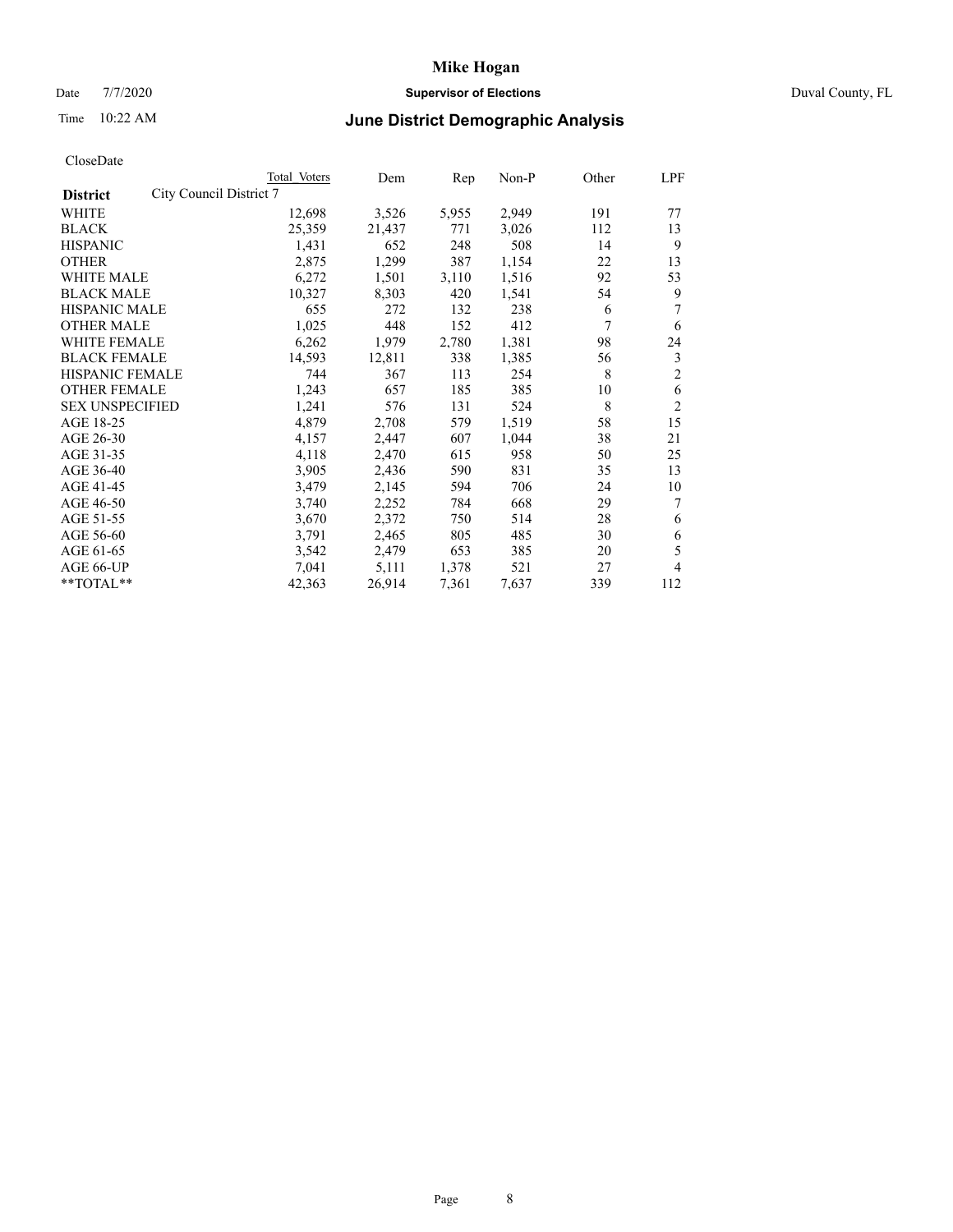# Mike Hogan

Date 7/7/2020 **Supervisor of Elections** Duval County, FL

Time 10:22 AM **June District Demographic Analysis**

CloseDate

| **District** | City Council District 7 | Total Voters | Dem | Rep | Non-P | Other | LPF |
|---|---|---|---|---|---|---|---|
| WHITE | | 12,698 | 3,526 | 5,955 | 2,949 | 191 | 77 |
| BLACK | | 25,359 | 21,437 | 771 | 3,026 | 112 | 13 |
| HISPANIC | | 1,431 | 652 | 248 | 508 | 14 | 9 |
| OTHER | | 2,875 | 1,299 | 387 | 1,154 | 22 | 13 |
| WHITE MALE | | 6,272 | 1,501 | 3,110 | 1,516 | 92 | 53 |
| BLACK MALE | | 10,327 | 8,303 | 420 | 1,541 | 54 | 9 |
| HISPANIC MALE | | 655 | 272 | 132 | 238 | 6 | 7 |
| OTHER MALE | | 1,025 | 448 | 152 | 412 | 7 | 6 |
| WHITE FEMALE | | 6,262 | 1,979 | 2,780 | 1,381 | 98 | 24 |
| BLACK FEMALE | | 14,593 | 12,811 | 338 | 1,385 | 56 | 3 |
| HISPANIC FEMALE | | 744 | 367 | 113 | 254 | 8 | 2 |
| OTHER FEMALE | | 1,243 | 657 | 185 | 385 | 10 | 6 |
| SEX UNSPECIFIED | | 1,241 | 576 | 131 | 524 | 8 | 2 |
| AGE 18-25 | | 4,879 | 2,708 | 579 | 1,519 | 58 | 15 |
| AGE 26-30 | | 4,157 | 2,447 | 607 | 1,044 | 38 | 21 |
| AGE 31-35 | | 4,118 | 2,470 | 615 | 958 | 50 | 25 |
| AGE 36-40 | | 3,905 | 2,436 | 590 | 831 | 35 | 13 |
| AGE 41-45 | | 3,479 | 2,145 | 594 | 706 | 24 | 10 |
| AGE 46-50 | | 3,740 | 2,252 | 784 | 668 | 29 | 7 |
| AGE 51-55 | | 3,670 | 2,372 | 750 | 514 | 28 | 6 |
| AGE 56-60 | | 3,791 | 2,465 | 805 | 485 | 30 | 6 |
| AGE 61-65 | | 3,542 | 2,479 | 653 | 385 | 20 | 5 |
| AGE 66-UP | | 7,041 | 5,111 | 1,378 | 521 | 27 | 4 |
| **TOTAL** | | 42,363 | 26,914 | 7,361 | 7,637 | 339 | 112 |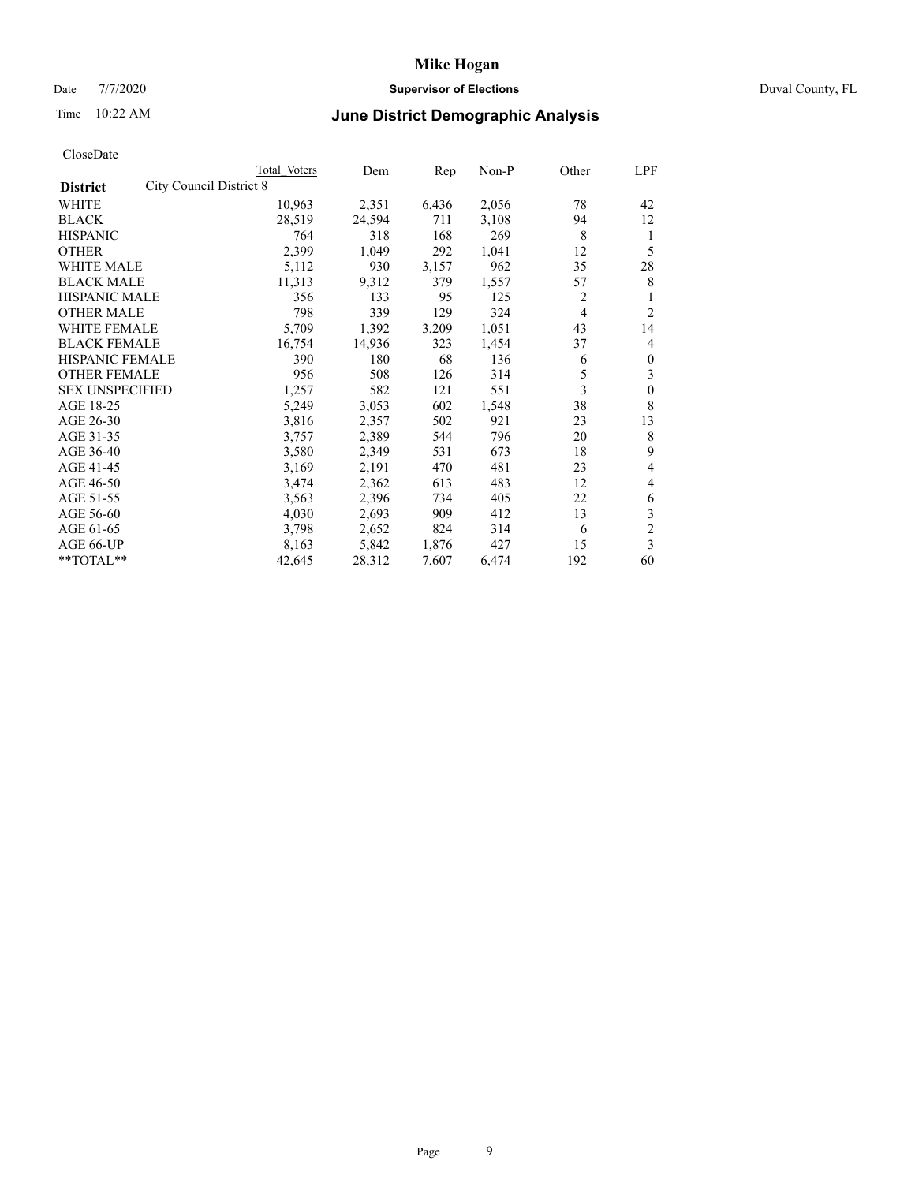# Mike Hogan

Date 7/7/2020 **Supervisor of Elections** Duval County, FL

Time 10:22 AM **June District Demographic Analysis**

CloseDate

| District: City Council District 8 | Total Voters | Dem | Rep | Non-P | Other | LPF |
|---|---|---|---|---|---|---|
| WHITE | 10,963 | 2,351 | 6,436 | 2,056 | 78 | 42 |
| BLACK | 28,519 | 24,594 | 711 | 3,108 | 94 | 12 |
| HISPANIC | 764 | 318 | 168 | 269 | 8 | 1 |
| OTHER | 2,399 | 1,049 | 292 | 1,041 | 12 | 5 |
| WHITE MALE | 5,112 | 930 | 3,157 | 962 | 35 | 28 |
| BLACK MALE | 11,313 | 9,312 | 379 | 1,557 | 57 | 8 |
| HISPANIC MALE | 356 | 133 | 95 | 125 | 2 | 1 |
| OTHER MALE | 798 | 339 | 129 | 324 | 4 | 2 |
| WHITE FEMALE | 5,709 | 1,392 | 3,209 | 1,051 | 43 | 14 |
| BLACK FEMALE | 16,754 | 14,936 | 323 | 1,454 | 37 | 4 |
| HISPANIC FEMALE | 390 | 180 | 68 | 136 | 6 | 0 |
| OTHER FEMALE | 956 | 508 | 126 | 314 | 5 | 3 |
| SEX UNSPECIFIED | 1,257 | 582 | 121 | 551 | 3 | 0 |
| AGE 18-25 | 5,249 | 3,053 | 602 | 1,548 | 38 | 8 |
| AGE 26-30 | 3,816 | 2,357 | 502 | 921 | 23 | 13 |
| AGE 31-35 | 3,757 | 2,389 | 544 | 796 | 20 | 8 |
| AGE 36-40 | 3,580 | 2,349 | 531 | 673 | 18 | 9 |
| AGE 41-45 | 3,169 | 2,191 | 470 | 481 | 23 | 4 |
| AGE 46-50 | 3,474 | 2,362 | 613 | 483 | 12 | 4 |
| AGE 51-55 | 3,563 | 2,396 | 734 | 405 | 22 | 6 |
| AGE 56-60 | 4,030 | 2,693 | 909 | 412 | 13 | 3 |
| AGE 61-65 | 3,798 | 2,652 | 824 | 314 | 6 | 2 |
| AGE 66-UP | 8,163 | 5,842 | 1,876 | 427 | 15 | 3 |
| **TOTAL** | 42,645 | 28,312 | 7,607 | 6,474 | 192 | 60 |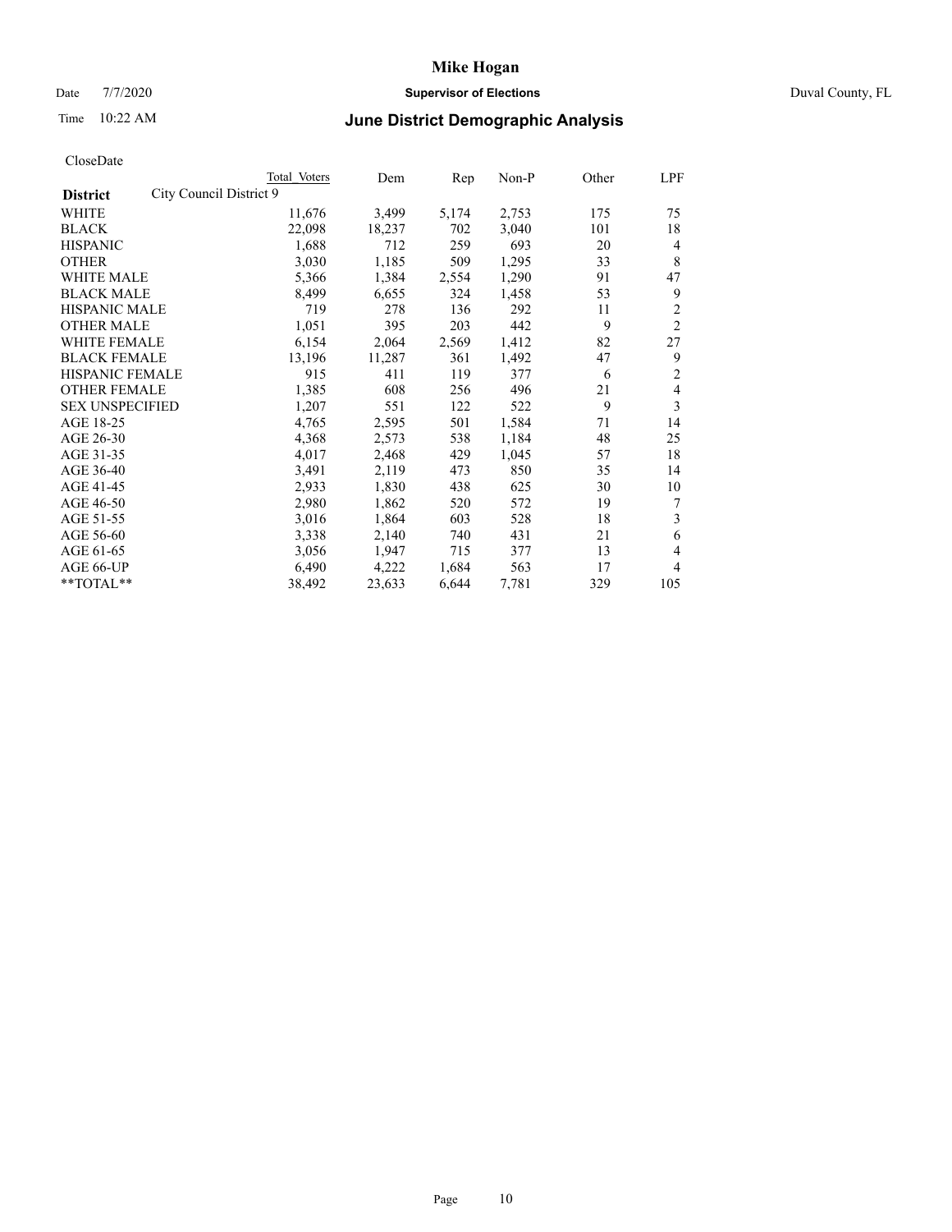# Mike Hogan

Date 7/7/2020 **Supervisor of Elections** Duval County, FL

Time 10:22 AM **June District Demographic Analysis**

CloseDate

| **District** City Council District 9 | Total Voters | Dem | Rep | Non-P | Other | LPF |
|---|---|---|---|---|---|---|
| WHITE | 11,676 | 3,499 | 5,174 | 2,753 | 175 | 75 |
| BLACK | 22,098 | 18,237 | 702 | 3,040 | 101 | 18 |
| HISPANIC | 1,688 | 712 | 259 | 693 | 20 | 4 |
| OTHER | 3,030 | 1,185 | 509 | 1,295 | 33 | 8 |
| WHITE MALE | 5,366 | 1,384 | 2,554 | 1,290 | 91 | 47 |
| BLACK MALE | 8,499 | 6,655 | 324 | 1,458 | 53 | 9 |
| HISPANIC MALE | 719 | 278 | 136 | 292 | 11 | 2 |
| OTHER MALE | 1,051 | 395 | 203 | 442 | 9 | 2 |
| WHITE FEMALE | 6,154 | 2,064 | 2,569 | 1,412 | 82 | 27 |
| BLACK FEMALE | 13,196 | 11,287 | 361 | 1,492 | 47 | 9 |
| HISPANIC FEMALE | 915 | 411 | 119 | 377 | 6 | 2 |
| OTHER FEMALE | 1,385 | 608 | 256 | 496 | 21 | 4 |
| SEX UNSPECIFIED | 1,207 | 551 | 122 | 522 | 9 | 3 |
| AGE 18-25 | 4,765 | 2,595 | 501 | 1,584 | 71 | 14 |
| AGE 26-30 | 4,368 | 2,573 | 538 | 1,184 | 48 | 25 |
| AGE 31-35 | 4,017 | 2,468 | 429 | 1,045 | 57 | 18 |
| AGE 36-40 | 3,491 | 2,119 | 473 | 850 | 35 | 14 |
| AGE 41-45 | 2,933 | 1,830 | 438 | 625 | 30 | 10 |
| AGE 46-50 | 2,980 | 1,862 | 520 | 572 | 19 | 7 |
| AGE 51-55 | 3,016 | 1,864 | 603 | 528 | 18 | 3 |
| AGE 56-60 | 3,338 | 2,140 | 740 | 431 | 21 | 6 |
| AGE 61-65 | 3,056 | 1,947 | 715 | 377 | 13 | 4 |
| AGE 66-UP | 6,490 | 4,222 | 1,684 | 563 | 17 | 4 |
| **TOTAL** | 38,492 | 23,633 | 6,644 | 7,781 | 329 | 105 |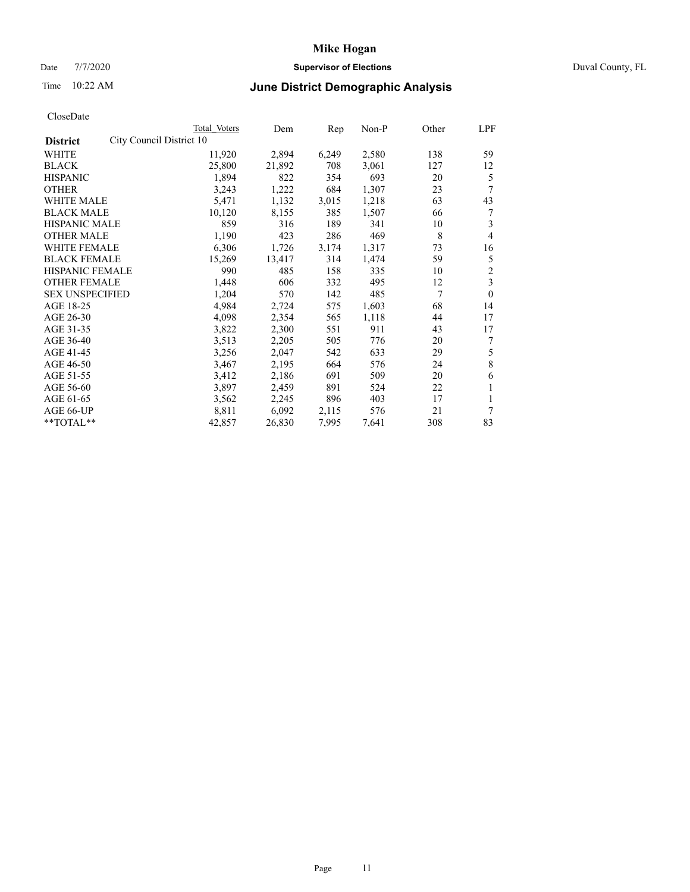# Mike Hogan

Date 7/7/2020 **Supervisor of Elections** Duval County, FL

Time 10:22 AM **June District Demographic Analysis**

CloseDate

| District | Total Voters | Dem | Rep | Non-P | Other | LPF |
|---|---|---|---|---|---|---|
| City Council District 10 | | | | | | |
| WHITE | 11,920 | 2,894 | 6,249 | 2,580 | 138 | 59 |
| BLACK | 25,800 | 21,892 | 708 | 3,061 | 127 | 12 |
| HISPANIC | 1,894 | 822 | 354 | 693 | 20 | 5 |
| OTHER | 3,243 | 1,222 | 684 | 1,307 | 23 | 7 |
| WHITE MALE | 5,471 | 1,132 | 3,015 | 1,218 | 63 | 43 |
| BLACK MALE | 10,120 | 8,155 | 385 | 1,507 | 66 | 7 |
| HISPANIC MALE | 859 | 316 | 189 | 341 | 10 | 3 |
| OTHER MALE | 1,190 | 423 | 286 | 469 | 8 | 4 |
| WHITE FEMALE | 6,306 | 1,726 | 3,174 | 1,317 | 73 | 16 |
| BLACK FEMALE | 15,269 | 13,417 | 314 | 1,474 | 59 | 5 |
| HISPANIC FEMALE | 990 | 485 | 158 | 335 | 10 | 2 |
| OTHER FEMALE | 1,448 | 606 | 332 | 495 | 12 | 3 |
| SEX UNSPECIFIED | 1,204 | 570 | 142 | 485 | 7 | 0 |
| AGE 18-25 | 4,984 | 2,724 | 575 | 1,603 | 68 | 14 |
| AGE 26-30 | 4,098 | 2,354 | 565 | 1,118 | 44 | 17 |
| AGE 31-35 | 3,822 | 2,300 | 551 | 911 | 43 | 17 |
| AGE 36-40 | 3,513 | 2,205 | 505 | 776 | 20 | 7 |
| AGE 41-45 | 3,256 | 2,047 | 542 | 633 | 29 | 5 |
| AGE 46-50 | 3,467 | 2,195 | 664 | 576 | 24 | 8 |
| AGE 51-55 | 3,412 | 2,186 | 691 | 509 | 20 | 6 |
| AGE 56-60 | 3,897 | 2,459 | 891 | 524 | 22 | 1 |
| AGE 61-65 | 3,562 | 2,245 | 896 | 403 | 17 | 1 |
| AGE 66-UP | 8,811 | 6,092 | 2,115 | 576 | 21 | 7 |
| **TOTAL** | 42,857 | 26,830 | 7,995 | 7,641 | 308 | 83 |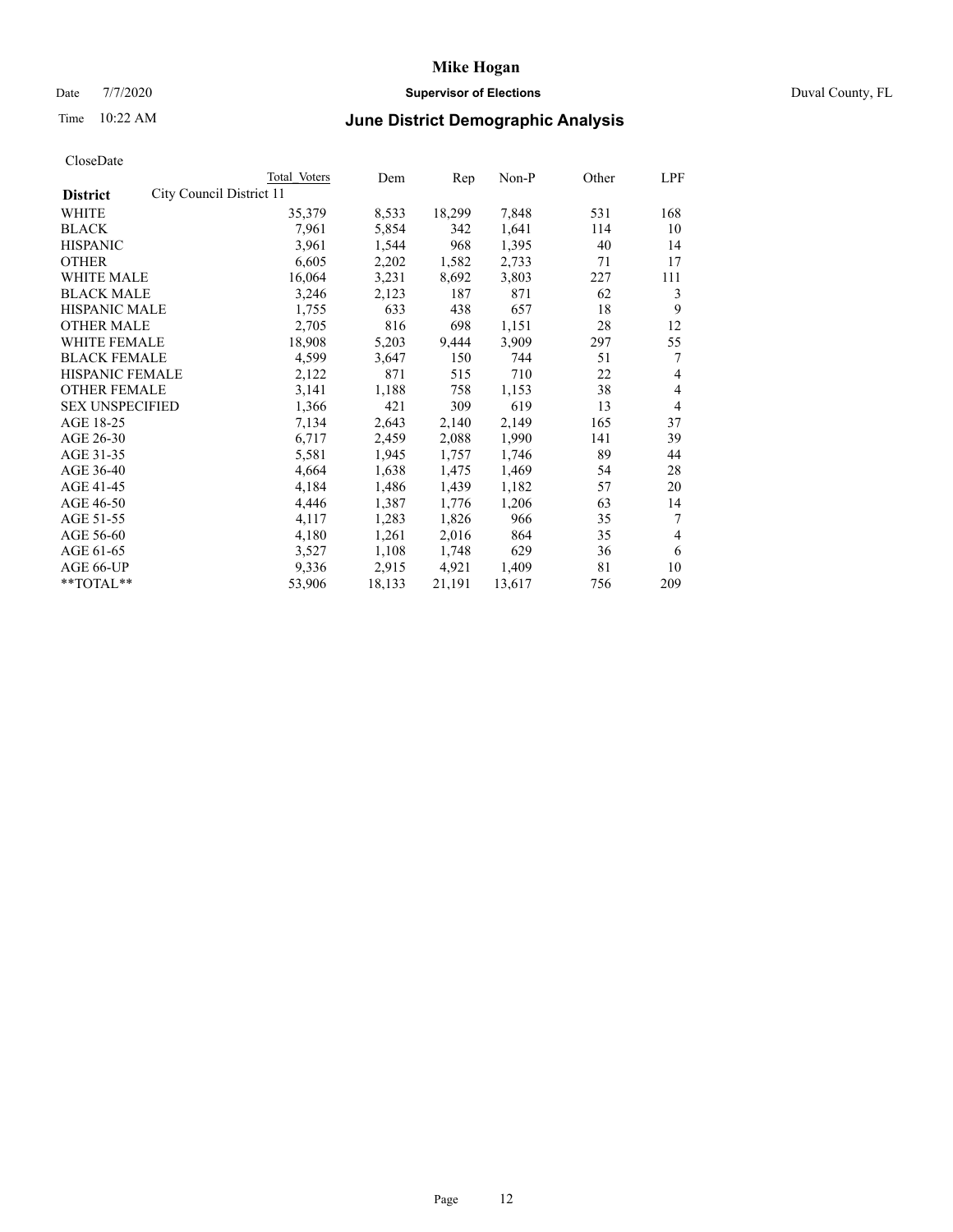# Mike Hogan

Date 7/7/2020 **Supervisor of Elections** Duval County, FL

Time 10:22 AM **June District Demographic Analysis**

CloseDate

| District | City Council District 11 | Total Voters | Dem | Rep | Non-P | Other | LPF |
|---|---|---|---|---|---|---|---|
| WHITE | | 35,379 | 8,533 | 18,299 | 7,848 | 531 | 168 |
| BLACK | | 7,961 | 5,854 | 342 | 1,641 | 114 | 10 |
| HISPANIC | | 3,961 | 1,544 | 968 | 1,395 | 40 | 14 |
| OTHER | | 6,605 | 2,202 | 1,582 | 2,733 | 71 | 17 |
| WHITE MALE | | 16,064 | 3,231 | 8,692 | 3,803 | 227 | 111 |
| BLACK MALE | | 3,246 | 2,123 | 187 | 871 | 62 | 3 |
| HISPANIC MALE | | 1,755 | 633 | 438 | 657 | 18 | 9 |
| OTHER MALE | | 2,705 | 816 | 698 | 1,151 | 28 | 12 |
| WHITE FEMALE | | 18,908 | 5,203 | 9,444 | 3,909 | 297 | 55 |
| BLACK FEMALE | | 4,599 | 3,647 | 150 | 744 | 51 | 7 |
| HISPANIC FEMALE | | 2,122 | 871 | 515 | 710 | 22 | 4 |
| OTHER FEMALE | | 3,141 | 1,188 | 758 | 1,153 | 38 | 4 |
| SEX UNSPECIFIED | | 1,366 | 421 | 309 | 619 | 13 | 4 |
| AGE 18-25 | | 7,134 | 2,643 | 2,140 | 2,149 | 165 | 37 |
| AGE 26-30 | | 6,717 | 2,459 | 2,088 | 1,990 | 141 | 39 |
| AGE 31-35 | | 5,581 | 1,945 | 1,757 | 1,746 | 89 | 44 |
| AGE 36-40 | | 4,664 | 1,638 | 1,475 | 1,469 | 54 | 28 |
| AGE 41-45 | | 4,184 | 1,486 | 1,439 | 1,182 | 57 | 20 |
| AGE 46-50 | | 4,446 | 1,387 | 1,776 | 1,206 | 63 | 14 |
| AGE 51-55 | | 4,117 | 1,283 | 1,826 | 966 | 35 | 7 |
| AGE 56-60 | | 4,180 | 1,261 | 2,016 | 864 | 35 | 4 |
| AGE 61-65 | | 3,527 | 1,108 | 1,748 | 629 | 36 | 6 |
| AGE 66-UP | | 9,336 | 2,915 | 4,921 | 1,409 | 81 | 10 |
| **TOTAL** | | 53,906 | 18,133 | 21,191 | 13,617 | 756 | 209 |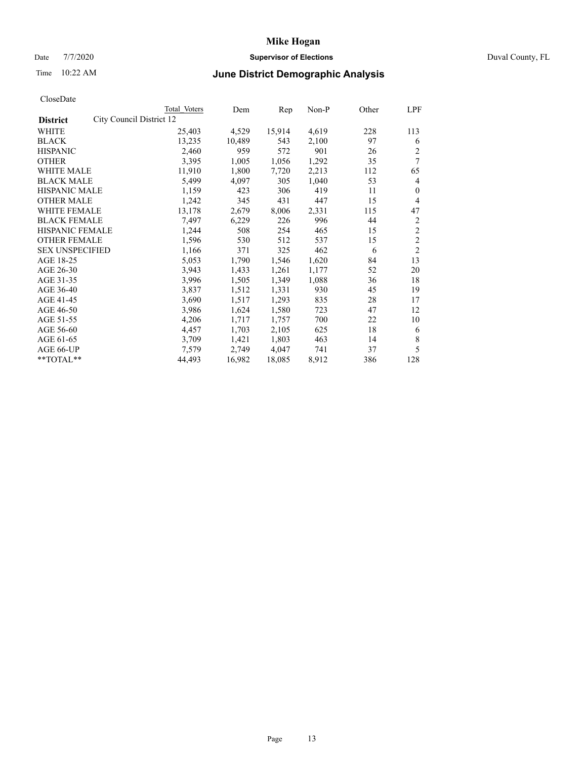# Mike Hogan

Date 7/7/2020 **Supervisor of Elections** Duval County, FL

Time 10:22 AM **June District Demographic Analysis**

CloseDate

| District | City Council District 12 | Total Voters | Dem | Rep | Non-P | Other | LPF |
|---|---|---|---|---|---|---|---|
| WHITE | | 25,403 | 4,529 | 15,914 | 4,619 | 228 | 113 |
| BLACK | | 13,235 | 10,489 | 543 | 2,100 | 97 | 6 |
| HISPANIC | | 2,460 | 959 | 572 | 901 | 26 | 2 |
| OTHER | | 3,395 | 1,005 | 1,056 | 1,292 | 35 | 7 |
| WHITE MALE | | 11,910 | 1,800 | 7,720 | 2,213 | 112 | 65 |
| BLACK MALE | | 5,499 | 4,097 | 305 | 1,040 | 53 | 4 |
| HISPANIC MALE | | 1,159 | 423 | 306 | 419 | 11 | 0 |
| OTHER MALE | | 1,242 | 345 | 431 | 447 | 15 | 4 |
| WHITE FEMALE | | 13,178 | 2,679 | 8,006 | 2,331 | 115 | 47 |
| BLACK FEMALE | | 7,497 | 6,229 | 226 | 996 | 44 | 2 |
| HISPANIC FEMALE | | 1,244 | 508 | 254 | 465 | 15 | 2 |
| OTHER FEMALE | | 1,596 | 530 | 512 | 537 | 15 | 2 |
| SEX UNSPECIFIED | | 1,166 | 371 | 325 | 462 | 6 | 2 |
| AGE 18-25 | | 5,053 | 1,790 | 1,546 | 1,620 | 84 | 13 |
| AGE 26-30 | | 3,943 | 1,433 | 1,261 | 1,177 | 52 | 20 |
| AGE 31-35 | | 3,996 | 1,505 | 1,349 | 1,088 | 36 | 18 |
| AGE 36-40 | | 3,837 | 1,512 | 1,331 | 930 | 45 | 19 |
| AGE 41-45 | | 3,690 | 1,517 | 1,293 | 835 | 28 | 17 |
| AGE 46-50 | | 3,986 | 1,624 | 1,580 | 723 | 47 | 12 |
| AGE 51-55 | | 4,206 | 1,717 | 1,757 | 700 | 22 | 10 |
| AGE 56-60 | | 4,457 | 1,703 | 2,105 | 625 | 18 | 6 |
| AGE 61-65 | | 3,709 | 1,421 | 1,803 | 463 | 14 | 8 |
| AGE 66-UP | | 7,579 | 2,749 | 4,047 | 741 | 37 | 5 |
| **TOTAL** | | 44,493 | 16,982 | 18,085 | 8,912 | 386 | 128 |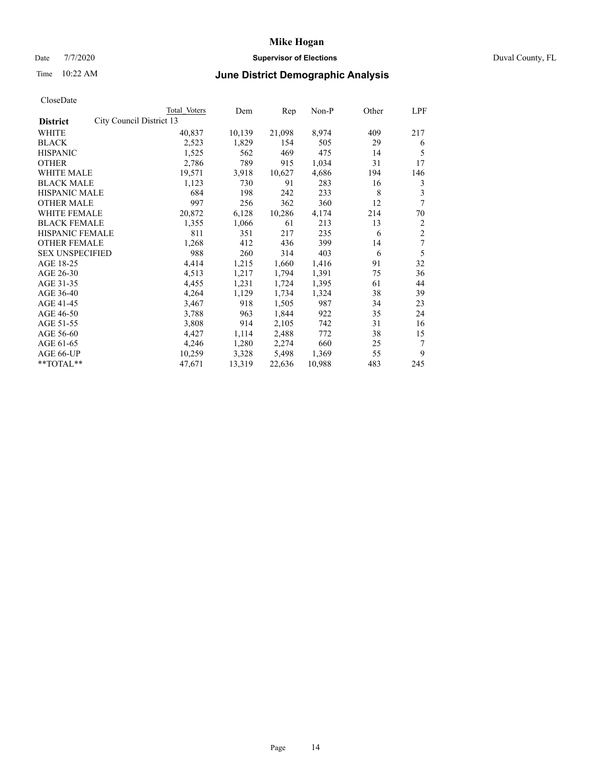# Mike Hogan

Date 7/7/2020 **Supervisor of Elections** Duval County, FL

Time 10:22 AM **June District Demographic Analysis**

CloseDate

| District | Total Voters | Dem | Rep | Non-P | Other | LPF |
|---|---|---|---|---|---|---|
| City Council District 13 | | | | | | |
| WHITE | 40,837 | 10,139 | 21,098 | 8,974 | 409 | 217 |
| BLACK | 2,523 | 1,829 | 154 | 505 | 29 | 6 |
| HISPANIC | 1,525 | 562 | 469 | 475 | 14 | 5 |
| OTHER | 2,786 | 789 | 915 | 1,034 | 31 | 17 |
| WHITE MALE | 19,571 | 3,918 | 10,627 | 4,686 | 194 | 146 |
| BLACK MALE | 1,123 | 730 | 91 | 283 | 16 | 3 |
| HISPANIC MALE | 684 | 198 | 242 | 233 | 8 | 3 |
| OTHER MALE | 997 | 256 | 362 | 360 | 12 | 7 |
| WHITE FEMALE | 20,872 | 6,128 | 10,286 | 4,174 | 214 | 70 |
| BLACK FEMALE | 1,355 | 1,066 | 61 | 213 | 13 | 2 |
| HISPANIC FEMALE | 811 | 351 | 217 | 235 | 6 | 2 |
| OTHER FEMALE | 1,268 | 412 | 436 | 399 | 14 | 7 |
| SEX UNSPECIFIED | 988 | 260 | 314 | 403 | 6 | 5 |
| AGE 18-25 | 4,414 | 1,215 | 1,660 | 1,416 | 91 | 32 |
| AGE 26-30 | 4,513 | 1,217 | 1,794 | 1,391 | 75 | 36 |
| AGE 31-35 | 4,455 | 1,231 | 1,724 | 1,395 | 61 | 44 |
| AGE 36-40 | 4,264 | 1,129 | 1,734 | 1,324 | 38 | 39 |
| AGE 41-45 | 3,467 | 918 | 1,505 | 987 | 34 | 23 |
| AGE 46-50 | 3,788 | 963 | 1,844 | 922 | 35 | 24 |
| AGE 51-55 | 3,808 | 914 | 2,105 | 742 | 31 | 16 |
| AGE 56-60 | 4,427 | 1,114 | 2,488 | 772 | 38 | 15 |
| AGE 61-65 | 4,246 | 1,280 | 2,274 | 660 | 25 | 7 |
| AGE 66-UP | 10,259 | 3,328 | 5,498 | 1,369 | 55 | 9 |
| **TOTAL** | 47,671 | 13,319 | 22,636 | 10,988 | 483 | 245 |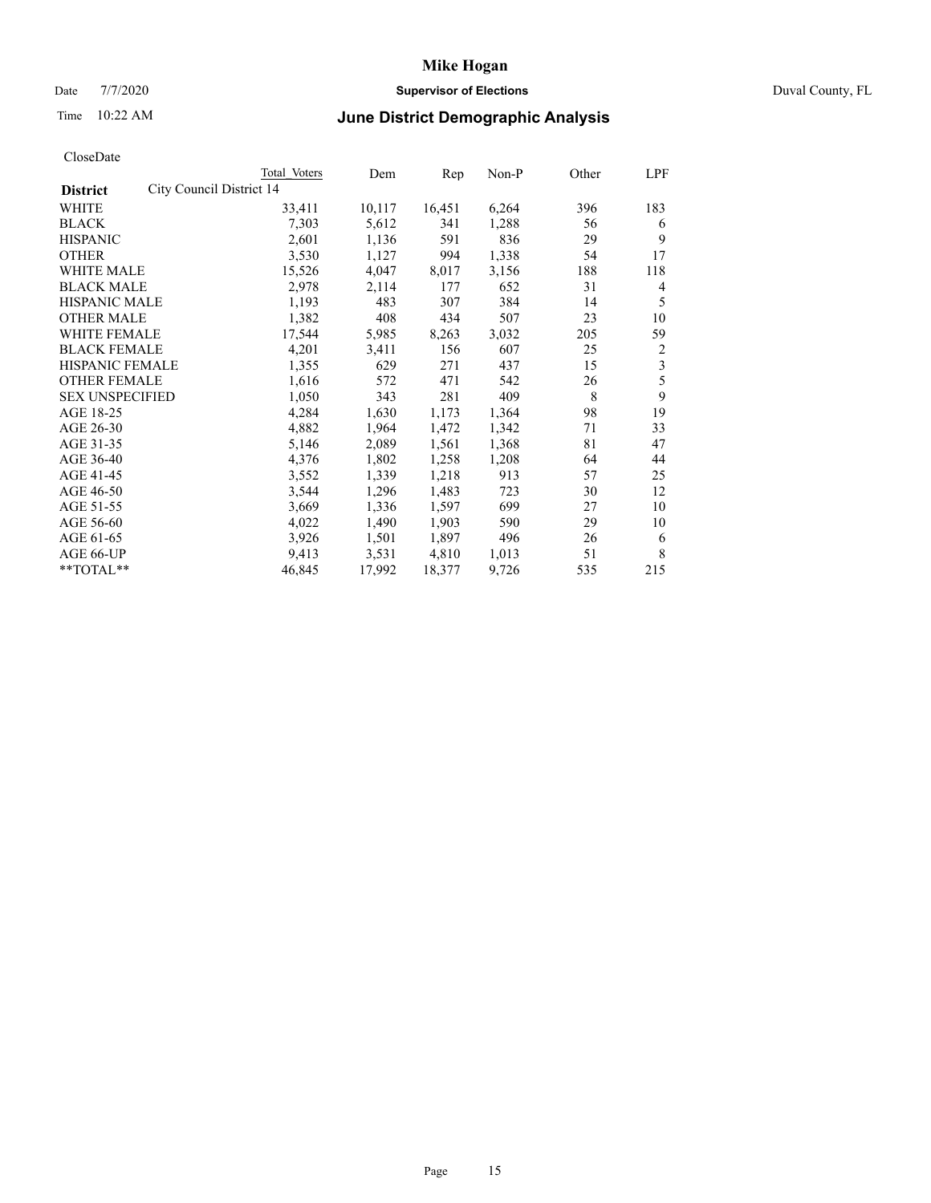# Mike Hogan

Date 7/7/2020 **Supervisor of Elections** Duval County, FL

Time 10:22 AM **June District Demographic Analysis**

CloseDate

| District | Total Voters | Dem | Rep | Non-P | Other | LPF |
|---|---|---|---|---|---|---|
| City Council District 14 | | | | | | |
| WHITE | 33,411 | 10,117 | 16,451 | 6,264 | 396 | 183 |
| BLACK | 7,303 | 5,612 | 341 | 1,288 | 56 | 6 |
| HISPANIC | 2,601 | 1,136 | 591 | 836 | 29 | 9 |
| OTHER | 3,530 | 1,127 | 994 | 1,338 | 54 | 17 |
| WHITE MALE | 15,526 | 4,047 | 8,017 | 3,156 | 188 | 118 |
| BLACK MALE | 2,978 | 2,114 | 177 | 652 | 31 | 4 |
| HISPANIC MALE | 1,193 | 483 | 307 | 384 | 14 | 5 |
| OTHER MALE | 1,382 | 408 | 434 | 507 | 23 | 10 |
| WHITE FEMALE | 17,544 | 5,985 | 8,263 | 3,032 | 205 | 59 |
| BLACK FEMALE | 4,201 | 3,411 | 156 | 607 | 25 | 2 |
| HISPANIC FEMALE | 1,355 | 629 | 271 | 437 | 15 | 3 |
| OTHER FEMALE | 1,616 | 572 | 471 | 542 | 26 | 5 |
| SEX UNSPECIFIED | 1,050 | 343 | 281 | 409 | 8 | 9 |
| AGE 18-25 | 4,284 | 1,630 | 1,173 | 1,364 | 98 | 19 |
| AGE 26-30 | 4,882 | 1,964 | 1,472 | 1,342 | 71 | 33 |
| AGE 31-35 | 5,146 | 2,089 | 1,561 | 1,368 | 81 | 47 |
| AGE 36-40 | 4,376 | 1,802 | 1,258 | 1,208 | 64 | 44 |
| AGE 41-45 | 3,552 | 1,339 | 1,218 | 913 | 57 | 25 |
| AGE 46-50 | 3,544 | 1,296 | 1,483 | 723 | 30 | 12 |
| AGE 51-55 | 3,669 | 1,336 | 1,597 | 699 | 27 | 10 |
| AGE 56-60 | 4,022 | 1,490 | 1,903 | 590 | 29 | 10 |
| AGE 61-65 | 3,926 | 1,501 | 1,897 | 496 | 26 | 6 |
| AGE 66-UP | 9,413 | 3,531 | 4,810 | 1,013 | 51 | 8 |
| **TOTAL** | 46,845 | 17,992 | 18,377 | 9,726 | 535 | 215 |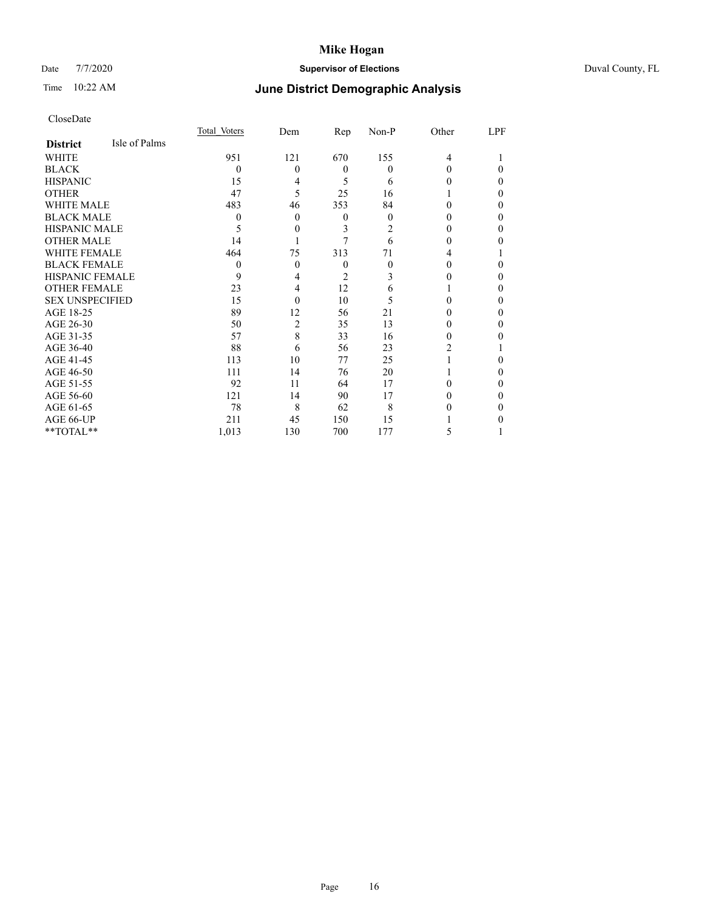CloseDate

| District | Isle of Palms | Total Voters | Dem | Rep | Non-P | Other | LPF |
|---|---|---|---|---|---|---|---|
| WHITE | | 951 | 121 | 670 | 155 | 4 | 1 |
| BLACK | | 0 | 0 | 0 | 0 | 0 | 0 |
| HISPANIC | | 15 | 4 | 5 | 6 | 0 | 0 |
| OTHER | | 47 | 5 | 25 | 16 | 1 | 0 |
| WHITE MALE | | 483 | 46 | 353 | 84 | 0 | 0 |
| BLACK MALE | | 0 | 0 | 0 | 0 | 0 | 0 |
| HISPANIC MALE | | 5 | 0 | 3 | 2 | 0 | 0 |
| OTHER MALE | | 14 | 1 | 7 | 6 | 0 | 0 |
| WHITE FEMALE | | 464 | 75 | 313 | 71 | 4 | 1 |
| BLACK FEMALE | | 0 | 0 | 0 | 0 | 0 | 0 |
| HISPANIC FEMALE | | 9 | 4 | 2 | 3 | 0 | 0 |
| OTHER FEMALE | | 23 | 4 | 12 | 6 | 1 | 0 |
| SEX UNSPECIFIED | | 15 | 0 | 10 | 5 | 0 | 0 |
| AGE 18-25 | | 89 | 12 | 56 | 21 | 0 | 0 |
| AGE 26-30 | | 50 | 2 | 35 | 13 | 0 | 0 |
| AGE 31-35 | | 57 | 8 | 33 | 16 | 0 | 0 |
| AGE 36-40 | | 88 | 6 | 56 | 23 | 2 | 1 |
| AGE 41-45 | | 113 | 10 | 77 | 25 | 1 | 0 |
| AGE 46-50 | | 111 | 14 | 76 | 20 | 1 | 0 |
| AGE 51-55 | | 92 | 11 | 64 | 17 | 0 | 0 |
| AGE 56-60 | | 121 | 14 | 90 | 17 | 0 | 0 |
| AGE 61-65 | | 78 | 8 | 62 | 8 | 0 | 0 |
| AGE 66-UP | | 211 | 45 | 150 | 15 | 1 | 0 |
| **TOTAL** | | 1,013 | 130 | 700 | 177 | 5 | 1 |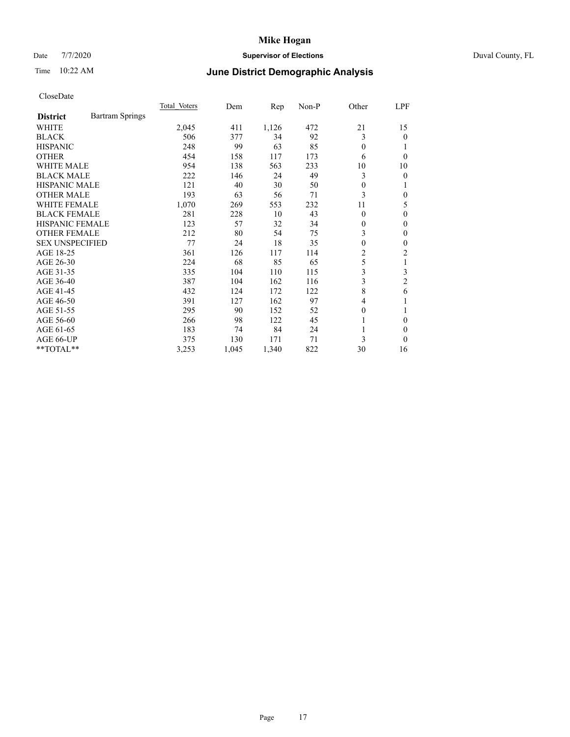# Mike Hogan

Date 7/7/2020 **Supervisor of Elections** Duval County, FL

Time 10:22 AM **June District Demographic Analysis**

CloseDate

| District | Bartram Springs | Total Voters | Dem | Rep | Non-P | Other | LPF |
|---|---|---|---|---|---|---|---|
| WHITE | | 2,045 | 411 | 1,126 | 472 | 21 | 15 |
| BLACK | | 506 | 377 | 34 | 92 | 3 | 0 |
| HISPANIC | | 248 | 99 | 63 | 85 | 0 | 1 |
| OTHER | | 454 | 158 | 117 | 173 | 6 | 0 |
| WHITE MALE | | 954 | 138 | 563 | 233 | 10 | 10 |
| BLACK MALE | | 222 | 146 | 24 | 49 | 3 | 0 |
| HISPANIC MALE | | 121 | 40 | 30 | 50 | 0 | 1 |
| OTHER MALE | | 193 | 63 | 56 | 71 | 3 | 0 |
| WHITE FEMALE | | 1,070 | 269 | 553 | 232 | 11 | 5 |
| BLACK FEMALE | | 281 | 228 | 10 | 43 | 0 | 0 |
| HISPANIC FEMALE | | 123 | 57 | 32 | 34 | 0 | 0 |
| OTHER FEMALE | | 212 | 80 | 54 | 75 | 3 | 0 |
| SEX UNSPECIFIED | | 77 | 24 | 18 | 35 | 0 | 0 |
| AGE 18-25 | | 361 | 126 | 117 | 114 | 2 | 2 |
| AGE 26-30 | | 224 | 68 | 85 | 65 | 5 | 1 |
| AGE 31-35 | | 335 | 104 | 110 | 115 | 3 | 3 |
| AGE 36-40 | | 387 | 104 | 162 | 116 | 3 | 2 |
| AGE 41-45 | | 432 | 124 | 172 | 122 | 8 | 6 |
| AGE 46-50 | | 391 | 127 | 162 | 97 | 4 | 1 |
| AGE 51-55 | | 295 | 90 | 152 | 52 | 0 | 1 |
| AGE 56-60 | | 266 | 98 | 122 | 45 | 1 | 0 |
| AGE 61-65 | | 183 | 74 | 84 | 24 | 1 | 0 |
| AGE 66-UP | | 375 | 130 | 171 | 71 | 3 | 0 |
| **TOTAL** | | 3,253 | 1,045 | 1,340 | 822 | 30 | 16 |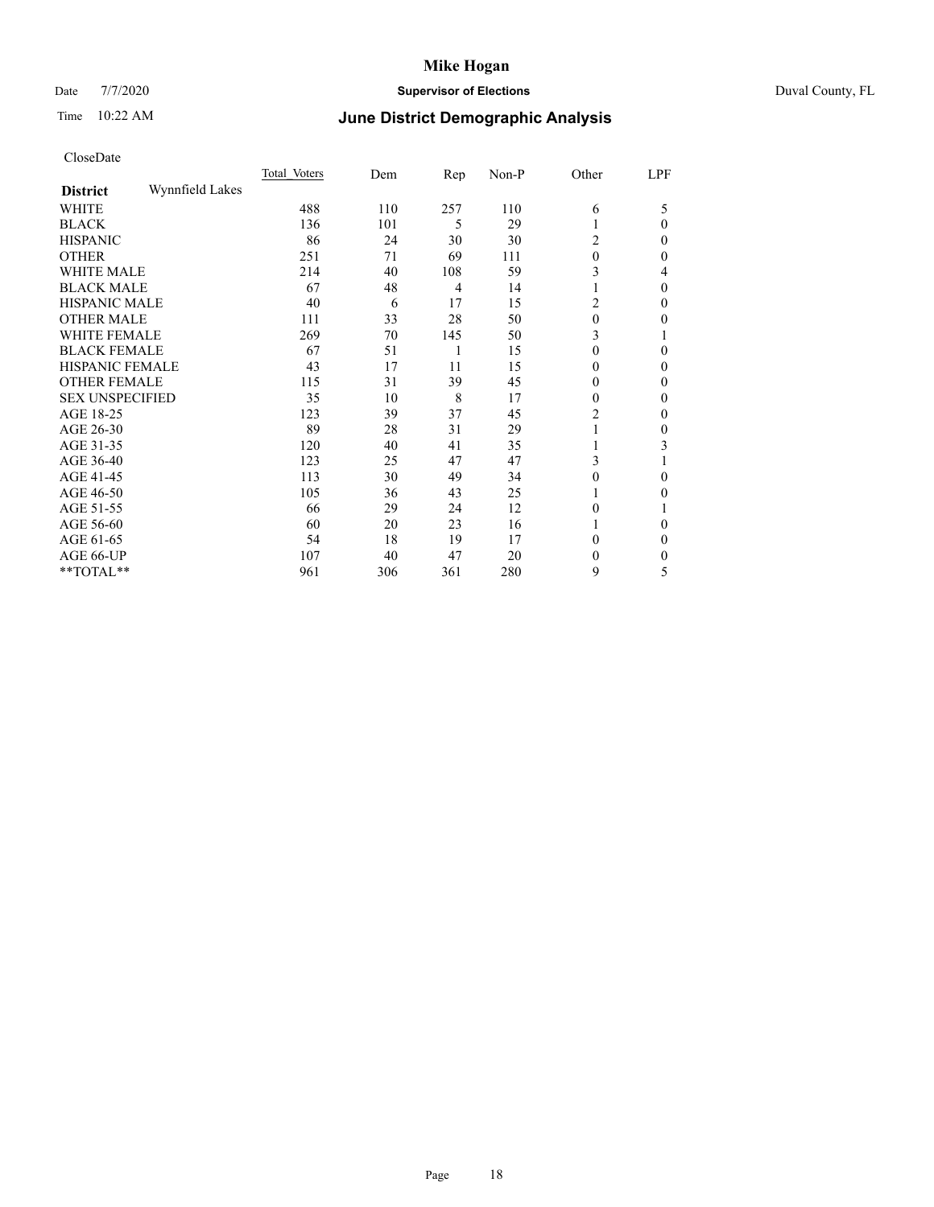# Mike Hogan

Date 7/7/2020 **Supervisor of Elections** Duval County, FL

Time 10:22 AM **June District Demographic Analysis**

CloseDate

| **District** Wynnfield Lakes | Total Voters | Dem | Rep | Non-P | Other | LPF |
|---|---|---|---|---|---|---|
| WHITE | 488 | 110 | 257 | 110 | 6 | 5 |
| BLACK | 136 | 101 | 5 | 29 | 1 | 0 |
| HISPANIC | 86 | 24 | 30 | 30 | 2 | 0 |
| OTHER | 251 | 71 | 69 | 111 | 0 | 0 |
| WHITE MALE | 214 | 40 | 108 | 59 | 3 | 4 |
| BLACK MALE | 67 | 48 | 4 | 14 | 1 | 0 |
| HISPANIC MALE | 40 | 6 | 17 | 15 | 2 | 0 |
| OTHER MALE | 111 | 33 | 28 | 50 | 0 | 0 |
| WHITE FEMALE | 269 | 70 | 145 | 50 | 3 | 1 |
| BLACK FEMALE | 67 | 51 | 1 | 15 | 0 | 0 |
| HISPANIC FEMALE | 43 | 17 | 11 | 15 | 0 | 0 |
| OTHER FEMALE | 115 | 31 | 39 | 45 | 0 | 0 |
| SEX UNSPECIFIED | 35 | 10 | 8 | 17 | 0 | 0 |
| AGE 18-25 | 123 | 39 | 37 | 45 | 2 | 0 |
| AGE 26-30 | 89 | 28 | 31 | 29 | 1 | 0 |
| AGE 31-35 | 120 | 40 | 41 | 35 | 1 | 3 |
| AGE 36-40 | 123 | 25 | 47 | 47 | 3 | 1 |
| AGE 41-45 | 113 | 30 | 49 | 34 | 0 | 0 |
| AGE 46-50 | 105 | 36 | 43 | 25 | 1 | 0 |
| AGE 51-55 | 66 | 29 | 24 | 12 | 0 | 1 |
| AGE 56-60 | 60 | 20 | 23 | 16 | 1 | 0 |
| AGE 61-65 | 54 | 18 | 19 | 17 | 0 | 0 |
| AGE 66-UP | 107 | 40 | 47 | 20 | 0 | 0 |
| **TOTAL** | 961 | 306 | 361 | 280 | 9 | 5 |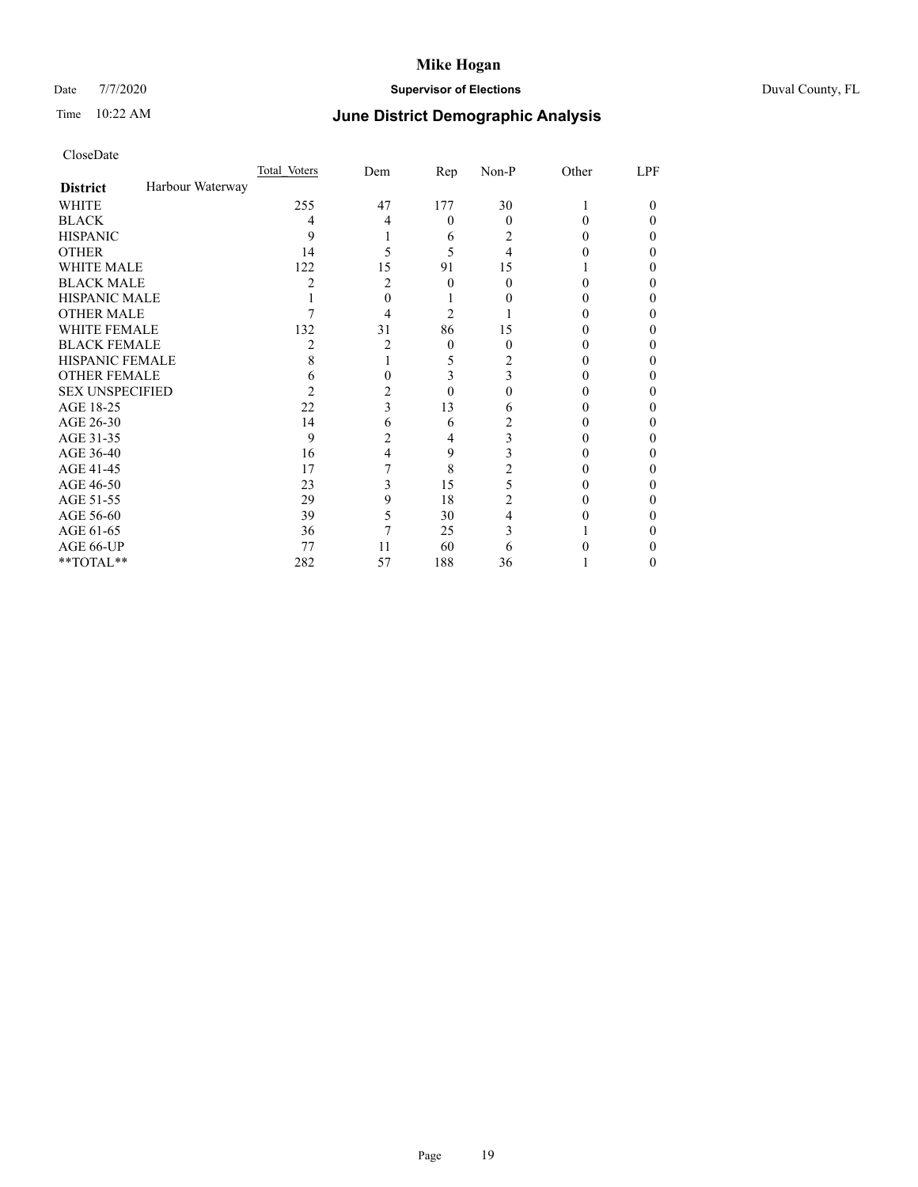# Mike Hogan

Date 7/7/2020 **Supervisor of Elections** Duval County, FL

Time 10:22 AM **June District Demographic Analysis**

CloseDate

| | Total Voters | Dem | Rep | Non-P | Other | LPF |
|---|---|---|---|---|---|---|
| **District** Harbour Waterway | | | | | | |
| WHITE | 255 | 47 | 177 | 30 | 1 | 0 |
| BLACK | 4 | 4 | 0 | 0 | 0 | 0 |
| HISPANIC | 9 | 1 | 6 | 2 | 0 | 0 |
| OTHER | 14 | 5 | 5 | 4 | 0 | 0 |
| WHITE MALE | 122 | 15 | 91 | 15 | 1 | 0 |
| BLACK MALE | 2 | 2 | 0 | 0 | 0 | 0 |
| HISPANIC MALE | 1 | 0 | 1 | 0 | 0 | 0 |
| OTHER MALE | 7 | 4 | 2 | 1 | 0 | 0 |
| WHITE FEMALE | 132 | 31 | 86 | 15 | 0 | 0 |
| BLACK FEMALE | 2 | 2 | 0 | 0 | 0 | 0 |
| HISPANIC FEMALE | 8 | 1 | 5 | 2 | 0 | 0 |
| OTHER FEMALE | 6 | 0 | 3 | 3 | 0 | 0 |
| SEX UNSPECIFIED | 2 | 2 | 0 | 0 | 0 | 0 |
| AGE 18-25 | 22 | 3 | 13 | 6 | 0 | 0 |
| AGE 26-30 | 14 | 6 | 6 | 2 | 0 | 0 |
| AGE 31-35 | 9 | 2 | 4 | 3 | 0 | 0 |
| AGE 36-40 | 16 | 4 | 9 | 3 | 0 | 0 |
| AGE 41-45 | 17 | 7 | 8 | 2 | 0 | 0 |
| AGE 46-50 | 23 | 3 | 15 | 5 | 0 | 0 |
| AGE 51-55 | 29 | 9 | 18 | 2 | 0 | 0 |
| AGE 56-60 | 39 | 5 | 30 | 4 | 0 | 0 |
| AGE 61-65 | 36 | 7 | 25 | 3 | 1 | 0 |
| AGE 66-UP | 77 | 11 | 60 | 6 | 0 | 0 |
| **TOTAL** | 282 | 57 | 188 | 36 | 1 | 0 |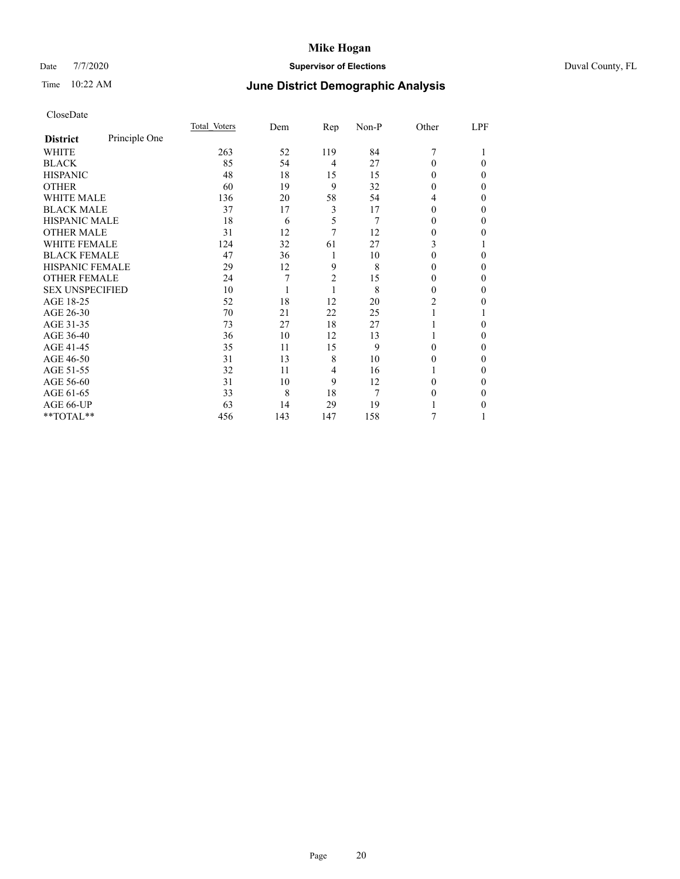# Mike Hogan

Date 7/7/2020 **Supervisor of Elections** Duval County, FL

Time 10:22 AM **June District Demographic Analysis**

CloseDate

| **District** Principle One | Total Voters | Dem | Rep | Non-P | Other | LPF |
|---|---|---|---|---|---|---|
| WHITE | 263 | 52 | 119 | 84 | 7 | 1 |
| BLACK | 85 | 54 | 4 | 27 | 0 | 0 |
| HISPANIC | 48 | 18 | 15 | 15 | 0 | 0 |
| OTHER | 60 | 19 | 9 | 32 | 0 | 0 |
| WHITE MALE | 136 | 20 | 58 | 54 | 4 | 0 |
| BLACK MALE | 37 | 17 | 3 | 17 | 0 | 0 |
| HISPANIC MALE | 18 | 6 | 5 | 7 | 0 | 0 |
| OTHER MALE | 31 | 12 | 7 | 12 | 0 | 0 |
| WHITE FEMALE | 124 | 32 | 61 | 27 | 3 | 1 |
| BLACK FEMALE | 47 | 36 | 1 | 10 | 0 | 0 |
| HISPANIC FEMALE | 29 | 12 | 9 | 8 | 0 | 0 |
| OTHER FEMALE | 24 | 7 | 2 | 15 | 0 | 0 |
| SEX UNSPECIFIED | 10 | 1 | 1 | 8 | 0 | 0 |
| AGE 18-25 | 52 | 18 | 12 | 20 | 2 | 0 |
| AGE 26-30 | 70 | 21 | 22 | 25 | 1 | 1 |
| AGE 31-35 | 73 | 27 | 18 | 27 | 1 | 0 |
| AGE 36-40 | 36 | 10 | 12 | 13 | 1 | 0 |
| AGE 41-45 | 35 | 11 | 15 | 9 | 0 | 0 |
| AGE 46-50 | 31 | 13 | 8 | 10 | 0 | 0 |
| AGE 51-55 | 32 | 11 | 4 | 16 | 1 | 0 |
| AGE 56-60 | 31 | 10 | 9 | 12 | 0 | 0 |
| AGE 61-65 | 33 | 8 | 18 | 7 | 0 | 0 |
| AGE 66-UP | 63 | 14 | 29 | 19 | 1 | 0 |
| **TOTAL** | 456 | 143 | 147 | 158 | 7 | 1 |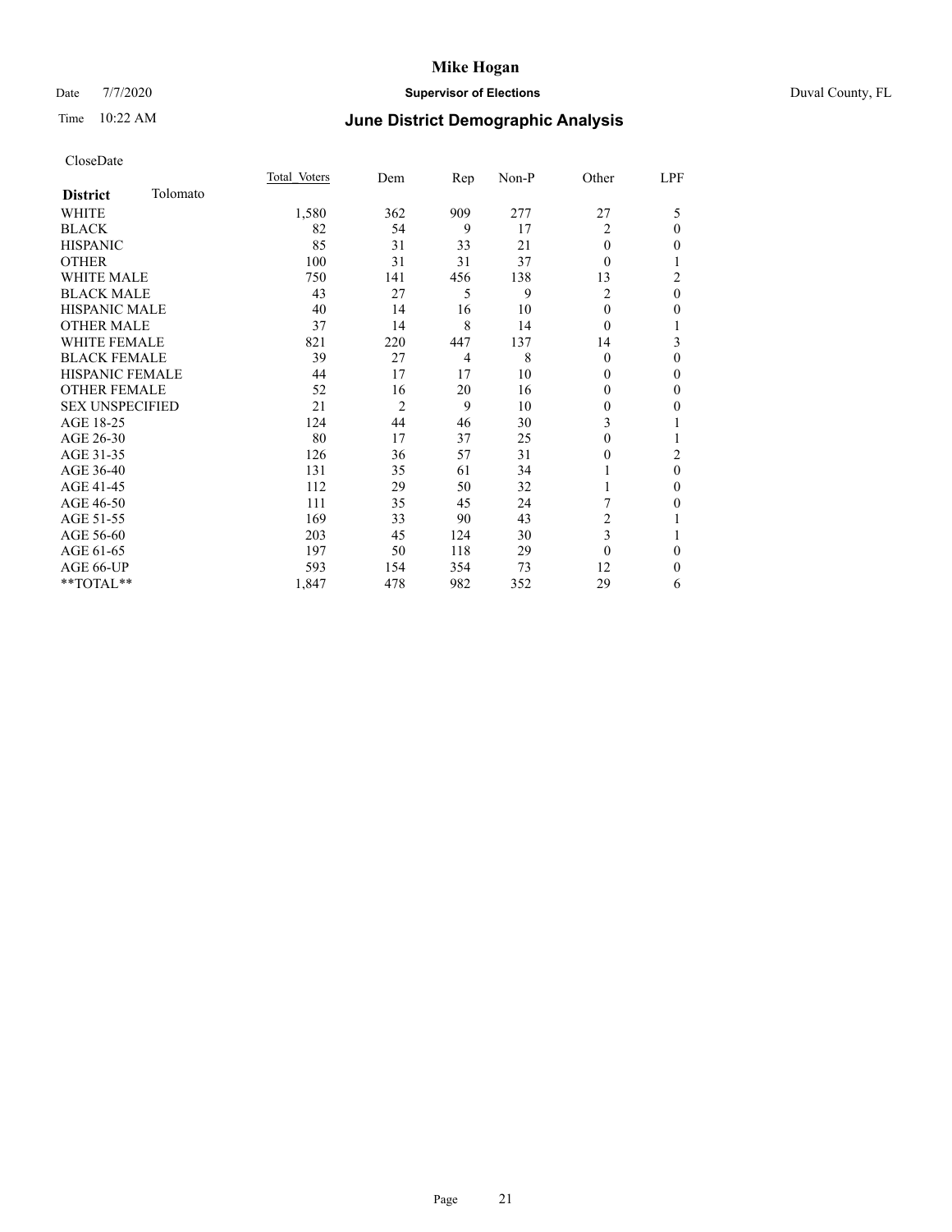# Mike Hogan

Date 7/7/2020 **Supervisor of Elections** Duval County, FL

Time 10:22 AM **June District Demographic Analysis**

CloseDate

| **District** Tolomato | Total Voters | Dem | Rep | Non-P | Other | LPF |
|---|---|---|---|---|---|---|
| WHITE | 1,580 | 362 | 909 | 277 | 27 | 5 |
| BLACK | 82 | 54 | 9 | 17 | 2 | 0 |
| HISPANIC | 85 | 31 | 33 | 21 | 0 | 0 |
| OTHER | 100 | 31 | 31 | 37 | 0 | 1 |
| WHITE MALE | 750 | 141 | 456 | 138 | 13 | 2 |
| BLACK MALE | 43 | 27 | 5 | 9 | 2 | 0 |
| HISPANIC MALE | 40 | 14 | 16 | 10 | 0 | 0 |
| OTHER MALE | 37 | 14 | 8 | 14 | 0 | 1 |
| WHITE FEMALE | 821 | 220 | 447 | 137 | 14 | 3 |
| BLACK FEMALE | 39 | 27 | 4 | 8 | 0 | 0 |
| HISPANIC FEMALE | 44 | 17 | 17 | 10 | 0 | 0 |
| OTHER FEMALE | 52 | 16 | 20 | 16 | 0 | 0 |
| SEX UNSPECIFIED | 21 | 2 | 9 | 10 | 0 | 0 |
| AGE 18-25 | 124 | 44 | 46 | 30 | 3 | 1 |
| AGE 26-30 | 80 | 17 | 37 | 25 | 0 | 1 |
| AGE 31-35 | 126 | 36 | 57 | 31 | 0 | 2 |
| AGE 36-40 | 131 | 35 | 61 | 34 | 1 | 0 |
| AGE 41-45 | 112 | 29 | 50 | 32 | 1 | 0 |
| AGE 46-50 | 111 | 35 | 45 | 24 | 7 | 0 |
| AGE 51-55 | 169 | 33 | 90 | 43 | 2 | 1 |
| AGE 56-60 | 203 | 45 | 124 | 30 | 3 | 1 |
| AGE 61-65 | 197 | 50 | 118 | 29 | 0 | 0 |
| AGE 66-UP | 593 | 154 | 354 | 73 | 12 | 0 |
| **TOTAL** | 1,847 | 478 | 982 | 352 | 29 | 6 |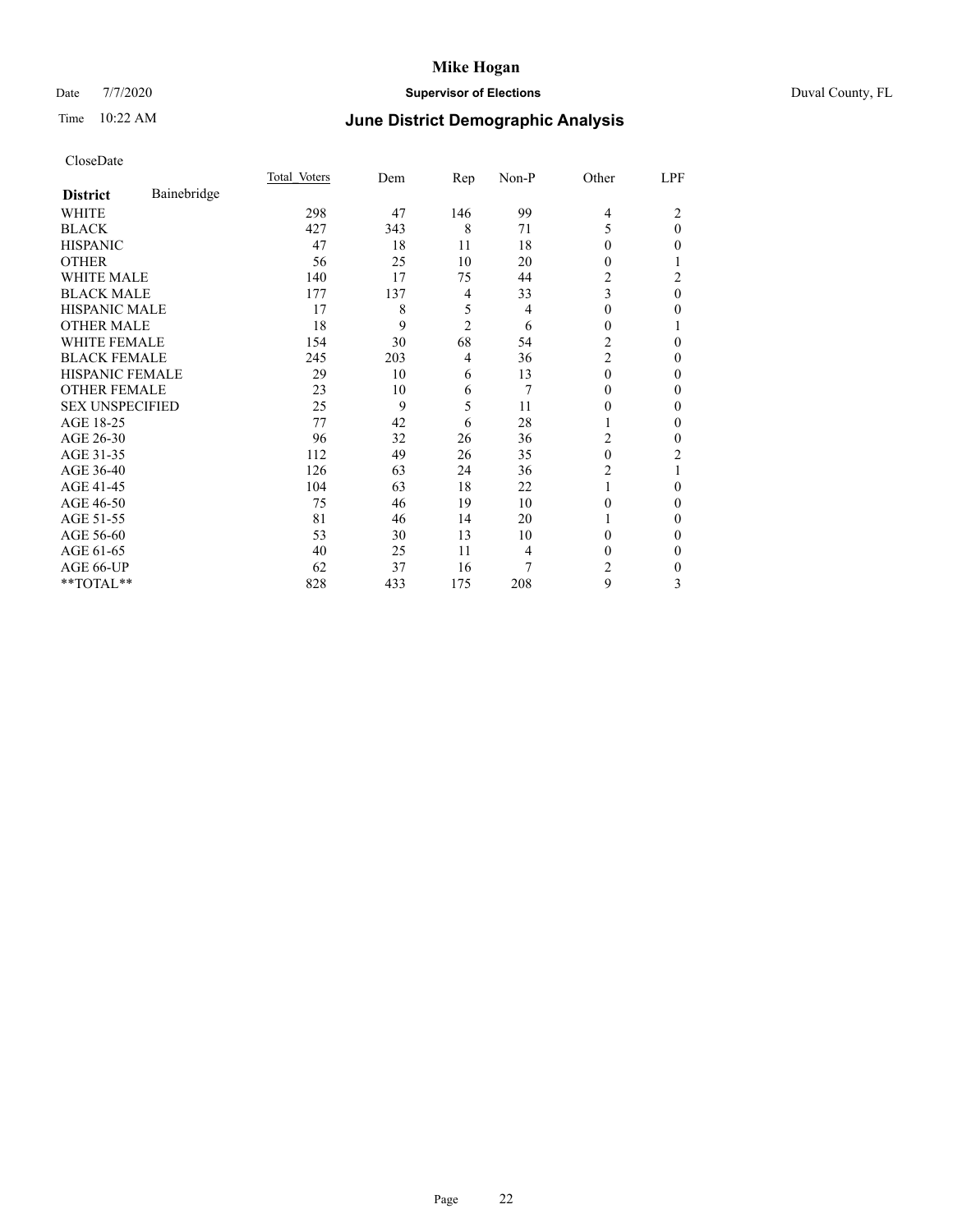# Mike Hogan

Date 7/7/2020 **Supervisor of Elections** Duval County, FL

Time 10:22 AM **June District Demographic Analysis**

CloseDate

| **District** Bainebridge | Total Voters | Dem | Rep | Non-P | Other | LPF |
|---|---|---|---|---|---|---|
| WHITE | 298 | 47 | 146 | 99 | 4 | 2 |
| BLACK | 427 | 343 | 8 | 71 | 5 | 0 |
| HISPANIC | 47 | 18 | 11 | 18 | 0 | 0 |
| OTHER | 56 | 25 | 10 | 20 | 0 | 1 |
| WHITE MALE | 140 | 17 | 75 | 44 | 2 | 2 |
| BLACK MALE | 177 | 137 | 4 | 33 | 3 | 0 |
| HISPANIC MALE | 17 | 8 | 5 | 4 | 0 | 0 |
| OTHER MALE | 18 | 9 | 2 | 6 | 0 | 1 |
| WHITE FEMALE | 154 | 30 | 68 | 54 | 2 | 0 |
| BLACK FEMALE | 245 | 203 | 4 | 36 | 2 | 0 |
| HISPANIC FEMALE | 29 | 10 | 6 | 13 | 0 | 0 |
| OTHER FEMALE | 23 | 10 | 6 | 7 | 0 | 0 |
| SEX UNSPECIFIED | 25 | 9 | 5 | 11 | 0 | 0 |
| AGE 18-25 | 77 | 42 | 6 | 28 | 1 | 0 |
| AGE 26-30 | 96 | 32 | 26 | 36 | 2 | 0 |
| AGE 31-35 | 112 | 49 | 26 | 35 | 0 | 2 |
| AGE 36-40 | 126 | 63 | 24 | 36 | 2 | 1 |
| AGE 41-45 | 104 | 63 | 18 | 22 | 1 | 0 |
| AGE 46-50 | 75 | 46 | 19 | 10 | 0 | 0 |
| AGE 51-55 | 81 | 46 | 14 | 20 | 1 | 0 |
| AGE 56-60 | 53 | 30 | 13 | 10 | 0 | 0 |
| AGE 61-65 | 40 | 25 | 11 | 4 | 0 | 0 |
| AGE 66-UP | 62 | 37 | 16 | 7 | 2 | 0 |
| **TOTAL** | 828 | 433 | 175 | 208 | 9 | 3 |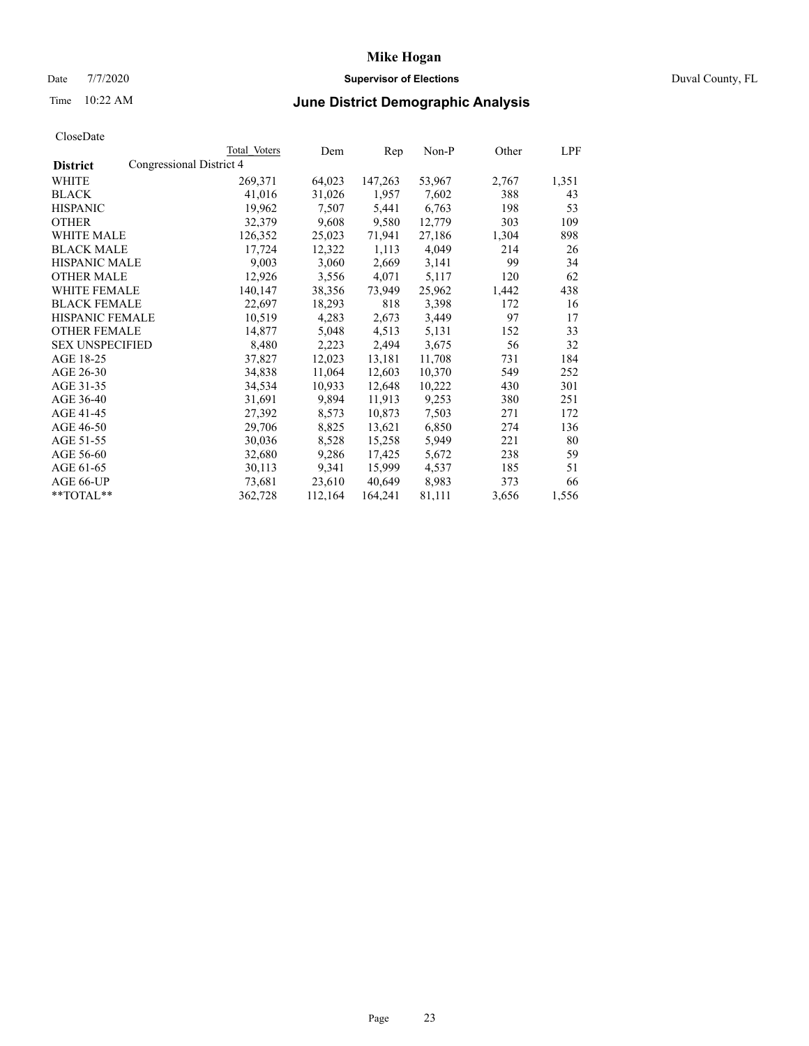# Mike Hogan

Date 7/7/2020 **Supervisor of Elections** Duval County, FL

Time 10:22 AM **June District Demographic Analysis**

CloseDate

| District | Total Voters | Dem | Rep | Non-P | Other | LPF |
|---|---|---|---|---|---|---|
| Congressional District 4 | | | | | | |
| WHITE | 269,371 | 64,023 | 147,263 | 53,967 | 2,767 | 1,351 |
| BLACK | 41,016 | 31,026 | 1,957 | 7,602 | 388 | 43 |
| HISPANIC | 19,962 | 7,507 | 5,441 | 6,763 | 198 | 53 |
| OTHER | 32,379 | 9,608 | 9,580 | 12,779 | 303 | 109 |
| WHITE MALE | 126,352 | 25,023 | 71,941 | 27,186 | 1,304 | 898 |
| BLACK MALE | 17,724 | 12,322 | 1,113 | 4,049 | 214 | 26 |
| HISPANIC MALE | 9,003 | 3,060 | 2,669 | 3,141 | 99 | 34 |
| OTHER MALE | 12,926 | 3,556 | 4,071 | 5,117 | 120 | 62 |
| WHITE FEMALE | 140,147 | 38,356 | 73,949 | 25,962 | 1,442 | 438 |
| BLACK FEMALE | 22,697 | 18,293 | 818 | 3,398 | 172 | 16 |
| HISPANIC FEMALE | 10,519 | 4,283 | 2,673 | 3,449 | 97 | 17 |
| OTHER FEMALE | 14,877 | 5,048 | 4,513 | 5,131 | 152 | 33 |
| SEX UNSPECIFIED | 8,480 | 2,223 | 2,494 | 3,675 | 56 | 32 |
| AGE 18-25 | 37,827 | 12,023 | 13,181 | 11,708 | 731 | 184 |
| AGE 26-30 | 34,838 | 11,064 | 12,603 | 10,370 | 549 | 252 |
| AGE 31-35 | 34,534 | 10,933 | 12,648 | 10,222 | 430 | 301 |
| AGE 36-40 | 31,691 | 9,894 | 11,913 | 9,253 | 380 | 251 |
| AGE 41-45 | 27,392 | 8,573 | 10,873 | 7,503 | 271 | 172 |
| AGE 46-50 | 29,706 | 8,825 | 13,621 | 6,850 | 274 | 136 |
| AGE 51-55 | 30,036 | 8,528 | 15,258 | 5,949 | 221 | 80 |
| AGE 56-60 | 32,680 | 9,286 | 17,425 | 5,672 | 238 | 59 |
| AGE 61-65 | 30,113 | 9,341 | 15,999 | 4,537 | 185 | 51 |
| AGE 66-UP | 73,681 | 23,610 | 40,649 | 8,983 | 373 | 66 |
| **TOTAL** | 362,728 | 112,164 | 164,241 | 81,111 | 3,656 | 1,556 |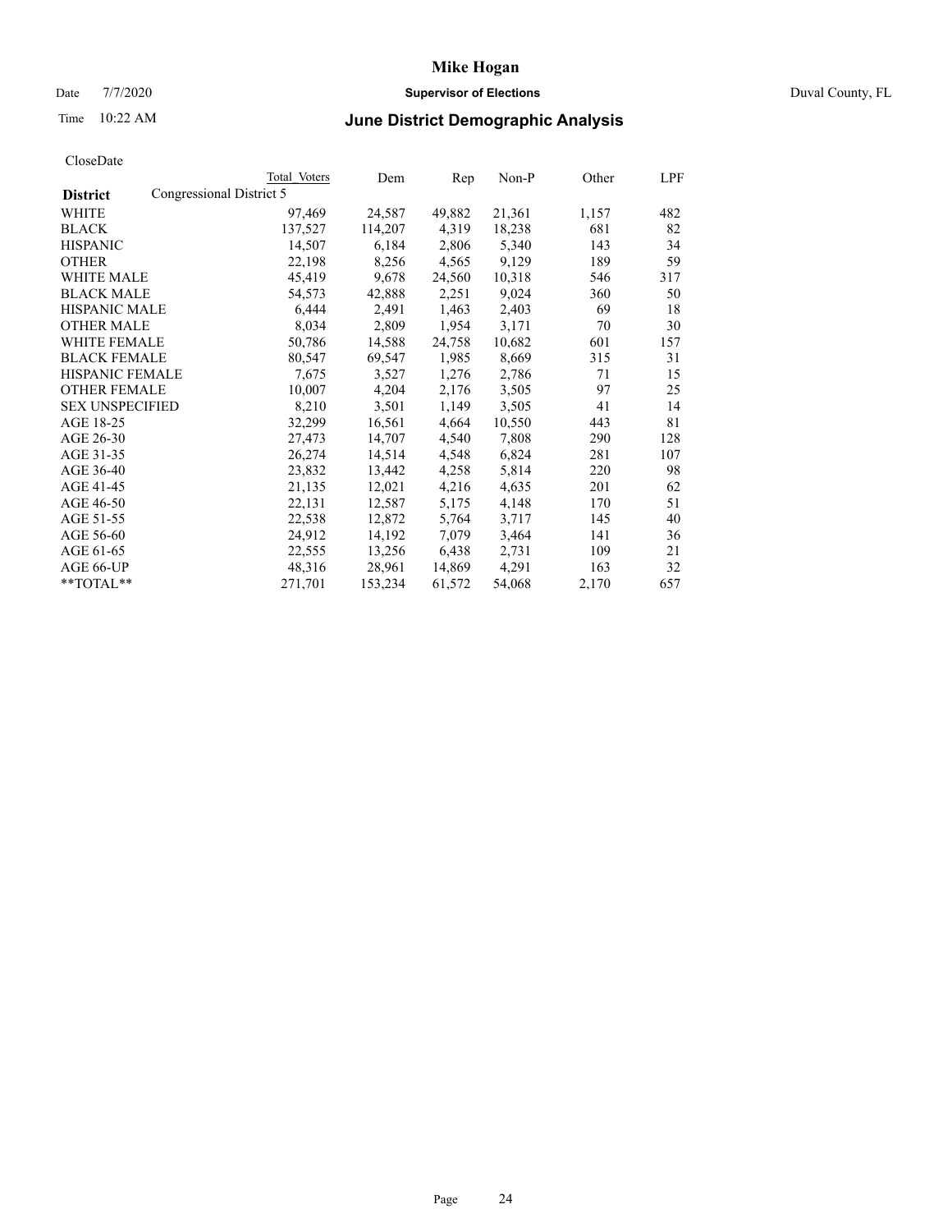# Mike Hogan

Date 7/7/2020 **Supervisor of Elections** Duval County, FL

Time 10:22 AM **June District Demographic Analysis**

CloseDate

| **District** | Congressional District 5 | Total Voters | Dem | Rep | Non-P | Other | LPF |
|---|---|---|---|---|---|---|---|
| WHITE | | 97,469 | 24,587 | 49,882 | 21,361 | 1,157 | 482 |
| BLACK | | 137,527 | 114,207 | 4,319 | 18,238 | 681 | 82 |
| HISPANIC | | 14,507 | 6,184 | 2,806 | 5,340 | 143 | 34 |
| OTHER | | 22,198 | 8,256 | 4,565 | 9,129 | 189 | 59 |
| WHITE MALE | | 45,419 | 9,678 | 24,560 | 10,318 | 546 | 317 |
| BLACK MALE | | 54,573 | 42,888 | 2,251 | 9,024 | 360 | 50 |
| HISPANIC MALE | | 6,444 | 2,491 | 1,463 | 2,403 | 69 | 18 |
| OTHER MALE | | 8,034 | 2,809 | 1,954 | 3,171 | 70 | 30 |
| WHITE FEMALE | | 50,786 | 14,588 | 24,758 | 10,682 | 601 | 157 |
| BLACK FEMALE | | 80,547 | 69,547 | 1,985 | 8,669 | 315 | 31 |
| HISPANIC FEMALE | | 7,675 | 3,527 | 1,276 | 2,786 | 71 | 15 |
| OTHER FEMALE | | 10,007 | 4,204 | 2,176 | 3,505 | 97 | 25 |
| SEX UNSPECIFIED | | 8,210 | 3,501 | 1,149 | 3,505 | 41 | 14 |
| AGE 18-25 | | 32,299 | 16,561 | 4,664 | 10,550 | 443 | 81 |
| AGE 26-30 | | 27,473 | 14,707 | 4,540 | 7,808 | 290 | 128 |
| AGE 31-35 | | 26,274 | 14,514 | 4,548 | 6,824 | 281 | 107 |
| AGE 36-40 | | 23,832 | 13,442 | 4,258 | 5,814 | 220 | 98 |
| AGE 41-45 | | 21,135 | 12,021 | 4,216 | 4,635 | 201 | 62 |
| AGE 46-50 | | 22,131 | 12,587 | 5,175 | 4,148 | 170 | 51 |
| AGE 51-55 | | 22,538 | 12,872 | 5,764 | 3,717 | 145 | 40 |
| AGE 56-60 | | 24,912 | 14,192 | 7,079 | 3,464 | 141 | 36 |
| AGE 61-65 | | 22,555 | 13,256 | 6,438 | 2,731 | 109 | 21 |
| AGE 66-UP | | 48,316 | 28,961 | 14,869 | 4,291 | 163 | 32 |
| **TOTAL** | | 271,701 | 153,234 | 61,572 | 54,068 | 2,170 | 657 |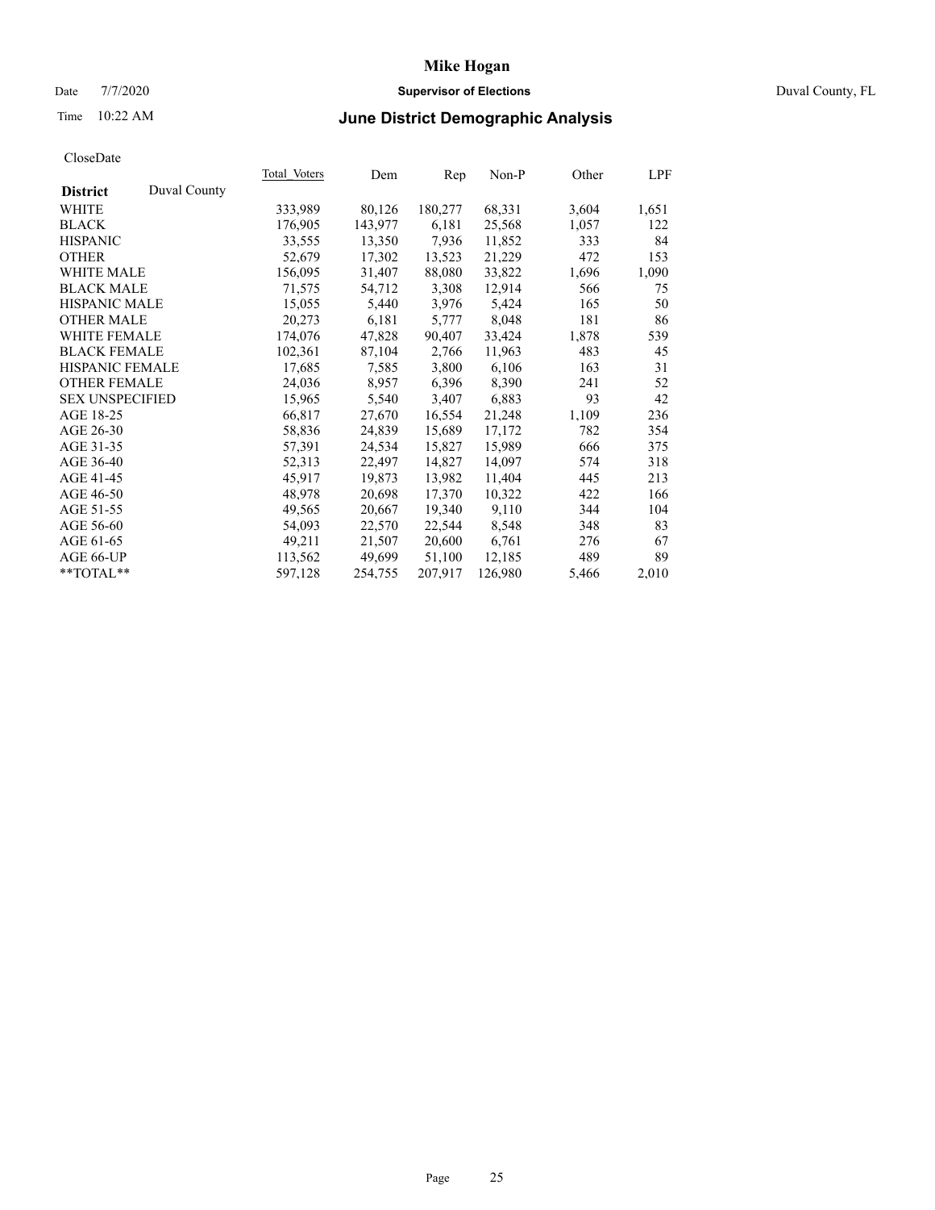# Mike Hogan

Date 7/7/2020 **Supervisor of Elections** Duval County, FL

Time 10:22 AM **June District Demographic Analysis**

CloseDate

| **District** | Duval County | Total Voters | Dem | Rep | Non-P | Other | LPF |
|---|---|---|---|---|---|---|---|
| WHITE | | 333,989 | 80,126 | 180,277 | 68,331 | 3,604 | 1,651 |
| BLACK | | 176,905 | 143,977 | 6,181 | 25,568 | 1,057 | 122 |
| HISPANIC | | 33,555 | 13,350 | 7,936 | 11,852 | 333 | 84 |
| OTHER | | 52,679 | 17,302 | 13,523 | 21,229 | 472 | 153 |
| WHITE MALE | | 156,095 | 31,407 | 88,080 | 33,822 | 1,696 | 1,090 |
| BLACK MALE | | 71,575 | 54,712 | 3,308 | 12,914 | 566 | 75 |
| HISPANIC MALE | | 15,055 | 5,440 | 3,976 | 5,424 | 165 | 50 |
| OTHER MALE | | 20,273 | 6,181 | 5,777 | 8,048 | 181 | 86 |
| WHITE FEMALE | | 174,076 | 47,828 | 90,407 | 33,424 | 1,878 | 539 |
| BLACK FEMALE | | 102,361 | 87,104 | 2,766 | 11,963 | 483 | 45 |
| HISPANIC FEMALE | | 17,685 | 7,585 | 3,800 | 6,106 | 163 | 31 |
| OTHER FEMALE | | 24,036 | 8,957 | 6,396 | 8,390 | 241 | 52 |
| SEX UNSPECIFIED | | 15,965 | 5,540 | 3,407 | 6,883 | 93 | 42 |
| AGE 18-25 | | 66,817 | 27,670 | 16,554 | 21,248 | 1,109 | 236 |
| AGE 26-30 | | 58,836 | 24,839 | 15,689 | 17,172 | 782 | 354 |
| AGE 31-35 | | 57,391 | 24,534 | 15,827 | 15,989 | 666 | 375 |
| AGE 36-40 | | 52,313 | 22,497 | 14,827 | 14,097 | 574 | 318 |
| AGE 41-45 | | 45,917 | 19,873 | 13,982 | 11,404 | 445 | 213 |
| AGE 46-50 | | 48,978 | 20,698 | 17,370 | 10,322 | 422 | 166 |
| AGE 51-55 | | 49,565 | 20,667 | 19,340 | 9,110 | 344 | 104 |
| AGE 56-60 | | 54,093 | 22,570 | 22,544 | 8,548 | 348 | 83 |
| AGE 61-65 | | 49,211 | 21,507 | 20,600 | 6,761 | 276 | 67 |
| AGE 66-UP | | 113,562 | 49,699 | 51,100 | 12,185 | 489 | 89 |
| **TOTAL** | | 597,128 | 254,755 | 207,917 | 126,980 | 5,466 | 2,010 |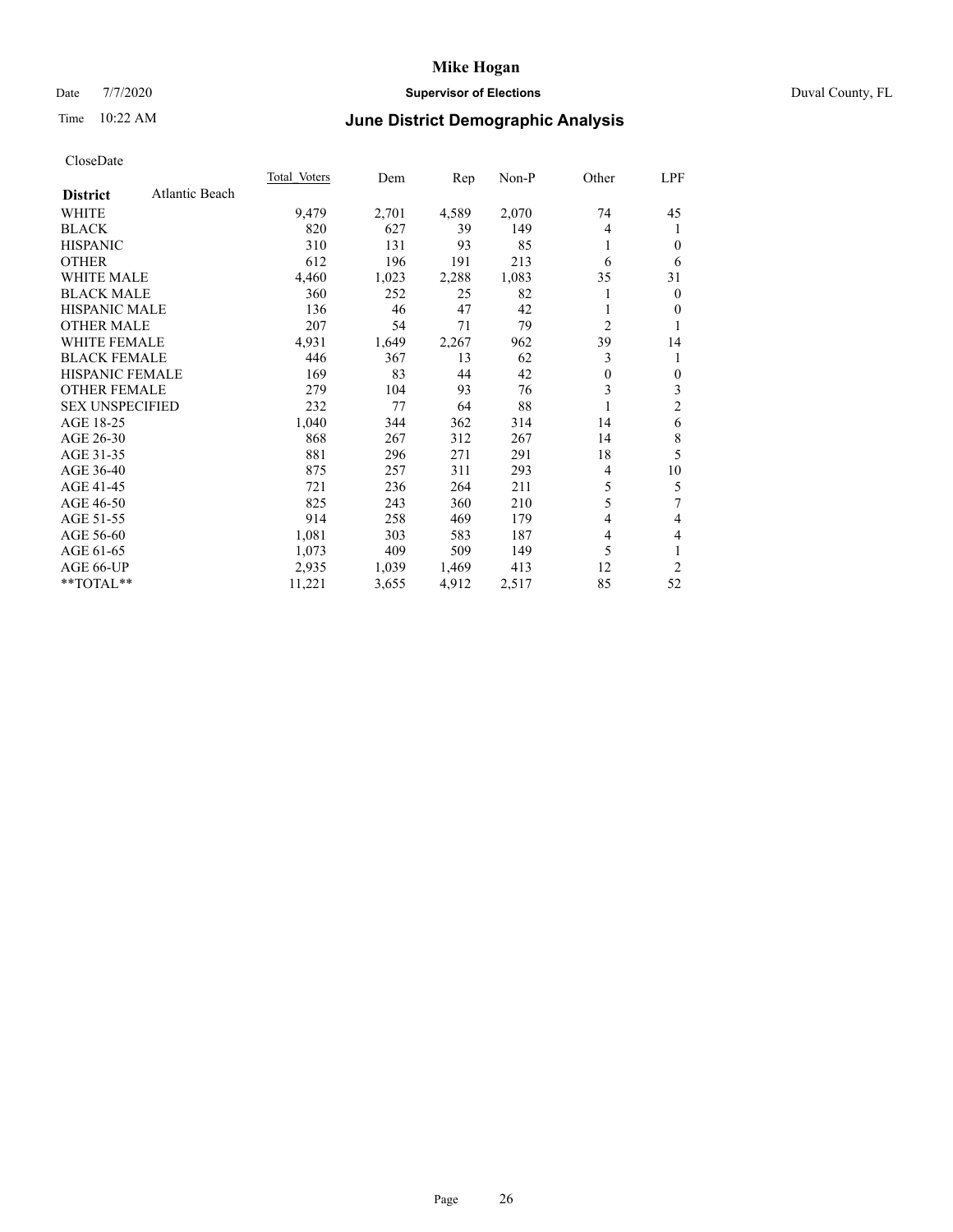CloseDate

| District | Atlantic Beach | Total Voters | Dem | Rep | Non-P | Other | LPF |
|---|---|---|---|---|---|---|---|
| WHITE | | 9,479 | 2,701 | 4,589 | 2,070 | 74 | 45 |
| BLACK | | 820 | 627 | 39 | 149 | 4 | 1 |
| HISPANIC | | 310 | 131 | 93 | 85 | 1 | 0 |
| OTHER | | 612 | 196 | 191 | 213 | 6 | 6 |
| WHITE MALE | | 4,460 | 1,023 | 2,288 | 1,083 | 35 | 31 |
| BLACK MALE | | 360 | 252 | 25 | 82 | 1 | 0 |
| HISPANIC MALE | | 136 | 46 | 47 | 42 | 1 | 0 |
| OTHER MALE | | 207 | 54 | 71 | 79 | 2 | 1 |
| WHITE FEMALE | | 4,931 | 1,649 | 2,267 | 962 | 39 | 14 |
| BLACK FEMALE | | 446 | 367 | 13 | 62 | 3 | 1 |
| HISPANIC FEMALE | | 169 | 83 | 44 | 42 | 0 | 0 |
| OTHER FEMALE | | 279 | 104 | 93 | 76 | 3 | 3 |
| SEX UNSPECIFIED | | 232 | 77 | 64 | 88 | 1 | 2 |
| AGE 18-25 | | 1,040 | 344 | 362 | 314 | 14 | 6 |
| AGE 26-30 | | 868 | 267 | 312 | 267 | 14 | 8 |
| AGE 31-35 | | 881 | 296 | 271 | 291 | 18 | 5 |
| AGE 36-40 | | 875 | 257 | 311 | 293 | 4 | 10 |
| AGE 41-45 | | 721 | 236 | 264 | 211 | 5 | 5 |
| AGE 46-50 | | 825 | 243 | 360 | 210 | 5 | 7 |
| AGE 51-55 | | 914 | 258 | 469 | 179 | 4 | 4 |
| AGE 56-60 | | 1,081 | 303 | 583 | 187 | 4 | 4 |
| AGE 61-65 | | 1,073 | 409 | 509 | 149 | 5 | 1 |
| AGE 66-UP | | 2,935 | 1,039 | 1,469 | 413 | 12 | 2 |
| **TOTAL** | | 11,221 | 3,655 | 4,912 | 2,517 | 85 | 52 |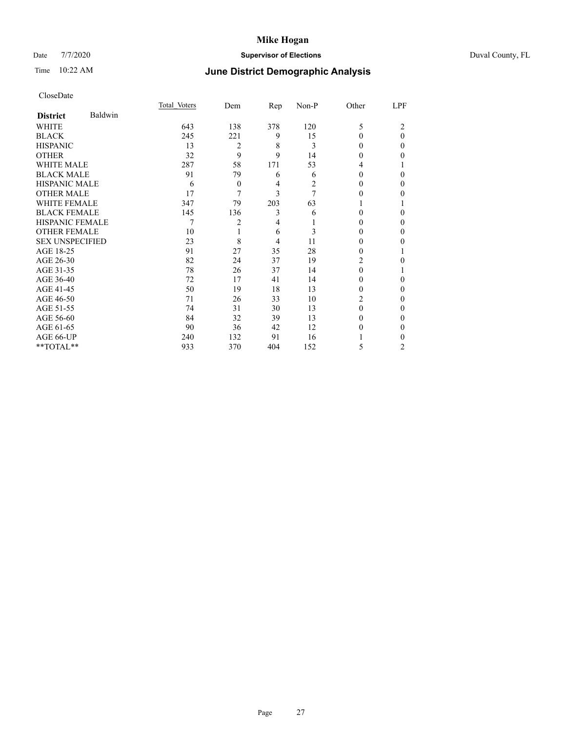# Mike Hogan

Date 7/7/2020 **Supervisor of Elections** Duval County, FL

Time 10:22 AM **June District Demographic Analysis**

CloseDate

| **District** Baldwin | Total Voters | Dem | Rep | Non-P | Other | LPF |
|---|---|---|---|---|---|---|
| WHITE | 643 | 138 | 378 | 120 | 5 | 2 |
| BLACK | 245 | 221 | 9 | 15 | 0 | 0 |
| HISPANIC | 13 | 2 | 8 | 3 | 0 | 0 |
| OTHER | 32 | 9 | 9 | 14 | 0 | 0 |
| WHITE MALE | 287 | 58 | 171 | 53 | 4 | 1 |
| BLACK MALE | 91 | 79 | 6 | 6 | 0 | 0 |
| HISPANIC MALE | 6 | 0 | 4 | 2 | 0 | 0 |
| OTHER MALE | 17 | 7 | 3 | 7 | 0 | 0 |
| WHITE FEMALE | 347 | 79 | 203 | 63 | 1 | 1 |
| BLACK FEMALE | 145 | 136 | 3 | 6 | 0 | 0 |
| HISPANIC FEMALE | 7 | 2 | 4 | 1 | 0 | 0 |
| OTHER FEMALE | 10 | 1 | 6 | 3 | 0 | 0 |
| SEX UNSPECIFIED | 23 | 8 | 4 | 11 | 0 | 0 |
| AGE 18-25 | 91 | 27 | 35 | 28 | 0 | 1 |
| AGE 26-30 | 82 | 24 | 37 | 19 | 2 | 0 |
| AGE 31-35 | 78 | 26 | 37 | 14 | 0 | 1 |
| AGE 36-40 | 72 | 17 | 41 | 14 | 0 | 0 |
| AGE 41-45 | 50 | 19 | 18 | 13 | 0 | 0 |
| AGE 46-50 | 71 | 26 | 33 | 10 | 2 | 0 |
| AGE 51-55 | 74 | 31 | 30 | 13 | 0 | 0 |
| AGE 56-60 | 84 | 32 | 39 | 13 | 0 | 0 |
| AGE 61-65 | 90 | 36 | 42 | 12 | 0 | 0 |
| AGE 66-UP | 240 | 132 | 91 | 16 | 1 | 0 |
| **TOTAL** | 933 | 370 | 404 | 152 | 5 | 2 |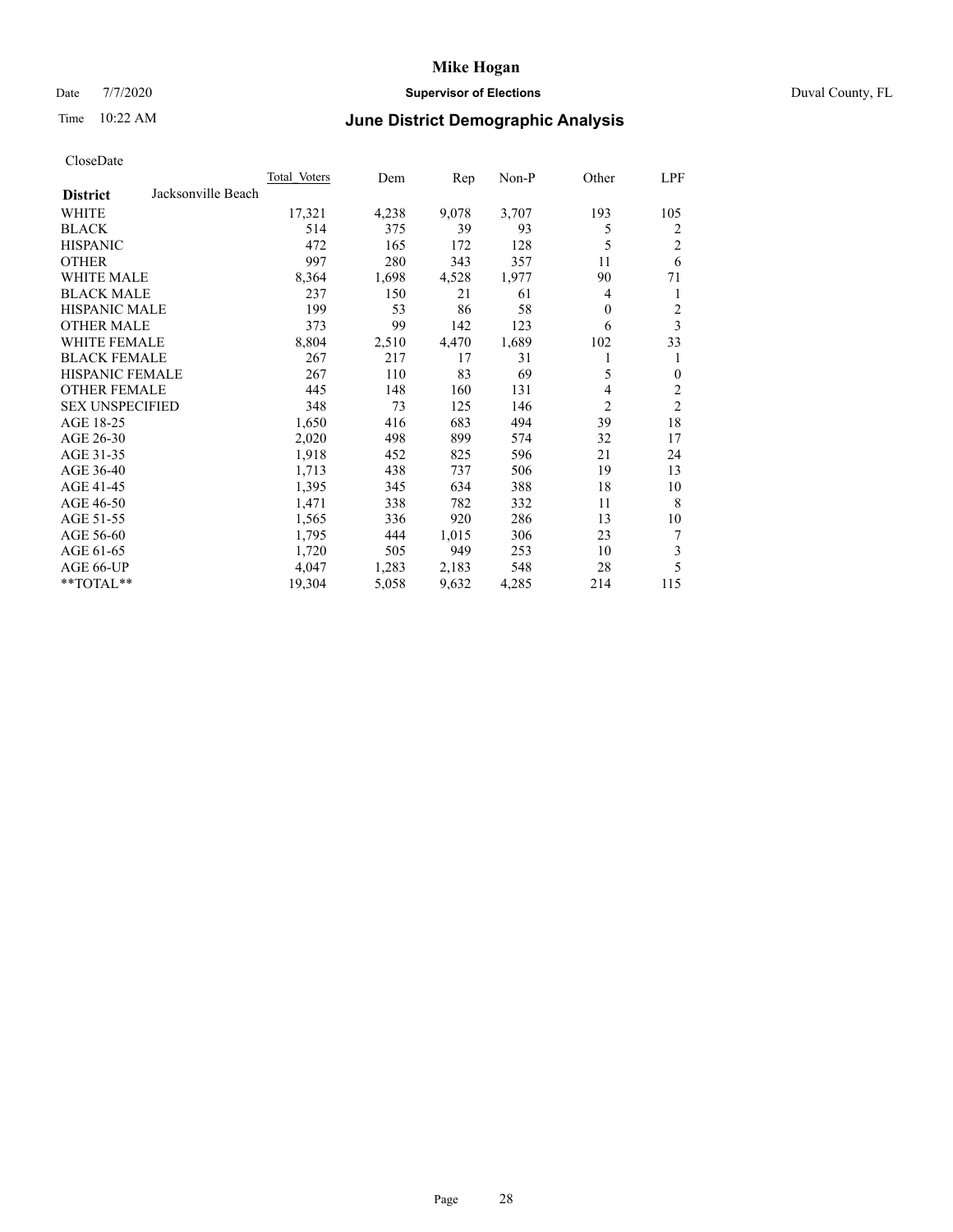# June District Demographic Analysis

Mike Hogan
Supervisor of Elections
Duval County, FL

Date 7/7/2020
Time 10:22 AM

CloseDate

| District: Jacksonville Beach | Total Voters | Dem | Rep | Non-P | Other | LPF |
|---|---|---|---|---|---|---|
| WHITE | 17,321 | 4,238 | 9,078 | 3,707 | 193 | 105 |
| BLACK | 514 | 375 | 39 | 93 | 5 | 2 |
| HISPANIC | 472 | 165 | 172 | 128 | 5 | 2 |
| OTHER | 997 | 280 | 343 | 357 | 11 | 6 |
| WHITE MALE | 8,364 | 1,698 | 4,528 | 1,977 | 90 | 71 |
| BLACK MALE | 237 | 150 | 21 | 61 | 4 | 1 |
| HISPANIC MALE | 199 | 53 | 86 | 58 | 0 | 2 |
| OTHER MALE | 373 | 99 | 142 | 123 | 6 | 3 |
| WHITE FEMALE | 8,804 | 2,510 | 4,470 | 1,689 | 102 | 33 |
| BLACK FEMALE | 267 | 217 | 17 | 31 | 1 | 1 |
| HISPANIC FEMALE | 267 | 110 | 83 | 69 | 5 | 0 |
| OTHER FEMALE | 445 | 148 | 160 | 131 | 4 | 2 |
| SEX UNSPECIFIED | 348 | 73 | 125 | 146 | 2 | 2 |
| AGE 18-25 | 1,650 | 416 | 683 | 494 | 39 | 18 |
| AGE 26-30 | 2,020 | 498 | 899 | 574 | 32 | 17 |
| AGE 31-35 | 1,918 | 452 | 825 | 596 | 21 | 24 |
| AGE 36-40 | 1,713 | 438 | 737 | 506 | 19 | 13 |
| AGE 41-45 | 1,395 | 345 | 634 | 388 | 18 | 10 |
| AGE 46-50 | 1,471 | 338 | 782 | 332 | 11 | 8 |
| AGE 51-55 | 1,565 | 336 | 920 | 286 | 13 | 10 |
| AGE 56-60 | 1,795 | 444 | 1,015 | 306 | 23 | 7 |
| AGE 61-65 | 1,720 | 505 | 949 | 253 | 10 | 3 |
| AGE 66-UP | 4,047 | 1,283 | 2,183 | 548 | 28 | 5 |
| **TOTAL** | 19,304 | 5,058 | 9,632 | 4,285 | 214 | 115 |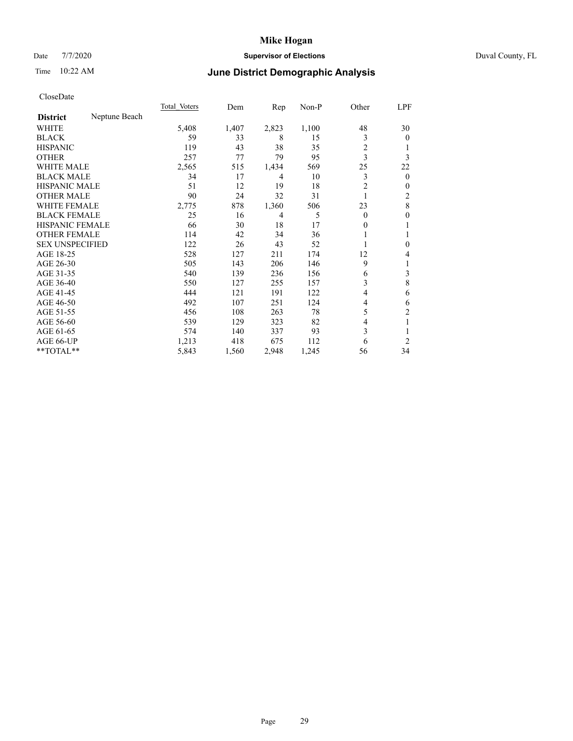# Mike Hogan

Date 7/7/2020 **Supervisor of Elections** Duval County, FL

Time 10:22 AM **June District Demographic Analysis**

CloseDate

| **District** Neptune Beach | Total Voters | Dem | Rep | Non-P | Other | LPF |
|---|---|---|---|---|---|---|
| WHITE | 5,408 | 1,407 | 2,823 | 1,100 | 48 | 30 |
| BLACK | 59 | 33 | 8 | 15 | 3 | 0 |
| HISPANIC | 119 | 43 | 38 | 35 | 2 | 1 |
| OTHER | 257 | 77 | 79 | 95 | 3 | 3 |
| WHITE MALE | 2,565 | 515 | 1,434 | 569 | 25 | 22 |
| BLACK MALE | 34 | 17 | 4 | 10 | 3 | 0 |
| HISPANIC MALE | 51 | 12 | 19 | 18 | 2 | 0 |
| OTHER MALE | 90 | 24 | 32 | 31 | 1 | 2 |
| WHITE FEMALE | 2,775 | 878 | 1,360 | 506 | 23 | 8 |
| BLACK FEMALE | 25 | 16 | 4 | 5 | 0 | 0 |
| HISPANIC FEMALE | 66 | 30 | 18 | 17 | 0 | 1 |
| OTHER FEMALE | 114 | 42 | 34 | 36 | 1 | 1 |
| SEX UNSPECIFIED | 122 | 26 | 43 | 52 | 1 | 0 |
| AGE 18-25 | 528 | 127 | 211 | 174 | 12 | 4 |
| AGE 26-30 | 505 | 143 | 206 | 146 | 9 | 1 |
| AGE 31-35 | 540 | 139 | 236 | 156 | 6 | 3 |
| AGE 36-40 | 550 | 127 | 255 | 157 | 3 | 8 |
| AGE 41-45 | 444 | 121 | 191 | 122 | 4 | 6 |
| AGE 46-50 | 492 | 107 | 251 | 124 | 4 | 6 |
| AGE 51-55 | 456 | 108 | 263 | 78 | 5 | 2 |
| AGE 56-60 | 539 | 129 | 323 | 82 | 4 | 1 |
| AGE 61-65 | 574 | 140 | 337 | 93 | 3 | 1 |
| AGE 66-UP | 1,213 | 418 | 675 | 112 | 6 | 2 |
| **TOTAL** | 5,843 | 1,560 | 2,948 | 1,245 | 56 | 34 |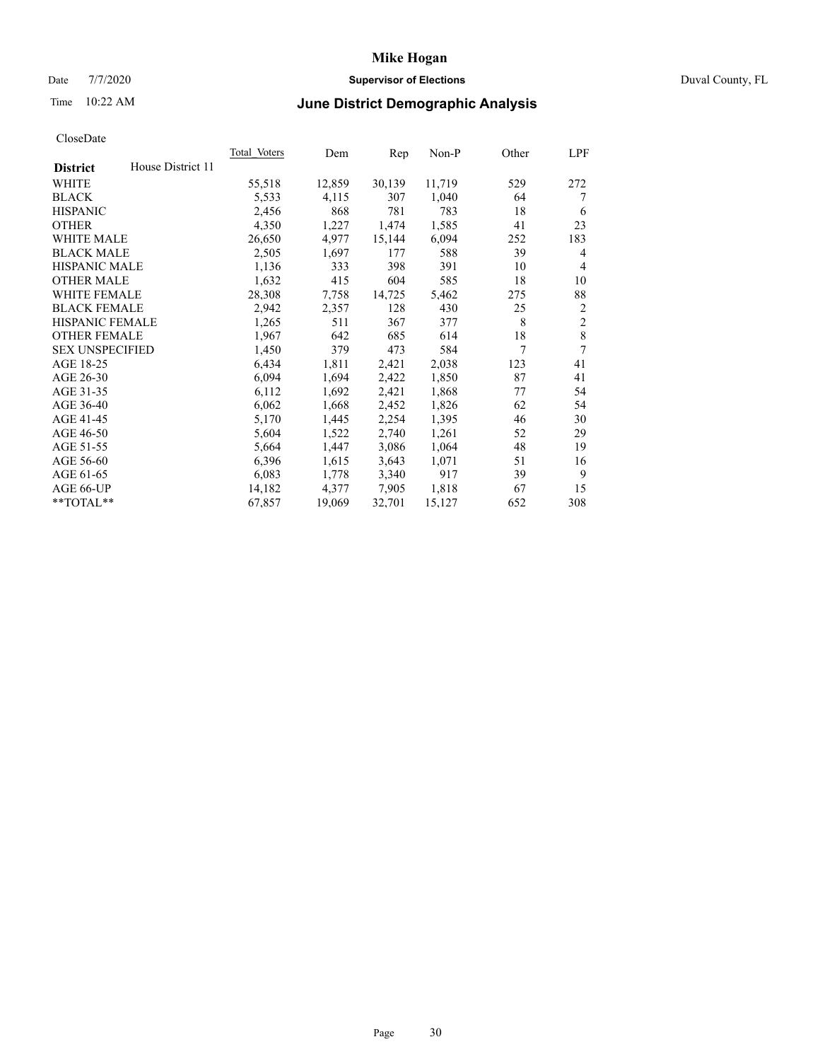Mike Hogan

Date 7/7/2020 **Supervisor of Elections** Duval County, FL

Time 10:22 AM **June District Demographic Analysis**

CloseDate

| **District** House District 11 | Total Voters | Dem | Rep | Non-P | Other | LPF |
|---|---|---|---|---|---|---|
| WHITE | 55,518 | 12,859 | 30,139 | 11,719 | 529 | 272 |
| BLACK | 5,533 | 4,115 | 307 | 1,040 | 64 | 7 |
| HISPANIC | 2,456 | 868 | 781 | 783 | 18 | 6 |
| OTHER | 4,350 | 1,227 | 1,474 | 1,585 | 41 | 23 |
| WHITE MALE | 26,650 | 4,977 | 15,144 | 6,094 | 252 | 183 |
| BLACK MALE | 2,505 | 1,697 | 177 | 588 | 39 | 4 |
| HISPANIC MALE | 1,136 | 333 | 398 | 391 | 10 | 4 |
| OTHER MALE | 1,632 | 415 | 604 | 585 | 18 | 10 |
| WHITE FEMALE | 28,308 | 7,758 | 14,725 | 5,462 | 275 | 88 |
| BLACK FEMALE | 2,942 | 2,357 | 128 | 430 | 25 | 2 |
| HISPANIC FEMALE | 1,265 | 511 | 367 | 377 | 8 | 2 |
| OTHER FEMALE | 1,967 | 642 | 685 | 614 | 18 | 8 |
| SEX UNSPECIFIED | 1,450 | 379 | 473 | 584 | 7 | 7 |
| AGE 18-25 | 6,434 | 1,811 | 2,421 | 2,038 | 123 | 41 |
| AGE 26-30 | 6,094 | 1,694 | 2,422 | 1,850 | 87 | 41 |
| AGE 31-35 | 6,112 | 1,692 | 2,421 | 1,868 | 77 | 54 |
| AGE 36-40 | 6,062 | 1,668 | 2,452 | 1,826 | 62 | 54 |
| AGE 41-45 | 5,170 | 1,445 | 2,254 | 1,395 | 46 | 30 |
| AGE 46-50 | 5,604 | 1,522 | 2,740 | 1,261 | 52 | 29 |
| AGE 51-55 | 5,664 | 1,447 | 3,086 | 1,064 | 48 | 19 |
| AGE 56-60 | 6,396 | 1,615 | 3,643 | 1,071 | 51 | 16 |
| AGE 61-65 | 6,083 | 1,778 | 3,340 | 917 | 39 | 9 |
| AGE 66-UP | 14,182 | 4,377 | 7,905 | 1,818 | 67 | 15 |
| **TOTAL** | 67,857 | 19,069 | 32,701 | 15,127 | 652 | 308 |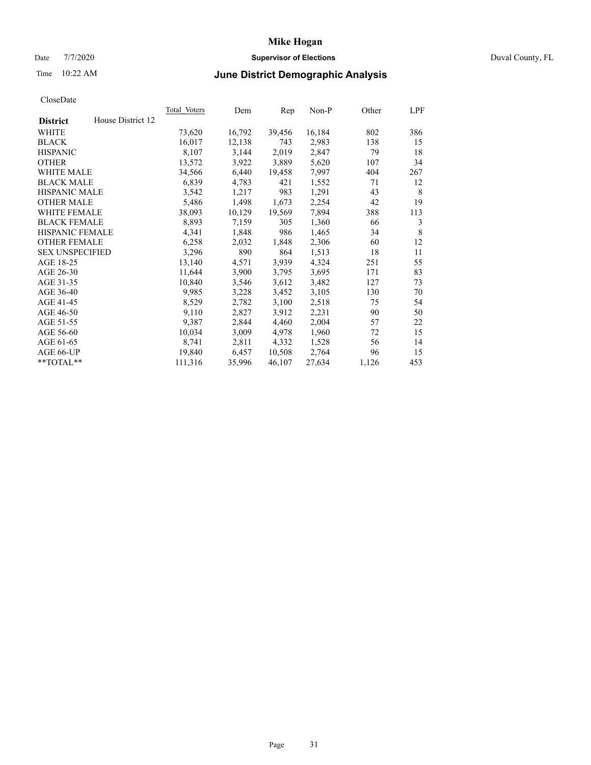# Mike Hogan

Date 7/7/2020 **Supervisor of Elections** Duval County, FL

Time 10:22 AM **June District Demographic Analysis**

CloseDate

| **District** | House District 12 | Total Voters | Dem | Rep | Non-P | Other | LPF |
|---|---|---|---|---|---|---|---|
| WHITE | | 73,620 | 16,792 | 39,456 | 16,184 | 802 | 386 |
| BLACK | | 16,017 | 12,138 | 743 | 2,983 | 138 | 15 |
| HISPANIC | | 8,107 | 3,144 | 2,019 | 2,847 | 79 | 18 |
| OTHER | | 13,572 | 3,922 | 3,889 | 5,620 | 107 | 34 |
| WHITE MALE | | 34,566 | 6,440 | 19,458 | 7,997 | 404 | 267 |
| BLACK MALE | | 6,839 | 4,783 | 421 | 1,552 | 71 | 12 |
| HISPANIC MALE | | 3,542 | 1,217 | 983 | 1,291 | 43 | 8 |
| OTHER MALE | | 5,486 | 1,498 | 1,673 | 2,254 | 42 | 19 |
| WHITE FEMALE | | 38,093 | 10,129 | 19,569 | 7,894 | 388 | 113 |
| BLACK FEMALE | | 8,893 | 7,159 | 305 | 1,360 | 66 | 3 |
| HISPANIC FEMALE | | 4,341 | 1,848 | 986 | 1,465 | 34 | 8 |
| OTHER FEMALE | | 6,258 | 2,032 | 1,848 | 2,306 | 60 | 12 |
| SEX UNSPECIFIED | | 3,296 | 890 | 864 | 1,513 | 18 | 11 |
| AGE 18-25 | | 13,140 | 4,571 | 3,939 | 4,324 | 251 | 55 |
| AGE 26-30 | | 11,644 | 3,900 | 3,795 | 3,695 | 171 | 83 |
| AGE 31-35 | | 10,840 | 3,546 | 3,612 | 3,482 | 127 | 73 |
| AGE 36-40 | | 9,985 | 3,228 | 3,452 | 3,105 | 130 | 70 |
| AGE 41-45 | | 8,529 | 2,782 | 3,100 | 2,518 | 75 | 54 |
| AGE 46-50 | | 9,110 | 2,827 | 3,912 | 2,231 | 90 | 50 |
| AGE 51-55 | | 9,387 | 2,844 | 4,460 | 2,004 | 57 | 22 |
| AGE 56-60 | | 10,034 | 3,009 | 4,978 | 1,960 | 72 | 15 |
| AGE 61-65 | | 8,741 | 2,811 | 4,332 | 1,528 | 56 | 14 |
| AGE 66-UP | | 19,840 | 6,457 | 10,508 | 2,764 | 96 | 15 |
| **TOTAL** | | 111,316 | 35,996 | 46,107 | 27,634 | 1,126 | 453 |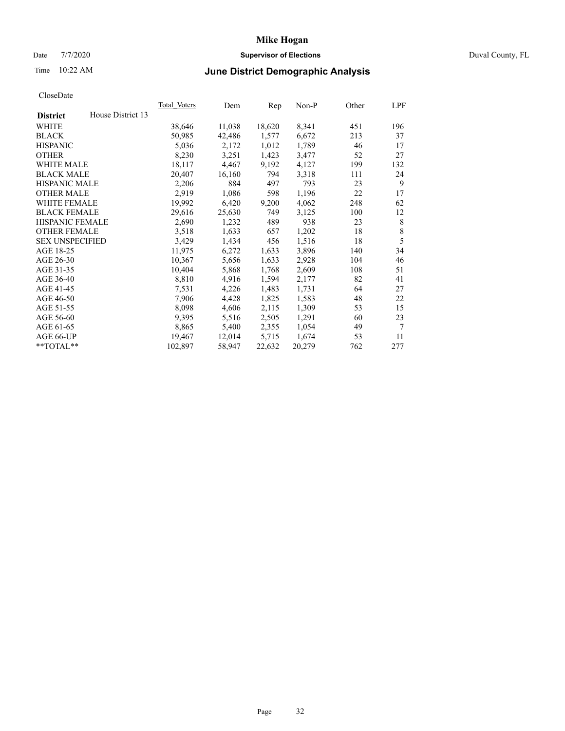# Mike Hogan

Date 7/7/2020 **Supervisor of Elections** Duval County, FL

Time 10:22 AM **June District Demographic Analysis**

CloseDate

| **District** House District 13 | Total Voters | Dem | Rep | Non-P | Other | LPF |
|---|---|---|---|---|---|---|
| WHITE | 38,646 | 11,038 | 18,620 | 8,341 | 451 | 196 |
| BLACK | 50,985 | 42,486 | 1,577 | 6,672 | 213 | 37 |
| HISPANIC | 5,036 | 2,172 | 1,012 | 1,789 | 46 | 17 |
| OTHER | 8,230 | 3,251 | 1,423 | 3,477 | 52 | 27 |
| WHITE MALE | 18,117 | 4,467 | 9,192 | 4,127 | 199 | 132 |
| BLACK MALE | 20,407 | 16,160 | 794 | 3,318 | 111 | 24 |
| HISPANIC MALE | 2,206 | 884 | 497 | 793 | 23 | 9 |
| OTHER MALE | 2,919 | 1,086 | 598 | 1,196 | 22 | 17 |
| WHITE FEMALE | 19,992 | 6,420 | 9,200 | 4,062 | 248 | 62 |
| BLACK FEMALE | 29,616 | 25,630 | 749 | 3,125 | 100 | 12 |
| HISPANIC FEMALE | 2,690 | 1,232 | 489 | 938 | 23 | 8 |
| OTHER FEMALE | 3,518 | 1,633 | 657 | 1,202 | 18 | 8 |
| SEX UNSPECIFIED | 3,429 | 1,434 | 456 | 1,516 | 18 | 5 |
| AGE 18-25 | 11,975 | 6,272 | 1,633 | 3,896 | 140 | 34 |
| AGE 26-30 | 10,367 | 5,656 | 1,633 | 2,928 | 104 | 46 |
| AGE 31-35 | 10,404 | 5,868 | 1,768 | 2,609 | 108 | 51 |
| AGE 36-40 | 8,810 | 4,916 | 1,594 | 2,177 | 82 | 41 |
| AGE 41-45 | 7,531 | 4,226 | 1,483 | 1,731 | 64 | 27 |
| AGE 46-50 | 7,906 | 4,428 | 1,825 | 1,583 | 48 | 22 |
| AGE 51-55 | 8,098 | 4,606 | 2,115 | 1,309 | 53 | 15 |
| AGE 56-60 | 9,395 | 5,516 | 2,505 | 1,291 | 60 | 23 |
| AGE 61-65 | 8,865 | 5,400 | 2,355 | 1,054 | 49 | 7 |
| AGE 66-UP | 19,467 | 12,014 | 5,715 | 1,674 | 53 | 11 |
| **TOTAL** | 102,897 | 58,947 | 22,632 | 20,279 | 762 | 277 |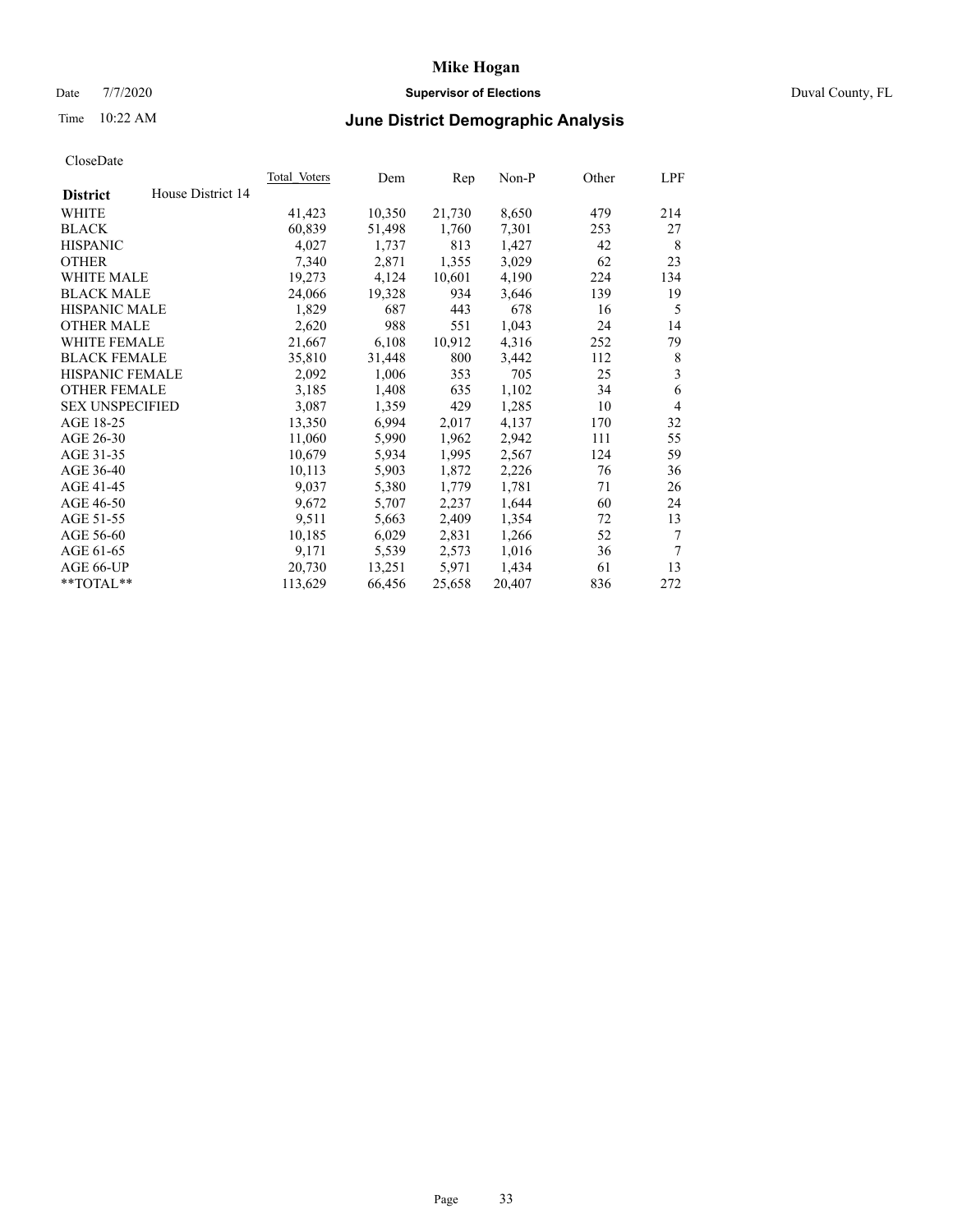# Mike Hogan

Date 7/7/2020 **Supervisor of Elections** Duval County, FL

Time 10:22 AM **June District Demographic Analysis**

CloseDate

| **District** House District 14 | Total Voters | Dem | Rep | Non-P | Other | LPF |
|---|---|---|---|---|---|---|
| WHITE | 41,423 | 10,350 | 21,730 | 8,650 | 479 | 214 |
| BLACK | 60,839 | 51,498 | 1,760 | 7,301 | 253 | 27 |
| HISPANIC | 4,027 | 1,737 | 813 | 1,427 | 42 | 8 |
| OTHER | 7,340 | 2,871 | 1,355 | 3,029 | 62 | 23 |
| WHITE MALE | 19,273 | 4,124 | 10,601 | 4,190 | 224 | 134 |
| BLACK MALE | 24,066 | 19,328 | 934 | 3,646 | 139 | 19 |
| HISPANIC MALE | 1,829 | 687 | 443 | 678 | 16 | 5 |
| OTHER MALE | 2,620 | 988 | 551 | 1,043 | 24 | 14 |
| WHITE FEMALE | 21,667 | 6,108 | 10,912 | 4,316 | 252 | 79 |
| BLACK FEMALE | 35,810 | 31,448 | 800 | 3,442 | 112 | 8 |
| HISPANIC FEMALE | 2,092 | 1,006 | 353 | 705 | 25 | 3 |
| OTHER FEMALE | 3,185 | 1,408 | 635 | 1,102 | 34 | 6 |
| SEX UNSPECIFIED | 3,087 | 1,359 | 429 | 1,285 | 10 | 4 |
| AGE 18-25 | 13,350 | 6,994 | 2,017 | 4,137 | 170 | 32 |
| AGE 26-30 | 11,060 | 5,990 | 1,962 | 2,942 | 111 | 55 |
| AGE 31-35 | 10,679 | 5,934 | 1,995 | 2,567 | 124 | 59 |
| AGE 36-40 | 10,113 | 5,903 | 1,872 | 2,226 | 76 | 36 |
| AGE 41-45 | 9,037 | 5,380 | 1,779 | 1,781 | 71 | 26 |
| AGE 46-50 | 9,672 | 5,707 | 2,237 | 1,644 | 60 | 24 |
| AGE 51-55 | 9,511 | 5,663 | 2,409 | 1,354 | 72 | 13 |
| AGE 56-60 | 10,185 | 6,029 | 2,831 | 1,266 | 52 | 7 |
| AGE 61-65 | 9,171 | 5,539 | 2,573 | 1,016 | 36 | 7 |
| AGE 66-UP | 20,730 | 13,251 | 5,971 | 1,434 | 61 | 13 |
| **TOTAL** | 113,629 | 66,456 | 25,658 | 20,407 | 836 | 272 |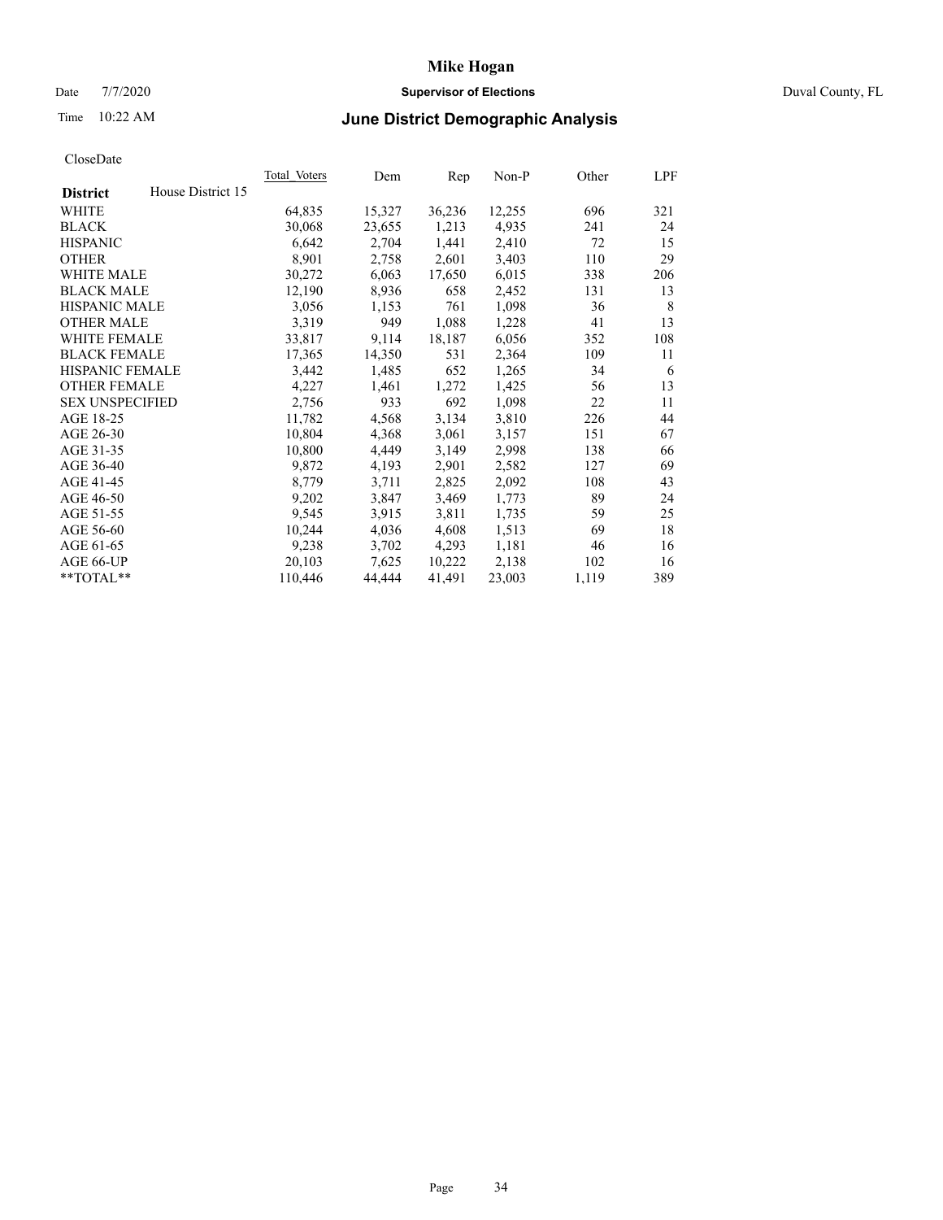# Mike Hogan

Date 7/7/2020 **Supervisor of Elections** Duval County, FL

Time 10:22 AM **June District Demographic Analysis**

CloseDate

| **District** House District 15 | Total Voters | Dem | Rep | Non-P | Other | LPF |
|---|---|---|---|---|---|---|
| WHITE | 64,835 | 15,327 | 36,236 | 12,255 | 696 | 321 |
| BLACK | 30,068 | 23,655 | 1,213 | 4,935 | 241 | 24 |
| HISPANIC | 6,642 | 2,704 | 1,441 | 2,410 | 72 | 15 |
| OTHER | 8,901 | 2,758 | 2,601 | 3,403 | 110 | 29 |
| WHITE MALE | 30,272 | 6,063 | 17,650 | 6,015 | 338 | 206 |
| BLACK MALE | 12,190 | 8,936 | 658 | 2,452 | 131 | 13 |
| HISPANIC MALE | 3,056 | 1,153 | 761 | 1,098 | 36 | 8 |
| OTHER MALE | 3,319 | 949 | 1,088 | 1,228 | 41 | 13 |
| WHITE FEMALE | 33,817 | 9,114 | 18,187 | 6,056 | 352 | 108 |
| BLACK FEMALE | 17,365 | 14,350 | 531 | 2,364 | 109 | 11 |
| HISPANIC FEMALE | 3,442 | 1,485 | 652 | 1,265 | 34 | 6 |
| OTHER FEMALE | 4,227 | 1,461 | 1,272 | 1,425 | 56 | 13 |
| SEX UNSPECIFIED | 2,756 | 933 | 692 | 1,098 | 22 | 11 |
| AGE 18-25 | 11,782 | 4,568 | 3,134 | 3,810 | 226 | 44 |
| AGE 26-30 | 10,804 | 4,368 | 3,061 | 3,157 | 151 | 67 |
| AGE 31-35 | 10,800 | 4,449 | 3,149 | 2,998 | 138 | 66 |
| AGE 36-40 | 9,872 | 4,193 | 2,901 | 2,582 | 127 | 69 |
| AGE 41-45 | 8,779 | 3,711 | 2,825 | 2,092 | 108 | 43 |
| AGE 46-50 | 9,202 | 3,847 | 3,469 | 1,773 | 89 | 24 |
| AGE 51-55 | 9,545 | 3,915 | 3,811 | 1,735 | 59 | 25 |
| AGE 56-60 | 10,244 | 4,036 | 4,608 | 1,513 | 69 | 18 |
| AGE 61-65 | 9,238 | 3,702 | 4,293 | 1,181 | 46 | 16 |
| AGE 66-UP | 20,103 | 7,625 | 10,222 | 2,138 | 102 | 16 |
| **TOTAL** | 110,446 | 44,444 | 41,491 | 23,003 | 1,119 | 389 |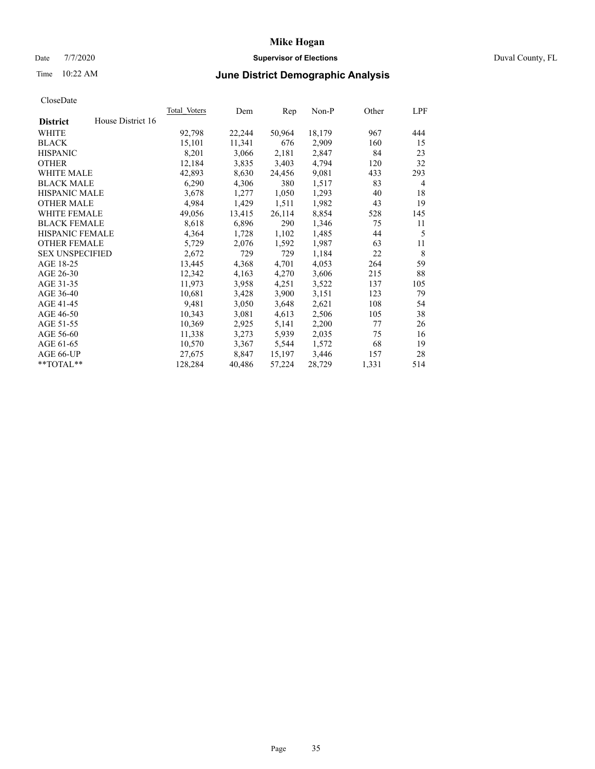# Mike Hogan

Date 7/7/2020 **Supervisor of Elections** Duval County, FL

Time 10:22 AM **June District Demographic Analysis**

CloseDate

| **District** | House District 16 | Total Voters | Dem | Rep | Non-P | Other | LPF |
|---|---|---|---|---|---|---|---|
| WHITE | | 92,798 | 22,244 | 50,964 | 18,179 | 967 | 444 |
| BLACK | | 15,101 | 11,341 | 676 | 2,909 | 160 | 15 |
| HISPANIC | | 8,201 | 3,066 | 2,181 | 2,847 | 84 | 23 |
| OTHER | | 12,184 | 3,835 | 3,403 | 4,794 | 120 | 32 |
| WHITE MALE | | 42,893 | 8,630 | 24,456 | 9,081 | 433 | 293 |
| BLACK MALE | | 6,290 | 4,306 | 380 | 1,517 | 83 | 4 |
| HISPANIC MALE | | 3,678 | 1,277 | 1,050 | 1,293 | 40 | 18 |
| OTHER MALE | | 4,984 | 1,429 | 1,511 | 1,982 | 43 | 19 |
| WHITE FEMALE | | 49,056 | 13,415 | 26,114 | 8,854 | 528 | 145 |
| BLACK FEMALE | | 8,618 | 6,896 | 290 | 1,346 | 75 | 11 |
| HISPANIC FEMALE | | 4,364 | 1,728 | 1,102 | 1,485 | 44 | 5 |
| OTHER FEMALE | | 5,729 | 2,076 | 1,592 | 1,987 | 63 | 11 |
| SEX UNSPECIFIED | | 2,672 | 729 | 729 | 1,184 | 22 | 8 |
| AGE 18-25 | | 13,445 | 4,368 | 4,701 | 4,053 | 264 | 59 |
| AGE 26-30 | | 12,342 | 4,163 | 4,270 | 3,606 | 215 | 88 |
| AGE 31-35 | | 11,973 | 3,958 | 4,251 | 3,522 | 137 | 105 |
| AGE 36-40 | | 10,681 | 3,428 | 3,900 | 3,151 | 123 | 79 |
| AGE 41-45 | | 9,481 | 3,050 | 3,648 | 2,621 | 108 | 54 |
| AGE 46-50 | | 10,343 | 3,081 | 4,613 | 2,506 | 105 | 38 |
| AGE 51-55 | | 10,369 | 2,925 | 5,141 | 2,200 | 77 | 26 |
| AGE 56-60 | | 11,338 | 3,273 | 5,939 | 2,035 | 75 | 16 |
| AGE 61-65 | | 10,570 | 3,367 | 5,544 | 1,572 | 68 | 19 |
| AGE 66-UP | | 27,675 | 8,847 | 15,197 | 3,446 | 157 | 28 |
| **TOTAL** | | 128,284 | 40,486 | 57,224 | 28,729 | 1,331 | 514 |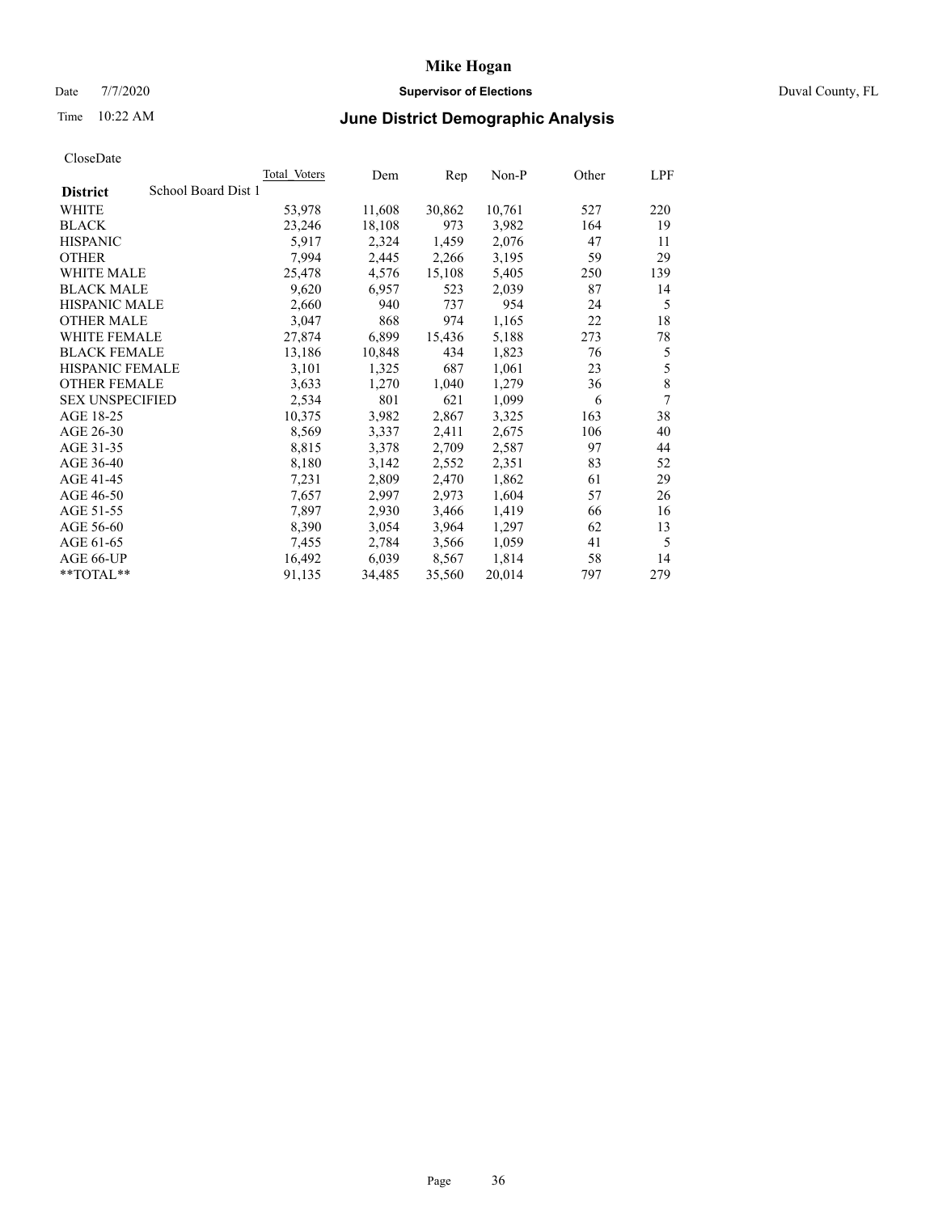CloseDate

| District | School Board Dist 1 | Total Voters | Dem | Rep | Non-P | Other | LPF |
|---|---|---|---|---|---|---|---|
| WHITE | | 53,978 | 11,608 | 30,862 | 10,761 | 527 | 220 |
| BLACK | | 23,246 | 18,108 | 973 | 3,982 | 164 | 19 |
| HISPANIC | | 5,917 | 2,324 | 1,459 | 2,076 | 47 | 11 |
| OTHER | | 7,994 | 2,445 | 2,266 | 3,195 | 59 | 29 |
| WHITE MALE | | 25,478 | 4,576 | 15,108 | 5,405 | 250 | 139 |
| BLACK MALE | | 9,620 | 6,957 | 523 | 2,039 | 87 | 14 |
| HISPANIC MALE | | 2,660 | 940 | 737 | 954 | 24 | 5 |
| OTHER MALE | | 3,047 | 868 | 974 | 1,165 | 22 | 18 |
| WHITE FEMALE | | 27,874 | 6,899 | 15,436 | 5,188 | 273 | 78 |
| BLACK FEMALE | | 13,186 | 10,848 | 434 | 1,823 | 76 | 5 |
| HISPANIC FEMALE | | 3,101 | 1,325 | 687 | 1,061 | 23 | 5 |
| OTHER FEMALE | | 3,633 | 1,270 | 1,040 | 1,279 | 36 | 8 |
| SEX UNSPECIFIED | | 2,534 | 801 | 621 | 1,099 | 6 | 7 |
| AGE 18-25 | | 10,375 | 3,982 | 2,867 | 3,325 | 163 | 38 |
| AGE 26-30 | | 8,569 | 3,337 | 2,411 | 2,675 | 106 | 40 |
| AGE 31-35 | | 8,815 | 3,378 | 2,709 | 2,587 | 97 | 44 |
| AGE 36-40 | | 8,180 | 3,142 | 2,552 | 2,351 | 83 | 52 |
| AGE 41-45 | | 7,231 | 2,809 | 2,470 | 1,862 | 61 | 29 |
| AGE 46-50 | | 7,657 | 2,997 | 2,973 | 1,604 | 57 | 26 |
| AGE 51-55 | | 7,897 | 2,930 | 3,466 | 1,419 | 66 | 16 |
| AGE 56-60 | | 8,390 | 3,054 | 3,964 | 1,297 | 62 | 13 |
| AGE 61-65 | | 7,455 | 2,784 | 3,566 | 1,059 | 41 | 5 |
| AGE 66-UP | | 16,492 | 6,039 | 8,567 | 1,814 | 58 | 14 |
| **TOTAL** | | 91,135 | 34,485 | 35,560 | 20,014 | 797 | 279 |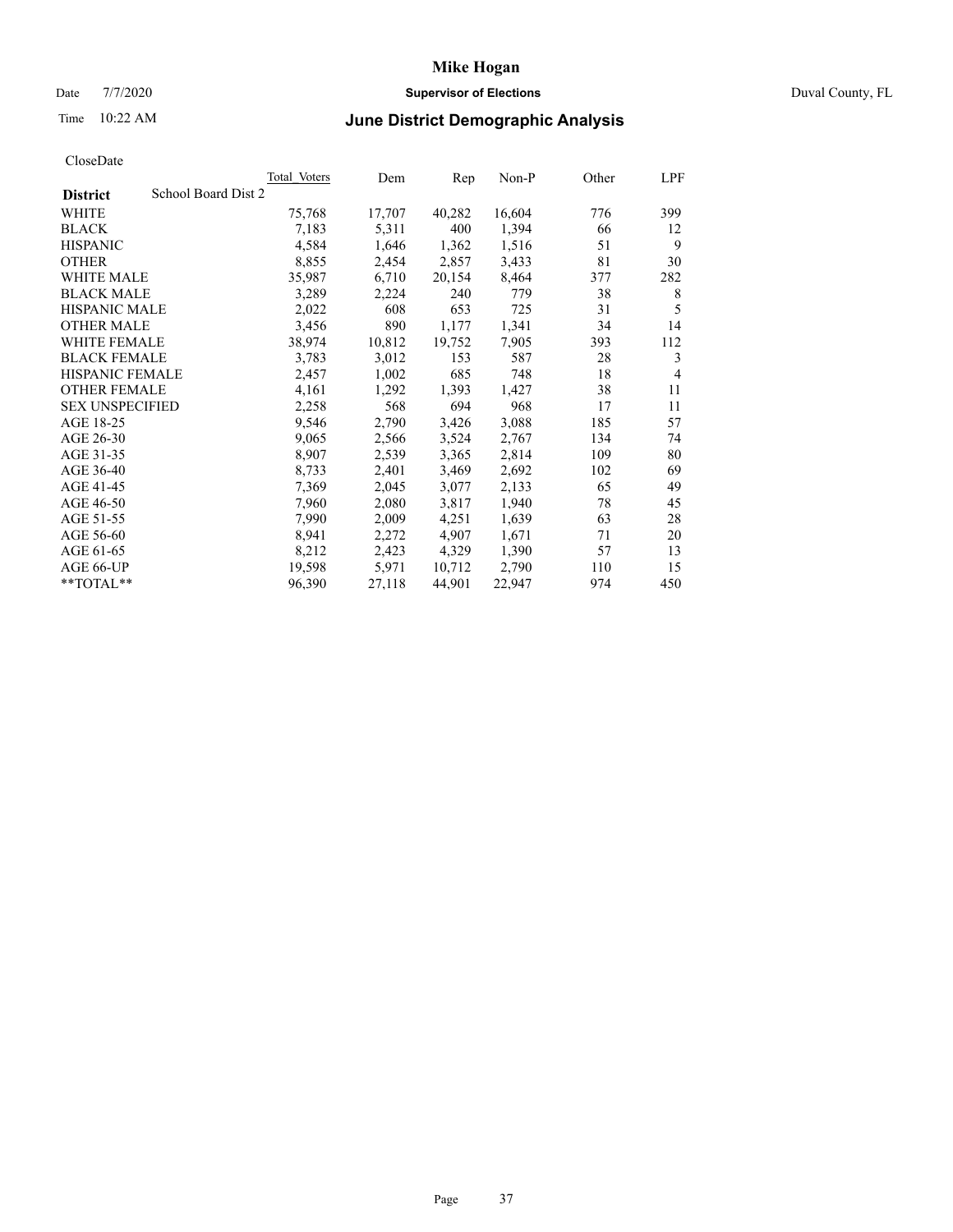# Mike Hogan

Date 7/7/2020 **Supervisor of Elections** Duval County, FL

Time 10:22 AM **June District Demographic Analysis**

CloseDate

| District | School Board Dist 2 | Total Voters | Dem | Rep | Non-P | Other | LPF |
|---|---|---|---|---|---|---|---|
| WHITE | | 75,768 | 17,707 | 40,282 | 16,604 | 776 | 399 |
| BLACK | | 7,183 | 5,311 | 400 | 1,394 | 66 | 12 |
| HISPANIC | | 4,584 | 1,646 | 1,362 | 1,516 | 51 | 9 |
| OTHER | | 8,855 | 2,454 | 2,857 | 3,433 | 81 | 30 |
| WHITE MALE | | 35,987 | 6,710 | 20,154 | 8,464 | 377 | 282 |
| BLACK MALE | | 3,289 | 2,224 | 240 | 779 | 38 | 8 |
| HISPANIC MALE | | 2,022 | 608 | 653 | 725 | 31 | 5 |
| OTHER MALE | | 3,456 | 890 | 1,177 | 1,341 | 34 | 14 |
| WHITE FEMALE | | 38,974 | 10,812 | 19,752 | 7,905 | 393 | 112 |
| BLACK FEMALE | | 3,783 | 3,012 | 153 | 587 | 28 | 3 |
| HISPANIC FEMALE | | 2,457 | 1,002 | 685 | 748 | 18 | 4 |
| OTHER FEMALE | | 4,161 | 1,292 | 1,393 | 1,427 | 38 | 11 |
| SEX UNSPECIFIED | | 2,258 | 568 | 694 | 968 | 17 | 11 |
| AGE 18-25 | | 9,546 | 2,790 | 3,426 | 3,088 | 185 | 57 |
| AGE 26-30 | | 9,065 | 2,566 | 3,524 | 2,767 | 134 | 74 |
| AGE 31-35 | | 8,907 | 2,539 | 3,365 | 2,814 | 109 | 80 |
| AGE 36-40 | | 8,733 | 2,401 | 3,469 | 2,692 | 102 | 69 |
| AGE 41-45 | | 7,369 | 2,045 | 3,077 | 2,133 | 65 | 49 |
| AGE 46-50 | | 7,960 | 2,080 | 3,817 | 1,940 | 78 | 45 |
| AGE 51-55 | | 7,990 | 2,009 | 4,251 | 1,639 | 63 | 28 |
| AGE 56-60 | | 8,941 | 2,272 | 4,907 | 1,671 | 71 | 20 |
| AGE 61-65 | | 8,212 | 2,423 | 4,329 | 1,390 | 57 | 13 |
| AGE 66-UP | | 19,598 | 5,971 | 10,712 | 2,790 | 110 | 15 |
| **TOTAL** | | 96,390 | 27,118 | 44,901 | 22,947 | 974 | 450 |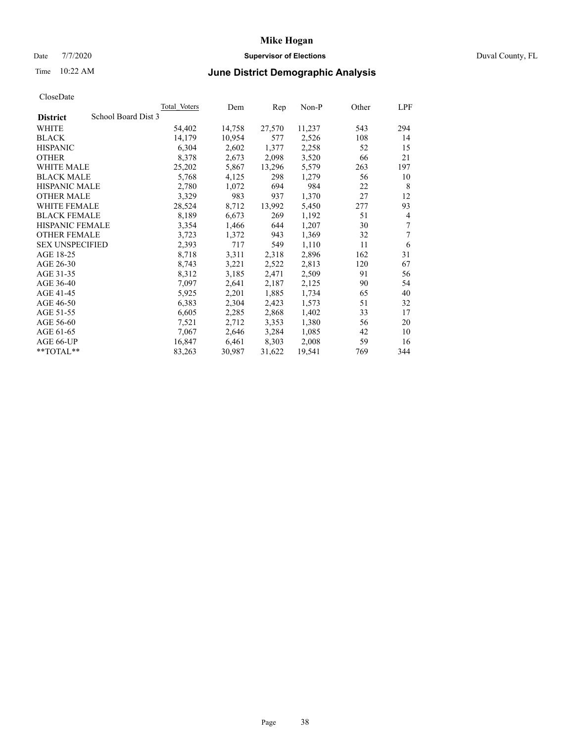CloseDate

| District | School Board Dist 3 | Total Voters | Dem | Rep | Non-P | Other | LPF |
|---|---|---|---|---|---|---|---|
| WHITE | | 54,402 | 14,758 | 27,570 | 11,237 | 543 | 294 |
| BLACK | | 14,179 | 10,954 | 577 | 2,526 | 108 | 14 |
| HISPANIC | | 6,304 | 2,602 | 1,377 | 2,258 | 52 | 15 |
| OTHER | | 8,378 | 2,673 | 2,098 | 3,520 | 66 | 21 |
| WHITE MALE | | 25,202 | 5,867 | 13,296 | 5,579 | 263 | 197 |
| BLACK MALE | | 5,768 | 4,125 | 298 | 1,279 | 56 | 10 |
| HISPANIC MALE | | 2,780 | 1,072 | 694 | 984 | 22 | 8 |
| OTHER MALE | | 3,329 | 983 | 937 | 1,370 | 27 | 12 |
| WHITE FEMALE | | 28,524 | 8,712 | 13,992 | 5,450 | 277 | 93 |
| BLACK FEMALE | | 8,189 | 6,673 | 269 | 1,192 | 51 | 4 |
| HISPANIC FEMALE | | 3,354 | 1,466 | 644 | 1,207 | 30 | 7 |
| OTHER FEMALE | | 3,723 | 1,372 | 943 | 1,369 | 32 | 7 |
| SEX UNSPECIFIED | | 2,393 | 717 | 549 | 1,110 | 11 | 6 |
| AGE 18-25 | | 8,718 | 3,311 | 2,318 | 2,896 | 162 | 31 |
| AGE 26-30 | | 8,743 | 3,221 | 2,522 | 2,813 | 120 | 67 |
| AGE 31-35 | | 8,312 | 3,185 | 2,471 | 2,509 | 91 | 56 |
| AGE 36-40 | | 7,097 | 2,641 | 2,187 | 2,125 | 90 | 54 |
| AGE 41-45 | | 5,925 | 2,201 | 1,885 | 1,734 | 65 | 40 |
| AGE 46-50 | | 6,383 | 2,304 | 2,423 | 1,573 | 51 | 32 |
| AGE 51-55 | | 6,605 | 2,285 | 2,868 | 1,402 | 33 | 17 |
| AGE 56-60 | | 7,521 | 2,712 | 3,353 | 1,380 | 56 | 20 |
| AGE 61-65 | | 7,067 | 2,646 | 3,284 | 1,085 | 42 | 10 |
| AGE 66-UP | | 16,847 | 6,461 | 8,303 | 2,008 | 59 | 16 |
| **TOTAL** | | 83,263 | 30,987 | 31,622 | 19,541 | 769 | 344 |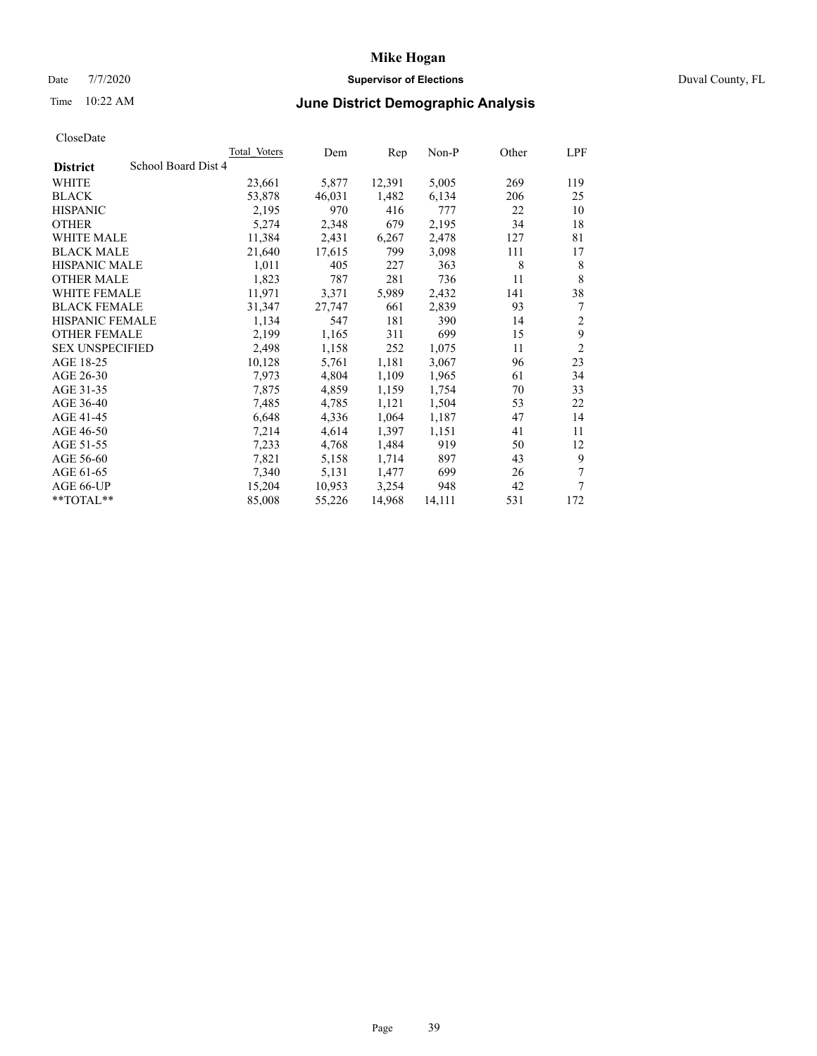# Mike Hogan

Date 7/7/2020 **Supervisor of Elections** Duval County, FL

Time 10:22 AM **June District Demographic Analysis**

CloseDate

| **District** School Board Dist 4 | Total Voters | Dem | Rep | Non-P | Other | LPF |
|---|---|---|---|---|---|---|
| WHITE | 23,661 | 5,877 | 12,391 | 5,005 | 269 | 119 |
| BLACK | 53,878 | 46,031 | 1,482 | 6,134 | 206 | 25 |
| HISPANIC | 2,195 | 970 | 416 | 777 | 22 | 10 |
| OTHER | 5,274 | 2,348 | 679 | 2,195 | 34 | 18 |
| WHITE MALE | 11,384 | 2,431 | 6,267 | 2,478 | 127 | 81 |
| BLACK MALE | 21,640 | 17,615 | 799 | 3,098 | 111 | 17 |
| HISPANIC MALE | 1,011 | 405 | 227 | 363 | 8 | 8 |
| OTHER MALE | 1,823 | 787 | 281 | 736 | 11 | 8 |
| WHITE FEMALE | 11,971 | 3,371 | 5,989 | 2,432 | 141 | 38 |
| BLACK FEMALE | 31,347 | 27,747 | 661 | 2,839 | 93 | 7 |
| HISPANIC FEMALE | 1,134 | 547 | 181 | 390 | 14 | 2 |
| OTHER FEMALE | 2,199 | 1,165 | 311 | 699 | 15 | 9 |
| SEX UNSPECIFIED | 2,498 | 1,158 | 252 | 1,075 | 11 | 2 |
| AGE 18-25 | 10,128 | 5,761 | 1,181 | 3,067 | 96 | 23 |
| AGE 26-30 | 7,973 | 4,804 | 1,109 | 1,965 | 61 | 34 |
| AGE 31-35 | 7,875 | 4,859 | 1,159 | 1,754 | 70 | 33 |
| AGE 36-40 | 7,485 | 4,785 | 1,121 | 1,504 | 53 | 22 |
| AGE 41-45 | 6,648 | 4,336 | 1,064 | 1,187 | 47 | 14 |
| AGE 46-50 | 7,214 | 4,614 | 1,397 | 1,151 | 41 | 11 |
| AGE 51-55 | 7,233 | 4,768 | 1,484 | 919 | 50 | 12 |
| AGE 56-60 | 7,821 | 5,158 | 1,714 | 897 | 43 | 9 |
| AGE 61-65 | 7,340 | 5,131 | 1,477 | 699 | 26 | 7 |
| AGE 66-UP | 15,204 | 10,953 | 3,254 | 948 | 42 | 7 |
| **TOTAL** | 85,008 | 55,226 | 14,968 | 14,111 | 531 | 172 |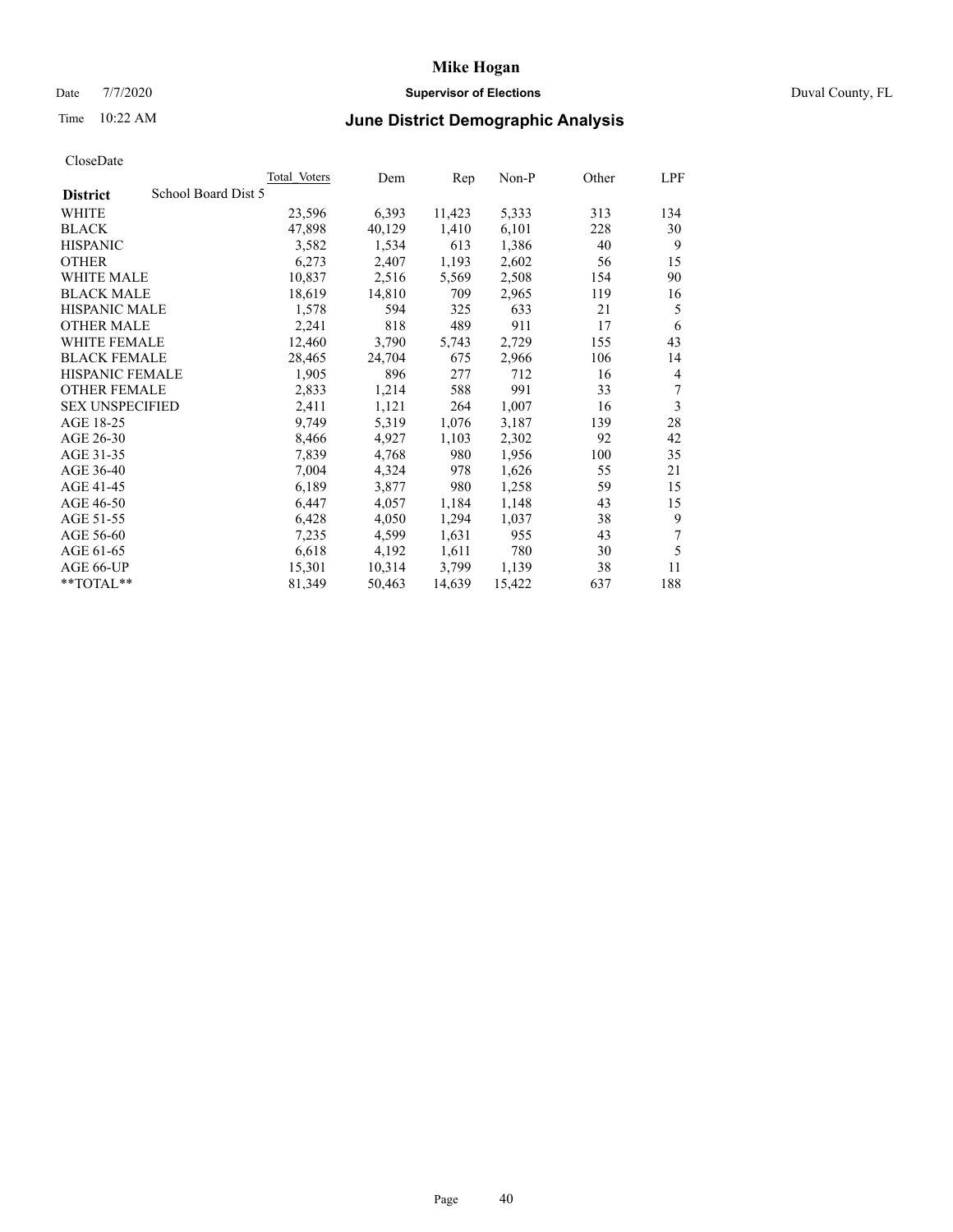# Mike Hogan

Date 7/7/2020 **Supervisor of Elections** Duval County, FL

Time 10:22 AM **June District Demographic Analysis**

CloseDate

| District | School Board Dist 5 | Total Voters | Dem | Rep | Non-P | Other | LPF |
|---|---|---|---|---|---|---|---|
| WHITE | | 23,596 | 6,393 | 11,423 | 5,333 | 313 | 134 |
| BLACK | | 47,898 | 40,129 | 1,410 | 6,101 | 228 | 30 |
| HISPANIC | | 3,582 | 1,534 | 613 | 1,386 | 40 | 9 |
| OTHER | | 6,273 | 2,407 | 1,193 | 2,602 | 56 | 15 |
| WHITE MALE | | 10,837 | 2,516 | 5,569 | 2,508 | 154 | 90 |
| BLACK MALE | | 18,619 | 14,810 | 709 | 2,965 | 119 | 16 |
| HISPANIC MALE | | 1,578 | 594 | 325 | 633 | 21 | 5 |
| OTHER MALE | | 2,241 | 818 | 489 | 911 | 17 | 6 |
| WHITE FEMALE | | 12,460 | 3,790 | 5,743 | 2,729 | 155 | 43 |
| BLACK FEMALE | | 28,465 | 24,704 | 675 | 2,966 | 106 | 14 |
| HISPANIC FEMALE | | 1,905 | 896 | 277 | 712 | 16 | 4 |
| OTHER FEMALE | | 2,833 | 1,214 | 588 | 991 | 33 | 7 |
| SEX UNSPECIFIED | | 2,411 | 1,121 | 264 | 1,007 | 16 | 3 |
| AGE 18-25 | | 9,749 | 5,319 | 1,076 | 3,187 | 139 | 28 |
| AGE 26-30 | | 8,466 | 4,927 | 1,103 | 2,302 | 92 | 42 |
| AGE 31-35 | | 7,839 | 4,768 | 980 | 1,956 | 100 | 35 |
| AGE 36-40 | | 7,004 | 4,324 | 978 | 1,626 | 55 | 21 |
| AGE 41-45 | | 6,189 | 3,877 | 980 | 1,258 | 59 | 15 |
| AGE 46-50 | | 6,447 | 4,057 | 1,184 | 1,148 | 43 | 15 |
| AGE 51-55 | | 6,428 | 4,050 | 1,294 | 1,037 | 38 | 9 |
| AGE 56-60 | | 7,235 | 4,599 | 1,631 | 955 | 43 | 7 |
| AGE 61-65 | | 6,618 | 4,192 | 1,611 | 780 | 30 | 5 |
| AGE 66-UP | | 15,301 | 10,314 | 3,799 | 1,139 | 38 | 11 |
| **TOTAL** | | 81,349 | 50,463 | 14,639 | 15,422 | 637 | 188 |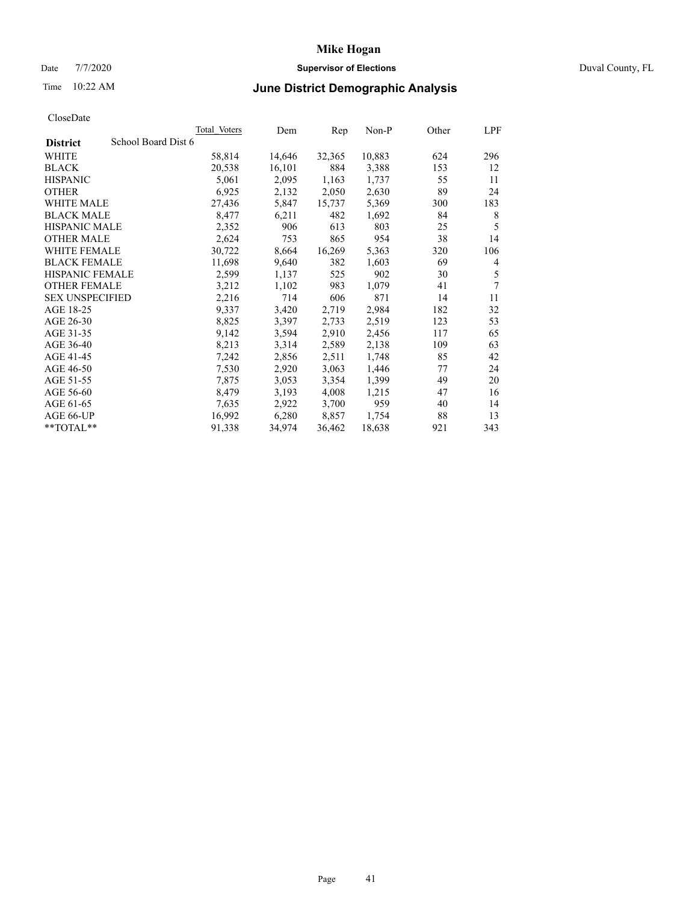# Mike Hogan

Date 7/7/2020 **Supervisor of Elections** Duval County, FL

Time 10:22 AM **June District Demographic Analysis**

CloseDate

| District | School Board Dist 6 | Total Voters | Dem | Rep | Non-P | Other | LPF |
|---|---|---|---|---|---|---|---|
| WHITE | | 58,814 | 14,646 | 32,365 | 10,883 | 624 | 296 |
| BLACK | | 20,538 | 16,101 | 884 | 3,388 | 153 | 12 |
| HISPANIC | | 5,061 | 2,095 | 1,163 | 1,737 | 55 | 11 |
| OTHER | | 6,925 | 2,132 | 2,050 | 2,630 | 89 | 24 |
| WHITE MALE | | 27,436 | 5,847 | 15,737 | 5,369 | 300 | 183 |
| BLACK MALE | | 8,477 | 6,211 | 482 | 1,692 | 84 | 8 |
| HISPANIC MALE | | 2,352 | 906 | 613 | 803 | 25 | 5 |
| OTHER MALE | | 2,624 | 753 | 865 | 954 | 38 | 14 |
| WHITE FEMALE | | 30,722 | 8,664 | 16,269 | 5,363 | 320 | 106 |
| BLACK FEMALE | | 11,698 | 9,640 | 382 | 1,603 | 69 | 4 |
| HISPANIC FEMALE | | 2,599 | 1,137 | 525 | 902 | 30 | 5 |
| OTHER FEMALE | | 3,212 | 1,102 | 983 | 1,079 | 41 | 7 |
| SEX UNSPECIFIED | | 2,216 | 714 | 606 | 871 | 14 | 11 |
| AGE 18-25 | | 9,337 | 3,420 | 2,719 | 2,984 | 182 | 32 |
| AGE 26-30 | | 8,825 | 3,397 | 2,733 | 2,519 | 123 | 53 |
| AGE 31-35 | | 9,142 | 3,594 | 2,910 | 2,456 | 117 | 65 |
| AGE 36-40 | | 8,213 | 3,314 | 2,589 | 2,138 | 109 | 63 |
| AGE 41-45 | | 7,242 | 2,856 | 2,511 | 1,748 | 85 | 42 |
| AGE 46-50 | | 7,530 | 2,920 | 3,063 | 1,446 | 77 | 24 |
| AGE 51-55 | | 7,875 | 3,053 | 3,354 | 1,399 | 49 | 20 |
| AGE 56-60 | | 8,479 | 3,193 | 4,008 | 1,215 | 47 | 16 |
| AGE 61-65 | | 7,635 | 2,922 | 3,700 | 959 | 40 | 14 |
| AGE 66-UP | | 16,992 | 6,280 | 8,857 | 1,754 | 88 | 13 |
| **TOTAL** | | 91,338 | 34,974 | 36,462 | 18,638 | 921 | 343 |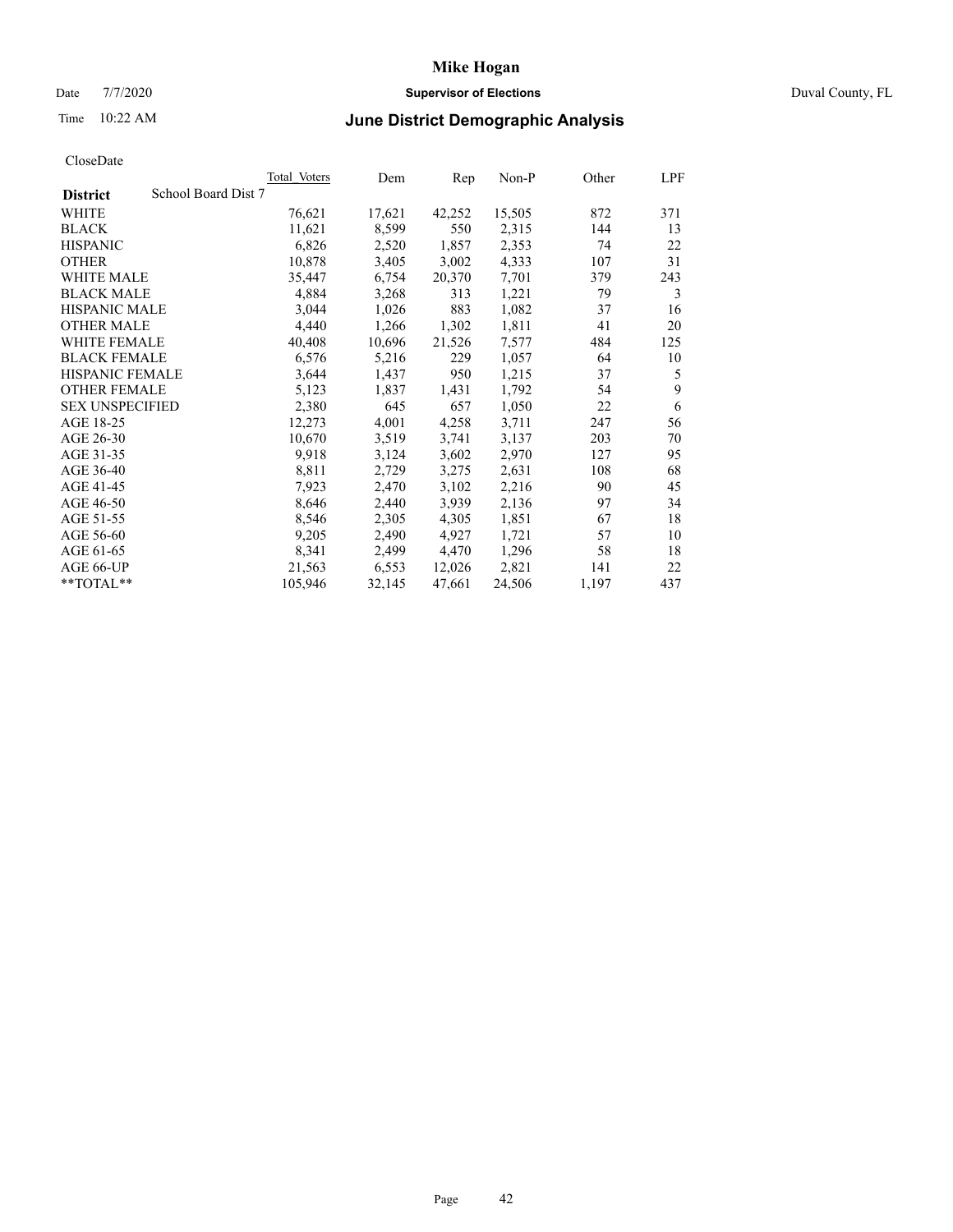# Mike Hogan

Date 7/7/2020 **Supervisor of Elections** Duval County, FL

Time 10:22 AM **June District Demographic Analysis**

CloseDate

| District | School Board Dist 7 | Total Voters | Dem | Rep | Non-P | Other | LPF |
|---|---|---|---|---|---|---|---|
| WHITE | | 76,621 | 17,621 | 42,252 | 15,505 | 872 | 371 |
| BLACK | | 11,621 | 8,599 | 550 | 2,315 | 144 | 13 |
| HISPANIC | | 6,826 | 2,520 | 1,857 | 2,353 | 74 | 22 |
| OTHER | | 10,878 | 3,405 | 3,002 | 4,333 | 107 | 31 |
| WHITE MALE | | 35,447 | 6,754 | 20,370 | 7,701 | 379 | 243 |
| BLACK MALE | | 4,884 | 3,268 | 313 | 1,221 | 79 | 3 |
| HISPANIC MALE | | 3,044 | 1,026 | 883 | 1,082 | 37 | 16 |
| OTHER MALE | | 4,440 | 1,266 | 1,302 | 1,811 | 41 | 20 |
| WHITE FEMALE | | 40,408 | 10,696 | 21,526 | 7,577 | 484 | 125 |
| BLACK FEMALE | | 6,576 | 5,216 | 229 | 1,057 | 64 | 10 |
| HISPANIC FEMALE | | 3,644 | 1,437 | 950 | 1,215 | 37 | 5 |
| OTHER FEMALE | | 5,123 | 1,837 | 1,431 | 1,792 | 54 | 9 |
| SEX UNSPECIFIED | | 2,380 | 645 | 657 | 1,050 | 22 | 6 |
| AGE 18-25 | | 12,273 | 4,001 | 4,258 | 3,711 | 247 | 56 |
| AGE 26-30 | | 10,670 | 3,519 | 3,741 | 3,137 | 203 | 70 |
| AGE 31-35 | | 9,918 | 3,124 | 3,602 | 2,970 | 127 | 95 |
| AGE 36-40 | | 8,811 | 2,729 | 3,275 | 2,631 | 108 | 68 |
| AGE 41-45 | | 7,923 | 2,470 | 3,102 | 2,216 | 90 | 45 |
| AGE 46-50 | | 8,646 | 2,440 | 3,939 | 2,136 | 97 | 34 |
| AGE 51-55 | | 8,546 | 2,305 | 4,305 | 1,851 | 67 | 18 |
| AGE 56-60 | | 9,205 | 2,490 | 4,927 | 1,721 | 57 | 10 |
| AGE 61-65 | | 8,341 | 2,499 | 4,470 | 1,296 | 58 | 18 |
| AGE 66-UP | | 21,563 | 6,553 | 12,026 | 2,821 | 141 | 22 |
| **TOTAL** | | 105,946 | 32,145 | 47,661 | 24,506 | 1,197 | 437 |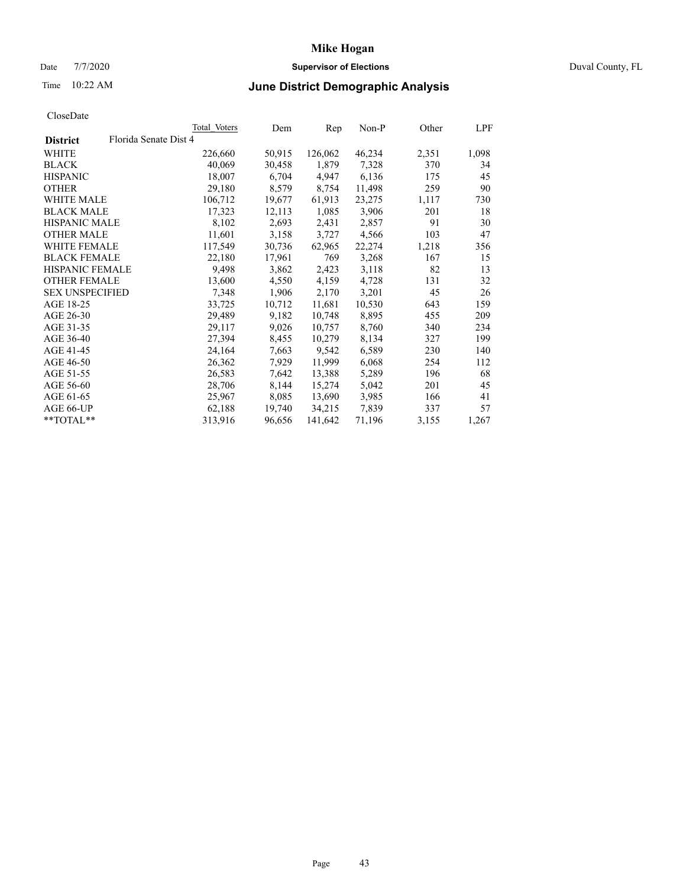# June District Demographic Analysis

Mike Hogan
Supervisor of Elections
Duval County, FL

Date 7/7/2020
Time 10:22 AM

CloseDate

| District | Florida Senate Dist 4 | Total Voters | Dem | Rep | Non-P | Other | LPF |
|---|---|---|---|---|---|---|---|
| WHITE | | 226,660 | 50,915 | 126,062 | 46,234 | 2,351 | 1,098 |
| BLACK | | 40,069 | 30,458 | 1,879 | 7,328 | 370 | 34 |
| HISPANIC | | 18,007 | 6,704 | 4,947 | 6,136 | 175 | 45 |
| OTHER | | 29,180 | 8,579 | 8,754 | 11,498 | 259 | 90 |
| WHITE MALE | | 106,712 | 19,677 | 61,913 | 23,275 | 1,117 | 730 |
| BLACK MALE | | 17,323 | 12,113 | 1,085 | 3,906 | 201 | 18 |
| HISPANIC MALE | | 8,102 | 2,693 | 2,431 | 2,857 | 91 | 30 |
| OTHER MALE | | 11,601 | 3,158 | 3,727 | 4,566 | 103 | 47 |
| WHITE FEMALE | | 117,549 | 30,736 | 62,965 | 22,274 | 1,218 | 356 |
| BLACK FEMALE | | 22,180 | 17,961 | 769 | 3,268 | 167 | 15 |
| HISPANIC FEMALE | | 9,498 | 3,862 | 2,423 | 3,118 | 82 | 13 |
| OTHER FEMALE | | 13,600 | 4,550 | 4,159 | 4,728 | 131 | 32 |
| SEX UNSPECIFIED | | 7,348 | 1,906 | 2,170 | 3,201 | 45 | 26 |
| AGE 18-25 | | 33,725 | 10,712 | 11,681 | 10,530 | 643 | 159 |
| AGE 26-30 | | 29,489 | 9,182 | 10,748 | 8,895 | 455 | 209 |
| AGE 31-35 | | 29,117 | 9,026 | 10,757 | 8,760 | 340 | 234 |
| AGE 36-40 | | 27,394 | 8,455 | 10,279 | 8,134 | 327 | 199 |
| AGE 41-45 | | 24,164 | 7,663 | 9,542 | 6,589 | 230 | 140 |
| AGE 46-50 | | 26,362 | 7,929 | 11,999 | 6,068 | 254 | 112 |
| AGE 51-55 | | 26,583 | 7,642 | 13,388 | 5,289 | 196 | 68 |
| AGE 56-60 | | 28,706 | 8,144 | 15,274 | 5,042 | 201 | 45 |
| AGE 61-65 | | 25,967 | 8,085 | 13,690 | 3,985 | 166 | 41 |
| AGE 66-UP | | 62,188 | 19,740 | 34,215 | 7,839 | 337 | 57 |
| **TOTAL** | | 313,916 | 96,656 | 141,642 | 71,196 | 3,155 | 1,267 |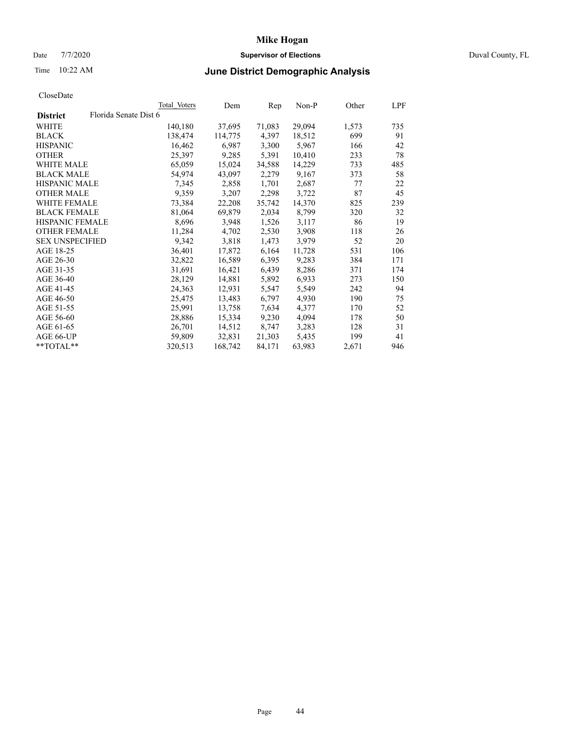# Mike Hogan

Date 7/7/2020 **Supervisor of Elections** Duval County, FL

Time 10:22 AM **June District Demographic Analysis**

CloseDate

| District | Total Voters | Dem | Rep | Non-P | Other | LPF |
|---|---|---|---|---|---|---|
| Florida Senate Dist 6 | | | | | | |
| WHITE | 140,180 | 37,695 | 71,083 | 29,094 | 1,573 | 735 |
| BLACK | 138,474 | 114,775 | 4,397 | 18,512 | 699 | 91 |
| HISPANIC | 16,462 | 6,987 | 3,300 | 5,967 | 166 | 42 |
| OTHER | 25,397 | 9,285 | 5,391 | 10,410 | 233 | 78 |
| WHITE MALE | 65,059 | 15,024 | 34,588 | 14,229 | 733 | 485 |
| BLACK MALE | 54,974 | 43,097 | 2,279 | 9,167 | 373 | 58 |
| HISPANIC MALE | 7,345 | 2,858 | 1,701 | 2,687 | 77 | 22 |
| OTHER MALE | 9,359 | 3,207 | 2,298 | 3,722 | 87 | 45 |
| WHITE FEMALE | 73,384 | 22,208 | 35,742 | 14,370 | 825 | 239 |
| BLACK FEMALE | 81,064 | 69,879 | 2,034 | 8,799 | 320 | 32 |
| HISPANIC FEMALE | 8,696 | 3,948 | 1,526 | 3,117 | 86 | 19 |
| OTHER FEMALE | 11,284 | 4,702 | 2,530 | 3,908 | 118 | 26 |
| SEX UNSPECIFIED | 9,342 | 3,818 | 1,473 | 3,979 | 52 | 20 |
| AGE 18-25 | 36,401 | 17,872 | 6,164 | 11,728 | 531 | 106 |
| AGE 26-30 | 32,822 | 16,589 | 6,395 | 9,283 | 384 | 171 |
| AGE 31-35 | 31,691 | 16,421 | 6,439 | 8,286 | 371 | 174 |
| AGE 36-40 | 28,129 | 14,881 | 5,892 | 6,933 | 273 | 150 |
| AGE 41-45 | 24,363 | 12,931 | 5,547 | 5,549 | 242 | 94 |
| AGE 46-50 | 25,475 | 13,483 | 6,797 | 4,930 | 190 | 75 |
| AGE 51-55 | 25,991 | 13,758 | 7,634 | 4,377 | 170 | 52 |
| AGE 56-60 | 28,886 | 15,334 | 9,230 | 4,094 | 178 | 50 |
| AGE 61-65 | 26,701 | 14,512 | 8,747 | 3,283 | 128 | 31 |
| AGE 66-UP | 59,809 | 32,831 | 21,303 | 5,435 | 199 | 41 |
| **TOTAL** | 320,513 | 168,742 | 84,171 | 63,983 | 2,671 | 946 |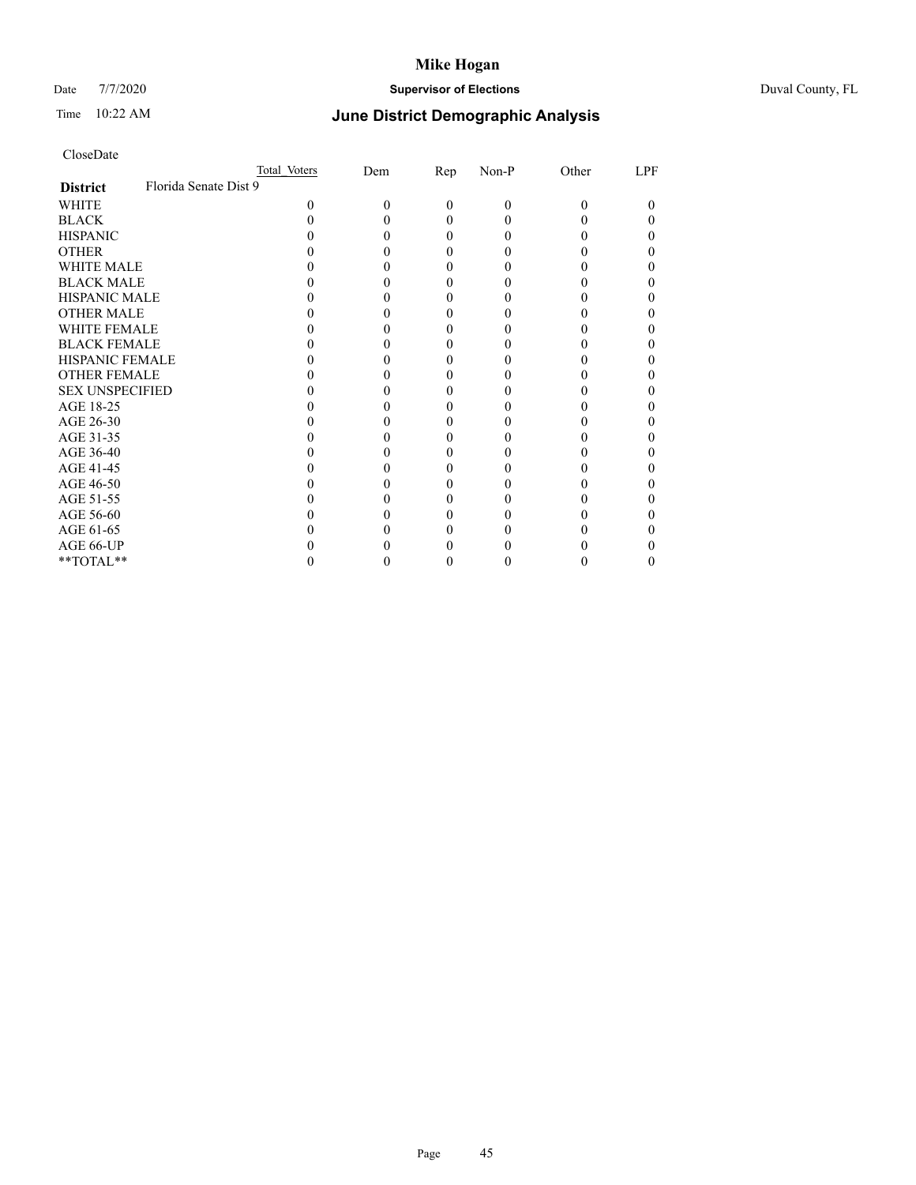# Mike Hogan

Date 7/7/2020 **Supervisor of Elections** Duval County, FL

Time 10:22 AM **June District Demographic Analysis**

CloseDate

| District | Total Voters | Dem | Rep | Non-P | Other | LPF |
|---|---|---|---|---|---|---|
| **Florida Senate Dist 9** | | | | | | |
| WHITE | 0 | 0 | 0 | 0 | 0 | 0 |
| BLACK | 0 | 0 | 0 | 0 | 0 | 0 |
| HISPANIC | 0 | 0 | 0 | 0 | 0 | 0 |
| OTHER | 0 | 0 | 0 | 0 | 0 | 0 |
| WHITE MALE | 0 | 0 | 0 | 0 | 0 | 0 |
| BLACK MALE | 0 | 0 | 0 | 0 | 0 | 0 |
| HISPANIC MALE | 0 | 0 | 0 | 0 | 0 | 0 |
| OTHER MALE | 0 | 0 | 0 | 0 | 0 | 0 |
| WHITE FEMALE | 0 | 0 | 0 | 0 | 0 | 0 |
| BLACK FEMALE | 0 | 0 | 0 | 0 | 0 | 0 |
| HISPANIC FEMALE | 0 | 0 | 0 | 0 | 0 | 0 |
| OTHER FEMALE | 0 | 0 | 0 | 0 | 0 | 0 |
| SEX UNSPECIFIED | 0 | 0 | 0 | 0 | 0 | 0 |
| AGE 18-25 | 0 | 0 | 0 | 0 | 0 | 0 |
| AGE 26-30 | 0 | 0 | 0 | 0 | 0 | 0 |
| AGE 31-35 | 0 | 0 | 0 | 0 | 0 | 0 |
| AGE 36-40 | 0 | 0 | 0 | 0 | 0 | 0 |
| AGE 41-45 | 0 | 0 | 0 | 0 | 0 | 0 |
| AGE 46-50 | 0 | 0 | 0 | 0 | 0 | 0 |
| AGE 51-55 | 0 | 0 | 0 | 0 | 0 | 0 |
| AGE 56-60 | 0 | 0 | 0 | 0 | 0 | 0 |
| AGE 61-65 | 0 | 0 | 0 | 0 | 0 | 0 |
| AGE 66-UP | 0 | 0 | 0 | 0 | 0 | 0 |
| **TOTAL** | 0 | 0 | 0 | 0 | 0 | 0 |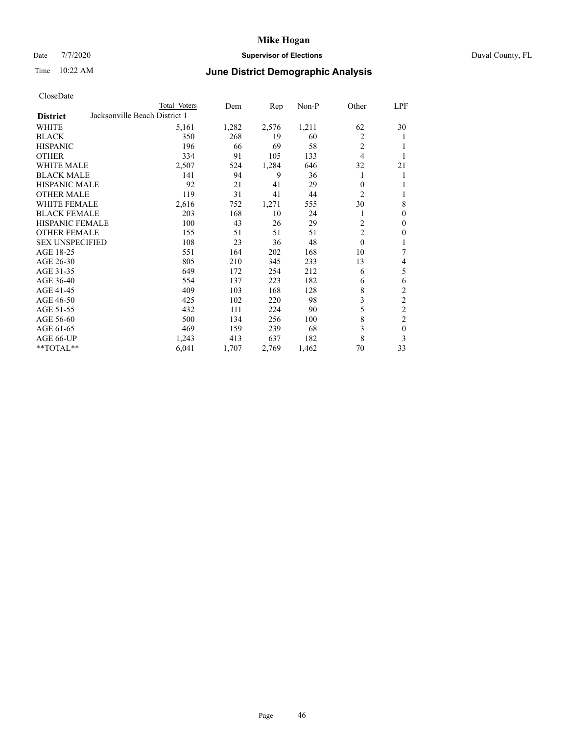# Mike Hogan

Date 7/7/2020 **Supervisor of Elections** Duval County, FL

Time 10:22 AM **June District Demographic Analysis**

CloseDate

| District | Total Voters | Dem | Rep | Non-P | Other | LPF |
|---|---|---|---|---|---|---|
| Jacksonville Beach District 1 | | | | | | |
| WHITE | 5,161 | 1,282 | 2,576 | 1,211 | 62 | 30 |
| BLACK | 350 | 268 | 19 | 60 | 2 | 1 |
| HISPANIC | 196 | 66 | 69 | 58 | 2 | 1 |
| OTHER | 334 | 91 | 105 | 133 | 4 | 1 |
| WHITE MALE | 2,507 | 524 | 1,284 | 646 | 32 | 21 |
| BLACK MALE | 141 | 94 | 9 | 36 | 1 | 1 |
| HISPANIC MALE | 92 | 21 | 41 | 29 | 0 | 1 |
| OTHER MALE | 119 | 31 | 41 | 44 | 2 | 1 |
| WHITE FEMALE | 2,616 | 752 | 1,271 | 555 | 30 | 8 |
| BLACK FEMALE | 203 | 168 | 10 | 24 | 1 | 0 |
| HISPANIC FEMALE | 100 | 43 | 26 | 29 | 2 | 0 |
| OTHER FEMALE | 155 | 51 | 51 | 51 | 2 | 0 |
| SEX UNSPECIFIED | 108 | 23 | 36 | 48 | 0 | 1 |
| AGE 18-25 | 551 | 164 | 202 | 168 | 10 | 7 |
| AGE 26-30 | 805 | 210 | 345 | 233 | 13 | 4 |
| AGE 31-35 | 649 | 172 | 254 | 212 | 6 | 5 |
| AGE 36-40 | 554 | 137 | 223 | 182 | 6 | 6 |
| AGE 41-45 | 409 | 103 | 168 | 128 | 8 | 2 |
| AGE 46-50 | 425 | 102 | 220 | 98 | 3 | 2 |
| AGE 51-55 | 432 | 111 | 224 | 90 | 5 | 2 |
| AGE 56-60 | 500 | 134 | 256 | 100 | 8 | 2 |
| AGE 61-65 | 469 | 159 | 239 | 68 | 3 | 0 |
| AGE 66-UP | 1,243 | 413 | 637 | 182 | 8 | 3 |
| **TOTAL** | 6,041 | 1,707 | 2,769 | 1,462 | 70 | 33 |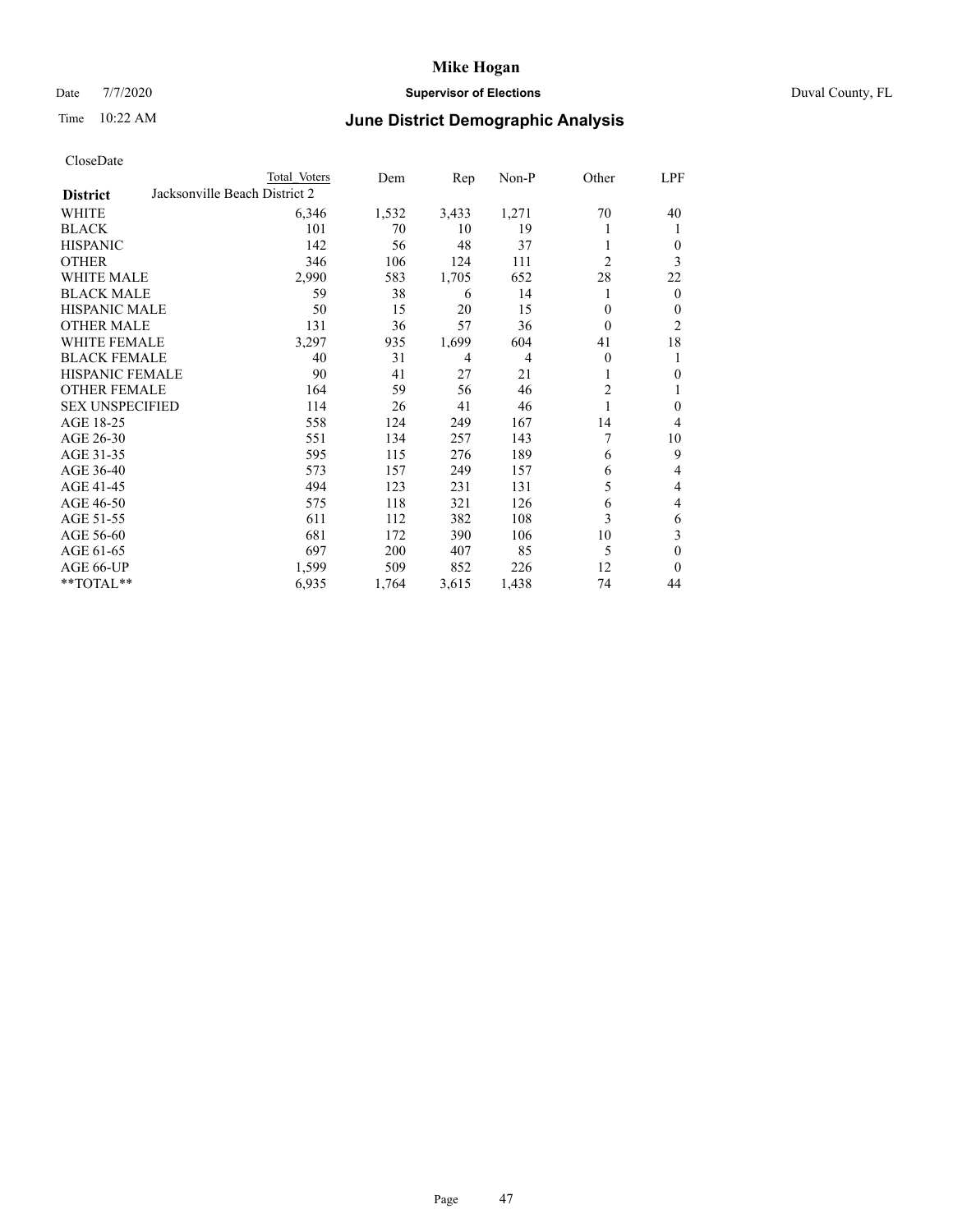# Mike Hogan

Date 7/7/2020 **Supervisor of Elections** Duval County, FL

Time 10:22 AM **June District Demographic Analysis**

CloseDate

| District | Total Voters | Dem | Rep | Non-P | Other | LPF |
|---|---|---|---|---|---|---|
| Jacksonville Beach District 2 | | | | | | |
| WHITE | 6,346 | 1,532 | 3,433 | 1,271 | 70 | 40 |
| BLACK | 101 | 70 | 10 | 19 | 1 | 1 |
| HISPANIC | 142 | 56 | 48 | 37 | 1 | 0 |
| OTHER | 346 | 106 | 124 | 111 | 2 | 3 |
| WHITE MALE | 2,990 | 583 | 1,705 | 652 | 28 | 22 |
| BLACK MALE | 59 | 38 | 6 | 14 | 1 | 0 |
| HISPANIC MALE | 50 | 15 | 20 | 15 | 0 | 0 |
| OTHER MALE | 131 | 36 | 57 | 36 | 0 | 2 |
| WHITE FEMALE | 3,297 | 935 | 1,699 | 604 | 41 | 18 |
| BLACK FEMALE | 40 | 31 | 4 | 4 | 0 | 1 |
| HISPANIC FEMALE | 90 | 41 | 27 | 21 | 1 | 0 |
| OTHER FEMALE | 164 | 59 | 56 | 46 | 2 | 1 |
| SEX UNSPECIFIED | 114 | 26 | 41 | 46 | 1 | 0 |
| AGE 18-25 | 558 | 124 | 249 | 167 | 14 | 4 |
| AGE 26-30 | 551 | 134 | 257 | 143 | 7 | 10 |
| AGE 31-35 | 595 | 115 | 276 | 189 | 6 | 9 |
| AGE 36-40 | 573 | 157 | 249 | 157 | 6 | 4 |
| AGE 41-45 | 494 | 123 | 231 | 131 | 5 | 4 |
| AGE 46-50 | 575 | 118 | 321 | 126 | 6 | 4 |
| AGE 51-55 | 611 | 112 | 382 | 108 | 3 | 6 |
| AGE 56-60 | 681 | 172 | 390 | 106 | 10 | 3 |
| AGE 61-65 | 697 | 200 | 407 | 85 | 5 | 0 |
| AGE 66-UP | 1,599 | 509 | 852 | 226 | 12 | 0 |
| **TOTAL** | 6,935 | 1,764 | 3,615 | 1,438 | 74 | 44 |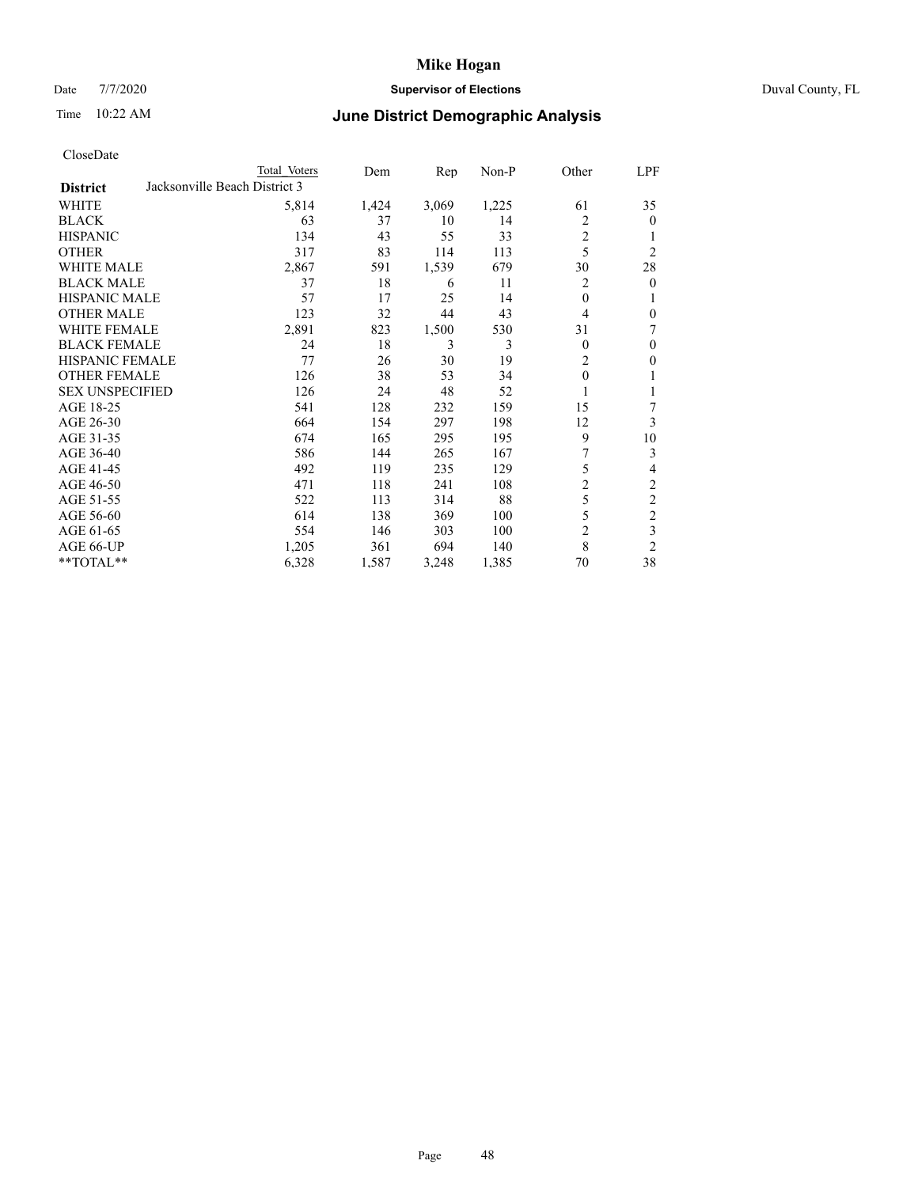# Mike Hogan

Date 7/7/2020 **Supervisor of Elections** Duval County, FL

Time 10:22 AM

## June District Demographic Analysis

CloseDate

| **District** | Total Voters | Dem | Rep | Non-P | Other | LPF |
|---|---|---|---|---|---|---|
| Jacksonville Beach District 3 | | | | | | |
| WHITE | 5,814 | 1,424 | 3,069 | 1,225 | 61 | 35 |
| BLACK | 63 | 37 | 10 | 14 | 2 | 0 |
| HISPANIC | 134 | 43 | 55 | 33 | 2 | 1 |
| OTHER | 317 | 83 | 114 | 113 | 5 | 2 |
| WHITE MALE | 2,867 | 591 | 1,539 | 679 | 30 | 28 |
| BLACK MALE | 37 | 18 | 6 | 11 | 2 | 0 |
| HISPANIC MALE | 57 | 17 | 25 | 14 | 0 | 1 |
| OTHER MALE | 123 | 32 | 44 | 43 | 4 | 0 |
| WHITE FEMALE | 2,891 | 823 | 1,500 | 530 | 31 | 7 |
| BLACK FEMALE | 24 | 18 | 3 | 3 | 0 | 0 |
| HISPANIC FEMALE | 77 | 26 | 30 | 19 | 2 | 0 |
| OTHER FEMALE | 126 | 38 | 53 | 34 | 0 | 1 |
| SEX UNSPECIFIED | 126 | 24 | 48 | 52 | 1 | 1 |
| AGE 18-25 | 541 | 128 | 232 | 159 | 15 | 7 |
| AGE 26-30 | 664 | 154 | 297 | 198 | 12 | 3 |
| AGE 31-35 | 674 | 165 | 295 | 195 | 9 | 10 |
| AGE 36-40 | 586 | 144 | 265 | 167 | 7 | 3 |
| AGE 41-45 | 492 | 119 | 235 | 129 | 5 | 4 |
| AGE 46-50 | 471 | 118 | 241 | 108 | 2 | 2 |
| AGE 51-55 | 522 | 113 | 314 | 88 | 5 | 2 |
| AGE 56-60 | 614 | 138 | 369 | 100 | 5 | 2 |
| AGE 61-65 | 554 | 146 | 303 | 100 | 2 | 3 |
| AGE 66-UP | 1,205 | 361 | 694 | 140 | 8 | 2 |
| **TOTAL** | 6,328 | 1,587 | 3,248 | 1,385 | 70 | 38 |